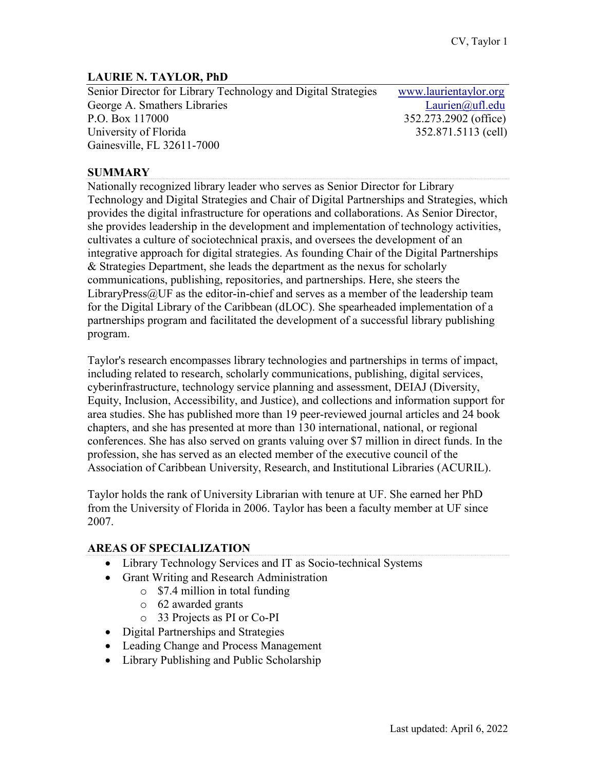# LAURIE N. TAYLOR, PhD

Senior Director for Library Technology and Digital Strategies
George A. Smathers Libraries
P.O. Box 117000
University of Florida
Gainesville, FL 32611-7000

www.laurientaylor.org
Laurien@ufl.edu
352.273.2902 (office)
352.871.5113 (cell)

## SUMMARY

Nationally recognized library leader who serves as Senior Director for Library Technology and Digital Strategies and Chair of Digital Partnerships and Strategies, which provides the digital infrastructure for operations and collaborations. As Senior Director, she provides leadership in the development and implementation of technology activities, cultivates a culture of sociotechnical praxis, and oversees the development of an integrative approach for digital strategies. As founding Chair of the Digital Partnerships & Strategies Department, she leads the department as the nexus for scholarly communications, publishing, repositories, and partnerships. Here, she steers the LibraryPress@UF as the editor-in-chief and serves as a member of the leadership team for the Digital Library of the Caribbean (dLOC). She spearheaded implementation of a partnerships program and facilitated the development of a successful library publishing program.

Taylor's research encompasses library technologies and partnerships in terms of impact, including related to research, scholarly communications, publishing, digital services, cyberinfrastructure, technology service planning and assessment, DEIAJ (Diversity, Equity, Inclusion, Accessibility, and Justice), and collections and information support for area studies. She has published more than 19 peer-reviewed journal articles and 24 book chapters, and she has presented at more than 130 international, national, or regional conferences. She has also served on grants valuing over $7 million in direct funds. In the profession, she has served as an elected member of the executive council of the Association of Caribbean University, Research, and Institutional Libraries (ACURIL).

Taylor holds the rank of University Librarian with tenure at UF. She earned her PhD from the University of Florida in 2006. Taylor has been a faculty member at UF since 2007.

## AREAS OF SPECIALIZATION

- Library Technology Services and IT as Socio-technical Systems
- Grant Writing and Research Administration
  - $7.4 million in total funding
  - 62 awarded grants
  - 33 Projects as PI or Co-PI
- Digital Partnerships and Strategies
- Leading Change and Process Management
- Library Publishing and Public Scholarship

Last updated: April 6, 2022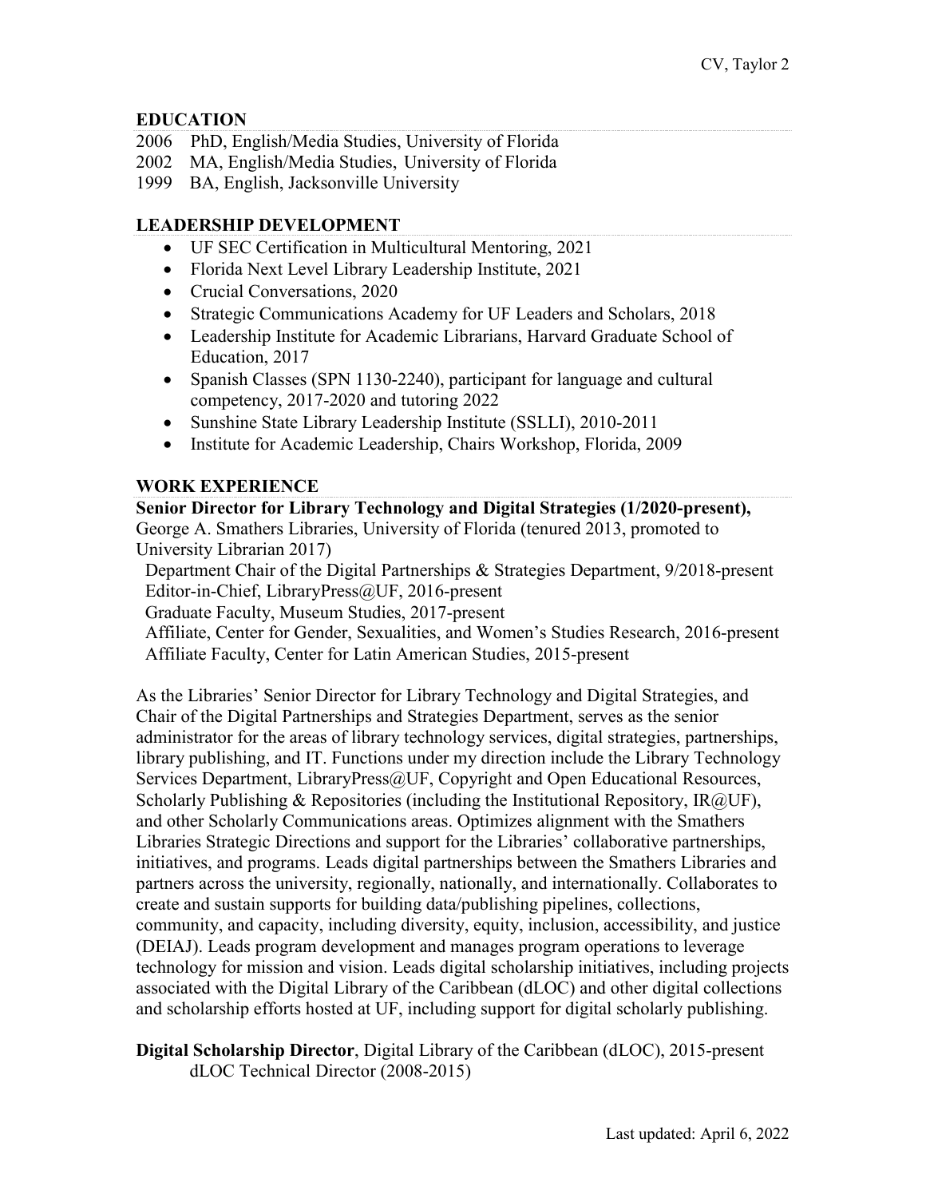## EDUCATION

2006 PhD, English/Media Studies, University of Florida
2002 MA, English/Media Studies, University of Florida
1999 BA, English, Jacksonville University

## LEADERSHIP DEVELOPMENT

- UF SEC Certification in Multicultural Mentoring, 2021
- Florida Next Level Library Leadership Institute, 2021
- Crucial Conversations, 2020
- Strategic Communications Academy for UF Leaders and Scholars, 2018
- Leadership Institute for Academic Librarians, Harvard Graduate School of Education, 2017
- Spanish Classes (SPN 1130-2240), participant for language and cultural competency, 2017-2020 and tutoring 2022
- Sunshine State Library Leadership Institute (SSLLI), 2010-2011
- Institute for Academic Leadership, Chairs Workshop, Florida, 2009

## WORK EXPERIENCE

**Senior Director for Library Technology and Digital Strategies (1/2020-present),** George A. Smathers Libraries, University of Florida (tenured 2013, promoted to University Librarian 2017)

Department Chair of the Digital Partnerships & Strategies Department, 9/2018-present
Editor-in-Chief, LibraryPress@UF, 2016-present
Graduate Faculty, Museum Studies, 2017-present
Affiliate, Center for Gender, Sexualities, and Women's Studies Research, 2016-present
Affiliate Faculty, Center for Latin American Studies, 2015-present

As the Libraries' Senior Director for Library Technology and Digital Strategies, and Chair of the Digital Partnerships and Strategies Department, serves as the senior administrator for the areas of library technology services, digital strategies, partnerships, library publishing, and IT. Functions under my direction include the Library Technology Services Department, LibraryPress@UF, Copyright and Open Educational Resources, Scholarly Publishing & Repositories (including the Institutional Repository, IR@UF), and other Scholarly Communications areas. Optimizes alignment with the Smathers Libraries Strategic Directions and support for the Libraries' collaborative partnerships, initiatives, and programs. Leads digital partnerships between the Smathers Libraries and partners across the university, regionally, nationally, and internationally. Collaborates to create and sustain supports for building data/publishing pipelines, collections, community, and capacity, including diversity, equity, inclusion, accessibility, and justice (DEIAJ). Leads program development and manages program operations to leverage technology for mission and vision. Leads digital scholarship initiatives, including projects associated with the Digital Library of the Caribbean (dLOC) and other digital collections and scholarship efforts hosted at UF, including support for digital scholarly publishing.

**Digital Scholarship Director**, Digital Library of the Caribbean (dLOC), 2015-present
dLOC Technical Director (2008-2015)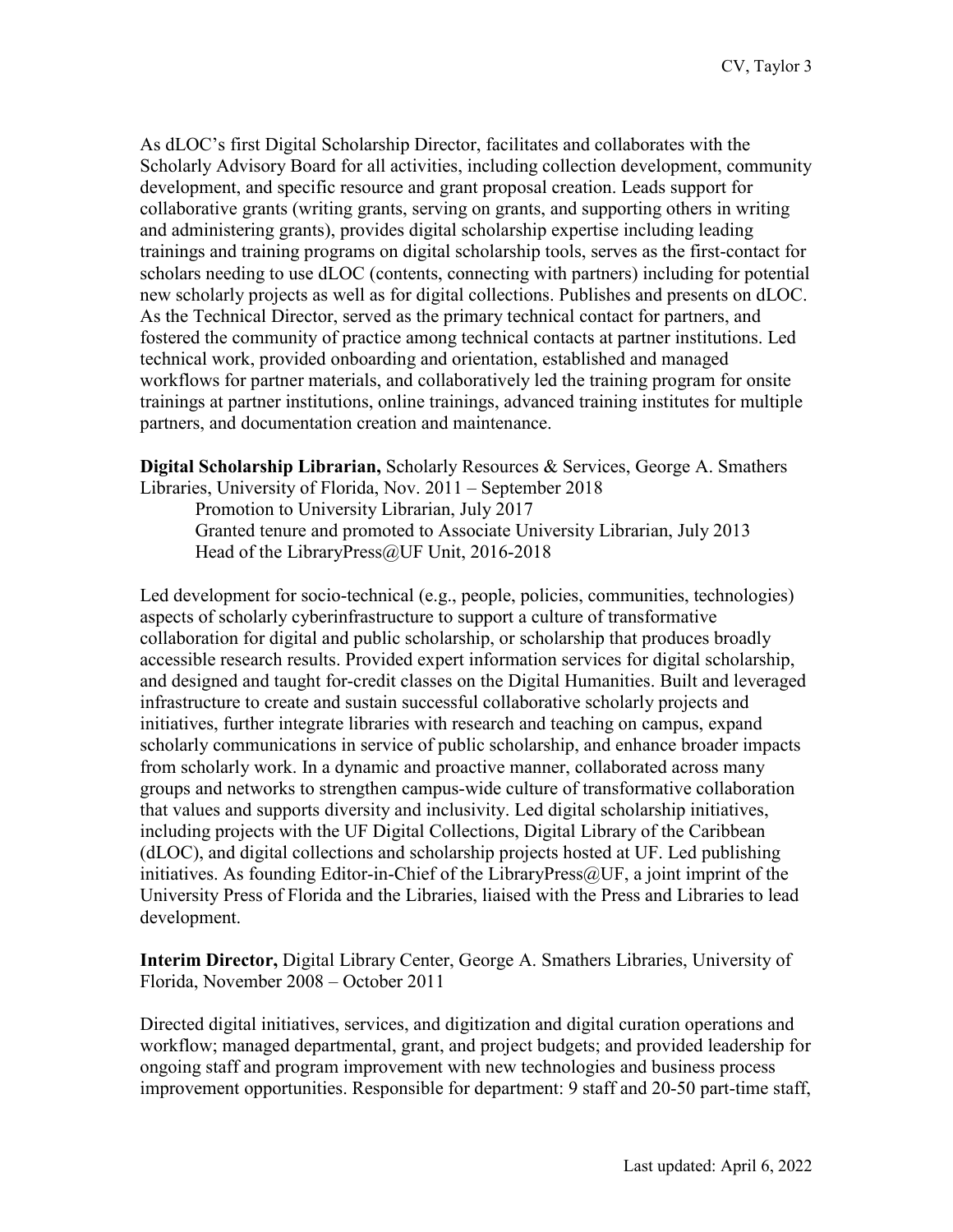As dLOC's first Digital Scholarship Director, facilitates and collaborates with the Scholarly Advisory Board for all activities, including collection development, community development, and specific resource and grant proposal creation. Leads support for collaborative grants (writing grants, serving on grants, and supporting others in writing and administering grants), provides digital scholarship expertise including leading trainings and training programs on digital scholarship tools, serves as the first-contact for scholars needing to use dLOC (contents, connecting with partners) including for potential new scholarly projects as well as for digital collections. Publishes and presents on dLOC. As the Technical Director, served as the primary technical contact for partners, and fostered the community of practice among technical contacts at partner institutions. Led technical work, provided onboarding and orientation, established and managed workflows for partner materials, and collaboratively led the training program for onsite trainings at partner institutions, online trainings, advanced training institutes for multiple partners, and documentation creation and maintenance.

**Digital Scholarship Librarian,** Scholarly Resources & Services, George A. Smathers Libraries, University of Florida, Nov. 2011 – September 2018

Promotion to University Librarian, July 2017
Granted tenure and promoted to Associate University Librarian, July 2013
Head of the LibraryPress@UF Unit, 2016-2018

Led development for socio-technical (e.g., people, policies, communities, technologies) aspects of scholarly cyberinfrastructure to support a culture of transformative collaboration for digital and public scholarship, or scholarship that produces broadly accessible research results. Provided expert information services for digital scholarship, and designed and taught for-credit classes on the Digital Humanities. Built and leveraged infrastructure to create and sustain successful collaborative scholarly projects and initiatives, further integrate libraries with research and teaching on campus, expand scholarly communications in service of public scholarship, and enhance broader impacts from scholarly work. In a dynamic and proactive manner, collaborated across many groups and networks to strengthen campus-wide culture of transformative collaboration that values and supports diversity and inclusivity. Led digital scholarship initiatives, including projects with the UF Digital Collections, Digital Library of the Caribbean (dLOC), and digital collections and scholarship projects hosted at UF. Led publishing initiatives. As founding Editor-in-Chief of the LibraryPress@UF, a joint imprint of the University Press of Florida and the Libraries, liaised with the Press and Libraries to lead development.

**Interim Director,** Digital Library Center, George A. Smathers Libraries, University of Florida, November 2008 – October 2011

Directed digital initiatives, services, and digitization and digital curation operations and workflow; managed departmental, grant, and project budgets; and provided leadership for ongoing staff and program improvement with new technologies and business process improvement opportunities. Responsible for department: 9 staff and 20-50 part-time staff,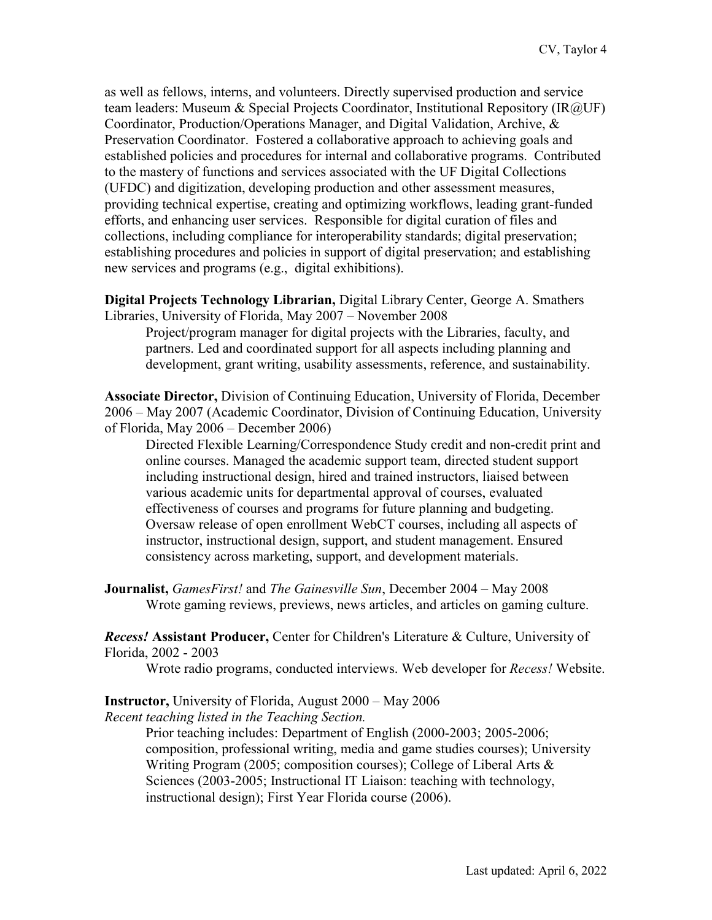as well as fellows, interns, and volunteers. Directly supervised production and service team leaders: Museum & Special Projects Coordinator, Institutional Repository (IR@UF) Coordinator, Production/Operations Manager, and Digital Validation, Archive, & Preservation Coordinator. Fostered a collaborative approach to achieving goals and established policies and procedures for internal and collaborative programs. Contributed to the mastery of functions and services associated with the UF Digital Collections (UFDC) and digitization, developing production and other assessment measures, providing technical expertise, creating and optimizing workflows, leading grant-funded efforts, and enhancing user services. Responsible for digital curation of files and collections, including compliance for interoperability standards; digital preservation; establishing procedures and policies in support of digital preservation; and establishing new services and programs (e.g., digital exhibitions).

**Digital Projects Technology Librarian,** Digital Library Center, George A. Smathers Libraries, University of Florida, May 2007 – November 2008

> Project/program manager for digital projects with the Libraries, faculty, and partners. Led and coordinated support for all aspects including planning and development, grant writing, usability assessments, reference, and sustainability.

**Associate Director,** Division of Continuing Education, University of Florida, December 2006 – May 2007 (Academic Coordinator, Division of Continuing Education, University of Florida, May 2006 – December 2006)

> Directed Flexible Learning/Correspondence Study credit and non-credit print and online courses. Managed the academic support team, directed student support including instructional design, hired and trained instructors, liaised between various academic units for departmental approval of courses, evaluated effectiveness of courses and programs for future planning and budgeting. Oversaw release of open enrollment WebCT courses, including all aspects of instructor, instructional design, support, and student management. Ensured consistency across marketing, support, and development materials.

**Journalist,** *GamesFirst!* and *The Gainesville Sun*, December 2004 – May 2008

> Wrote gaming reviews, previews, news articles, and articles on gaming culture.

***Recess!*** **Assistant Producer,** Center for Children's Literature & Culture, University of Florida, 2002 - 2003

> Wrote radio programs, conducted interviews. Web developer for *Recess!* Website.

**Instructor,** University of Florida, August 2000 – May 2006

*Recent teaching listed in the Teaching Section.*

> Prior teaching includes: Department of English (2000-2003; 2005-2006; composition, professional writing, media and game studies courses); University Writing Program (2005; composition courses); College of Liberal Arts & Sciences (2003-2005; Instructional IT Liaison: teaching with technology, instructional design); First Year Florida course (2006).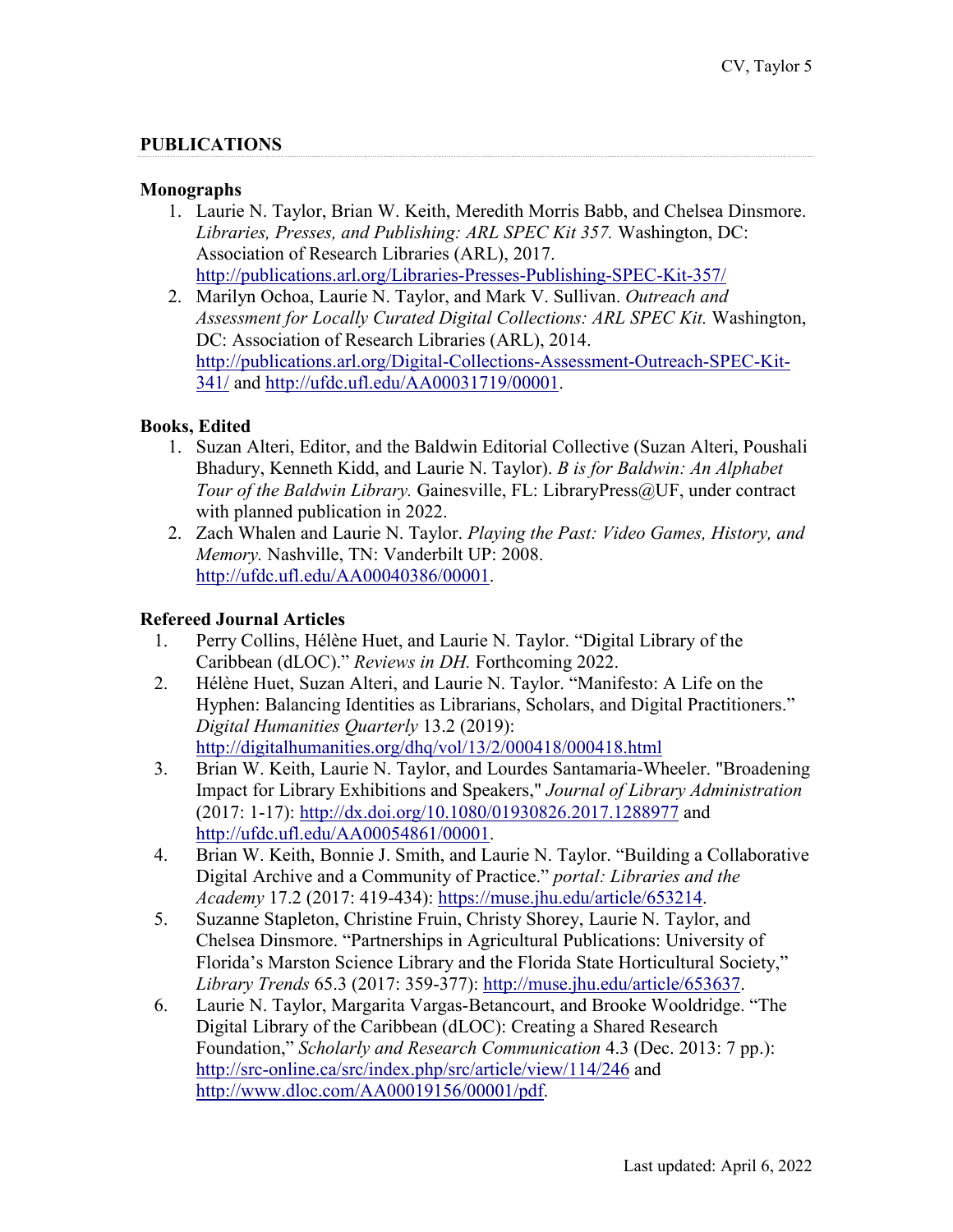## PUBLICATIONS

### Monographs

1. Laurie N. Taylor, Brian W. Keith, Meredith Morris Babb, and Chelsea Dinsmore. *Libraries, Presses, and Publishing: ARL SPEC Kit 357.* Washington, DC: Association of Research Libraries (ARL), 2017. http://publications.arl.org/Libraries-Presses-Publishing-SPEC-Kit-357/
2. Marilyn Ochoa, Laurie N. Taylor, and Mark V. Sullivan. *Outreach and Assessment for Locally Curated Digital Collections: ARL SPEC Kit.* Washington, DC: Association of Research Libraries (ARL), 2014. http://publications.arl.org/Digital-Collections-Assessment-Outreach-SPEC-Kit-341/ and http://ufdc.ufl.edu/AA00031719/00001.

### Books, Edited

1. Suzan Alteri, Editor, and the Baldwin Editorial Collective (Suzan Alteri, Poushali Bhadury, Kenneth Kidd, and Laurie N. Taylor). *B is for Baldwin: An Alphabet Tour of the Baldwin Library.* Gainesville, FL: LibraryPress@UF, under contract with planned publication in 2022.
2. Zach Whalen and Laurie N. Taylor. *Playing the Past: Video Games, History, and Memory.* Nashville, TN: Vanderbilt UP: 2008. http://ufdc.ufl.edu/AA00040386/00001.

### Refereed Journal Articles

1. Perry Collins, Hélène Huet, and Laurie N. Taylor. "Digital Library of the Caribbean (dLOC)." *Reviews in DH.* Forthcoming 2022.
2. Hélène Huet, Suzan Alteri, and Laurie N. Taylor. "Manifesto: A Life on the Hyphen: Balancing Identities as Librarians, Scholars, and Digital Practitioners." *Digital Humanities Quarterly* 13.2 (2019): http://digitalhumanities.org/dhq/vol/13/2/000418/000418.html
3. Brian W. Keith, Laurie N. Taylor, and Lourdes Santamaria-Wheeler. "Broadening Impact for Library Exhibitions and Speakers," *Journal of Library Administration* (2017: 1-17): http://dx.doi.org/10.1080/01930826.2017.1288977 and http://ufdc.ufl.edu/AA00054861/00001.
4. Brian W. Keith, Bonnie J. Smith, and Laurie N. Taylor. "Building a Collaborative Digital Archive and a Community of Practice." *portal: Libraries and the Academy* 17.2 (2017: 419-434): https://muse.jhu.edu/article/653214.
5. Suzanne Stapleton, Christine Fruin, Christy Shorey, Laurie N. Taylor, and Chelsea Dinsmore. "Partnerships in Agricultural Publications: University of Florida's Marston Science Library and the Florida State Horticultural Society," *Library Trends* 65.3 (2017: 359-377): http://muse.jhu.edu/article/653637.
6. Laurie N. Taylor, Margarita Vargas-Betancourt, and Brooke Wooldridge. "The Digital Library of the Caribbean (dLOC): Creating a Shared Research Foundation," *Scholarly and Research Communication* 4.3 (Dec. 2013: 7 pp.): http://src-online.ca/src/index.php/src/article/view/114/246 and http://www.dloc.com/AA00019156/00001/pdf.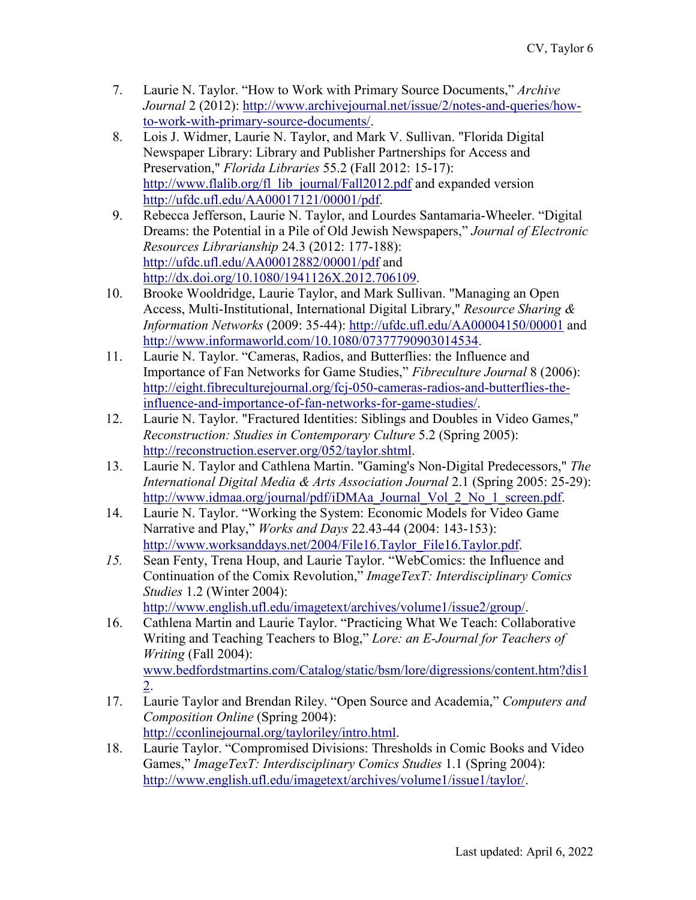7. Laurie N. Taylor. "How to Work with Primary Source Documents," *Archive Journal* 2 (2012): http://www.archivejournal.net/issue/2/notes-and-queries/how-to-work-with-primary-source-documents/.
8. Lois J. Widmer, Laurie N. Taylor, and Mark V. Sullivan. "Florida Digital Newspaper Library: Library and Publisher Partnerships for Access and Preservation," *Florida Libraries* 55.2 (Fall 2012: 15-17): http://www.flalib.org/fl_lib_journal/Fall2012.pdf and expanded version http://ufdc.ufl.edu/AA00017121/00001/pdf.
9. Rebecca Jefferson, Laurie N. Taylor, and Lourdes Santamaria-Wheeler. "Digital Dreams: the Potential in a Pile of Old Jewish Newspapers," *Journal of Electronic Resources Librarianship* 24.3 (2012: 177-188): http://ufdc.ufl.edu/AA00012882/00001/pdf and http://dx.doi.org/10.1080/1941126X.2012.706109.
10. Brooke Wooldridge, Laurie Taylor, and Mark Sullivan. "Managing an Open Access, Multi-Institutional, International Digital Library," *Resource Sharing & Information Networks* (2009: 35-44): http://ufdc.ufl.edu/AA00004150/00001 and http://www.informaworld.com/10.1080/07377790903014534.
11. Laurie N. Taylor. "Cameras, Radios, and Butterflies: the Influence and Importance of Fan Networks for Game Studies," *Fibreculture Journal* 8 (2006): http://eight.fibreculturejournal.org/fcj-050-cameras-radios-and-butterflies-the-influence-and-importance-of-fan-networks-for-game-studies/.
12. Laurie N. Taylor. "Fractured Identities: Siblings and Doubles in Video Games," *Reconstruction: Studies in Contemporary Culture* 5.2 (Spring 2005): http://reconstruction.eserver.org/052/taylor.shtml.
13. Laurie N. Taylor and Cathlena Martin. "Gaming's Non-Digital Predecessors," *The International Digital Media & Arts Association Journal* 2.1 (Spring 2005: 25-29): http://www.idmaa.org/journal/pdf/iDMAa_Journal_Vol_2_No_1_screen.pdf.
14. Laurie N. Taylor. "Working the System: Economic Models for Video Game Narrative and Play," *Works and Days* 22.43-44 (2004: 143-153): http://www.worksanddays.net/2004/File16.Taylor_File16.Taylor.pdf.
15. Sean Fenty, Trena Houp, and Laurie Taylor. "WebComics: the Influence and Continuation of the Comix Revolution," *ImageTexT: Interdisciplinary Comics Studies* 1.2 (Winter 2004): http://www.english.ufl.edu/imagetext/archives/volume1/issue2/group/.
16. Cathlena Martin and Laurie Taylor. "Practicing What We Teach: Collaborative Writing and Teaching Teachers to Blog," *Lore: an E-Journal for Teachers of Writing* (Fall 2004): www.bedfordstmartins.com/Catalog/static/bsm/lore/digressions/content.htm?dis12.
17. Laurie Taylor and Brendan Riley. "Open Source and Academia," *Computers and Composition Online* (Spring 2004): http://cconlinejournal.org/tayloriley/intro.html.
18. Laurie Taylor. "Compromised Divisions: Thresholds in Comic Books and Video Games," *ImageTexT: Interdisciplinary Comics Studies* 1.1 (Spring 2004): http://www.english.ufl.edu/imagetext/archives/volume1/issue1/taylor/.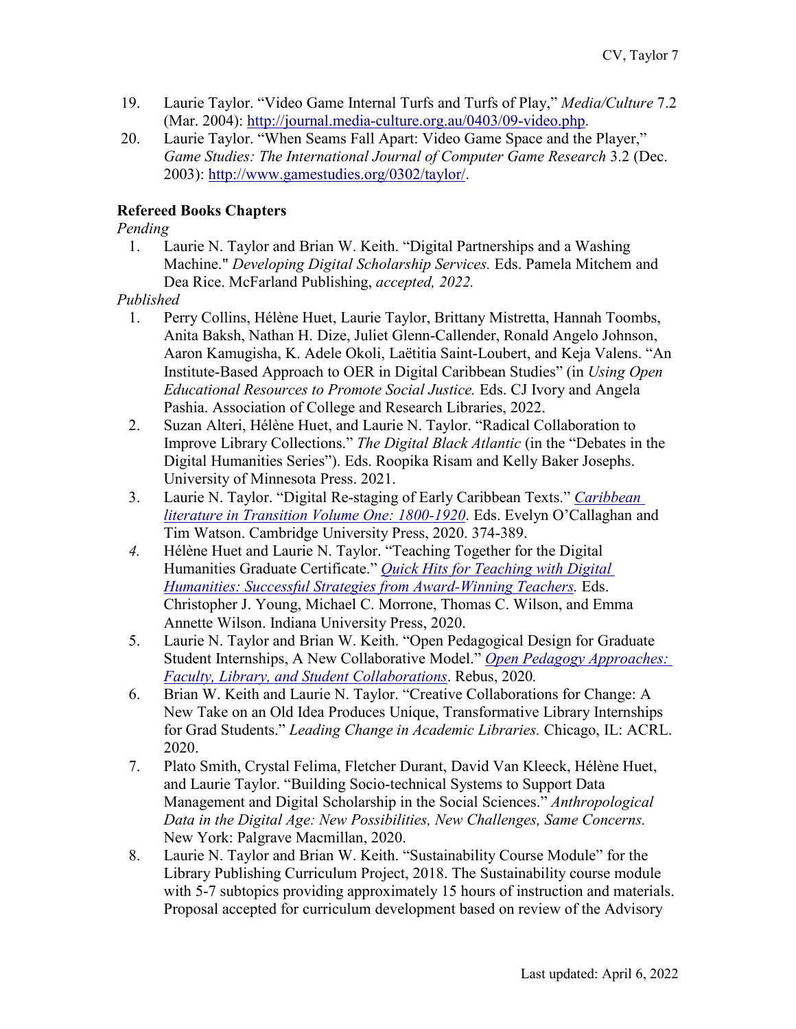19. Laurie Taylor. "Video Game Internal Turfs and Turfs of Play," *Media/Culture* 7.2 (Mar. 2004): http://journal.media-culture.org.au/0403/09-video.php.
20. Laurie Taylor. "When Seams Fall Apart: Video Game Space and the Player," *Game Studies: The International Journal of Computer Game Research* 3.2 (Dec. 2003): http://www.gamestudies.org/0302/taylor/.

**Refereed Books Chapters**

*Pending*

1. Laurie N. Taylor and Brian W. Keith. "Digital Partnerships and a Washing Machine." *Developing Digital Scholarship Services.* Eds. Pamela Mitchem and Dea Rice. McFarland Publishing, *accepted, 2022.*

*Published*

1. Perry Collins, Hélène Huet, Laurie Taylor, Brittany Mistretta, Hannah Toombs, Anita Baksh, Nathan H. Dize, Juliet Glenn-Callender, Ronald Angelo Johnson, Aaron Kamugisha, K. Adele Okoli, Laëtitia Saint-Loubert, and Keja Valens. "An Institute-Based Approach to OER in Digital Caribbean Studies" (in *Using Open Educational Resources to Promote Social Justice.* Eds. CJ Ivory and Angela Pashia. Association of College and Research Libraries, 2022.
2. Suzan Alteri, Hélène Huet, and Laurie N. Taylor. "Radical Collaboration to Improve Library Collections." *The Digital Black Atlantic* (in the "Debates in the Digital Humanities Series"). Eds. Roopika Risam and Kelly Baker Josephs. University of Minnesota Press. 2021.
3. Laurie N. Taylor. "Digital Re-staging of Early Caribbean Texts." *Caribbean literature in Transition Volume One: 1800-1920*. Eds. Evelyn O'Callaghan and Tim Watson. Cambridge University Press, 2020. 374-389.
4. Hélène Huet and Laurie N. Taylor. "Teaching Together for the Digital Humanities Graduate Certificate." *Quick Hits for Teaching with Digital Humanities: Successful Strategies from Award-Winning Teachers.* Eds. Christopher J. Young, Michael C. Morrone, Thomas C. Wilson, and Emma Annette Wilson. Indiana University Press, 2020.
5. Laurie N. Taylor and Brian W. Keith. "Open Pedagogical Design for Graduate Student Internships, A New Collaborative Model." *Open Pedagogy Approaches: Faculty, Library, and Student Collaborations*. Rebus, 2020*.*
6. Brian W. Keith and Laurie N. Taylor. "Creative Collaborations for Change: A New Take on an Old Idea Produces Unique, Transformative Library Internships for Grad Students." *Leading Change in Academic Libraries.* Chicago, IL: ACRL. 2020.
7. Plato Smith, Crystal Felima, Fletcher Durant, David Van Kleeck, Hélène Huet, and Laurie Taylor. "Building Socio-technical Systems to Support Data Management and Digital Scholarship in the Social Sciences." *Anthropological Data in the Digital Age: New Possibilities, New Challenges, Same Concerns.* New York: Palgrave Macmillan, 2020.
8. Laurie N. Taylor and Brian W. Keith. "Sustainability Course Module" for the Library Publishing Curriculum Project, 2018. The Sustainability course module with 5-7 subtopics providing approximately 15 hours of instruction and materials. Proposal accepted for curriculum development based on review of the Advisory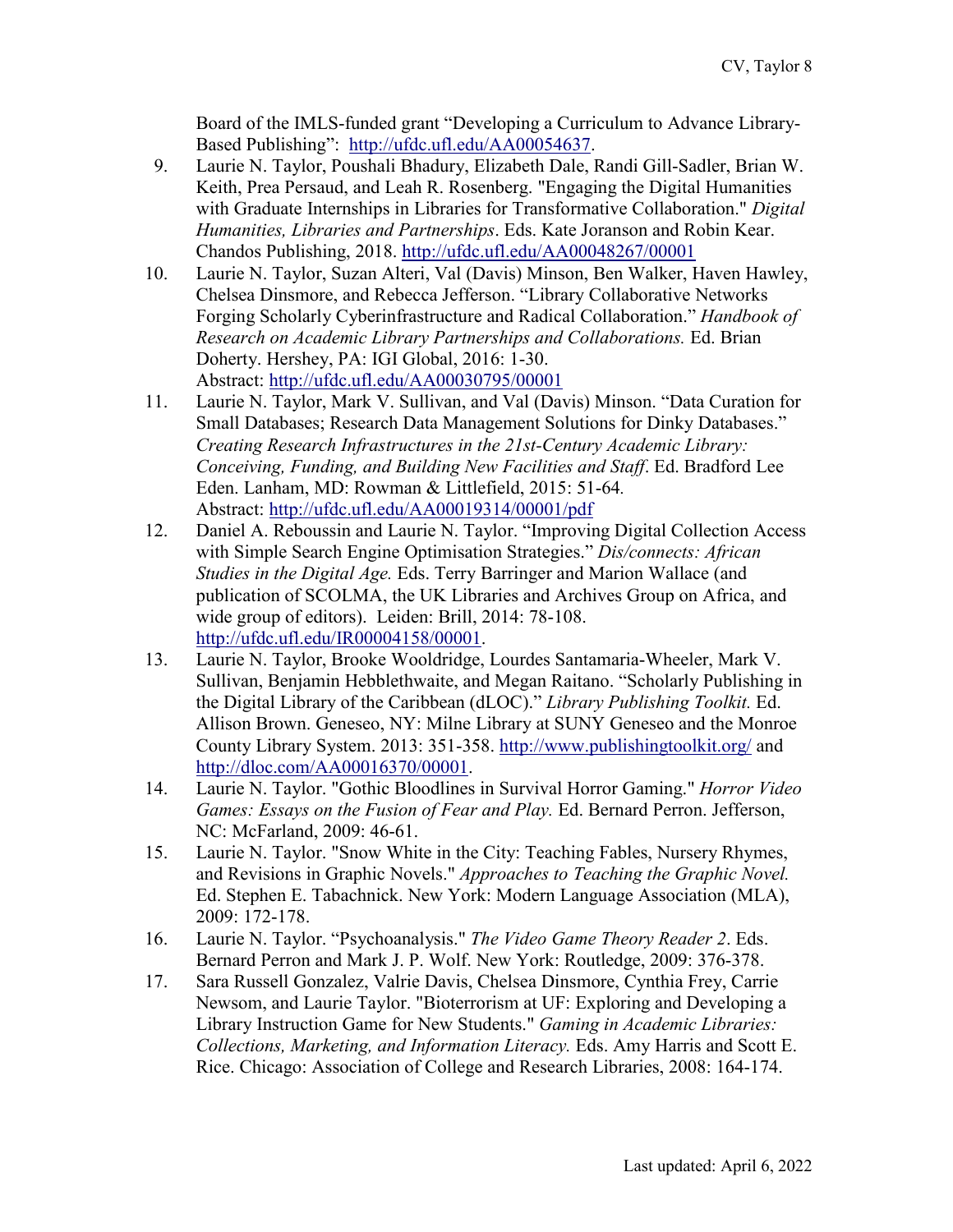Board of the IMLS-funded grant "Developing a Curriculum to Advance Library-Based Publishing": http://ufdc.ufl.edu/AA00054637.

9. Laurie N. Taylor, Poushali Bhadury, Elizabeth Dale, Randi Gill-Sadler, Brian W. Keith, Prea Persaud, and Leah R. Rosenberg. "Engaging the Digital Humanities with Graduate Internships in Libraries for Transformative Collaboration." *Digital Humanities, Libraries and Partnerships*. Eds. Kate Joranson and Robin Kear. Chandos Publishing, 2018. http://ufdc.ufl.edu/AA00048267/00001
10. Laurie N. Taylor, Suzan Alteri, Val (Davis) Minson, Ben Walker, Haven Hawley, Chelsea Dinsmore, and Rebecca Jefferson. "Library Collaborative Networks Forging Scholarly Cyberinfrastructure and Radical Collaboration." *Handbook of Research on Academic Library Partnerships and Collaborations.* Ed. Brian Doherty. Hershey, PA: IGI Global, 2016: 1-30. Abstract: http://ufdc.ufl.edu/AA00030795/00001
11. Laurie N. Taylor, Mark V. Sullivan, and Val (Davis) Minson. "Data Curation for Small Databases; Research Data Management Solutions for Dinky Databases." *Creating Research Infrastructures in the 21st-Century Academic Library: Conceiving, Funding, and Building New Facilities and Staff*. Ed. Bradford Lee Eden. Lanham, MD: Rowman & Littlefield, 2015: 51-64. Abstract: http://ufdc.ufl.edu/AA00019314/00001/pdf
12. Daniel A. Reboussin and Laurie N. Taylor. "Improving Digital Collection Access with Simple Search Engine Optimisation Strategies." *Dis/connects: African Studies in the Digital Age.* Eds. Terry Barringer and Marion Wallace (and publication of SCOLMA, the UK Libraries and Archives Group on Africa, and wide group of editors). Leiden: Brill, 2014: 78-108. http://ufdc.ufl.edu/IR00004158/00001.
13. Laurie N. Taylor, Brooke Wooldridge, Lourdes Santamaria-Wheeler, Mark V. Sullivan, Benjamin Hebblethwaite, and Megan Raitano. "Scholarly Publishing in the Digital Library of the Caribbean (dLOC)." *Library Publishing Toolkit.* Ed. Allison Brown. Geneseo, NY: Milne Library at SUNY Geneseo and the Monroe County Library System. 2013: 351-358. http://www.publishingtoolkit.org/ and http://dloc.com/AA00016370/00001.
14. Laurie N. Taylor. "Gothic Bloodlines in Survival Horror Gaming." *Horror Video Games: Essays on the Fusion of Fear and Play.* Ed. Bernard Perron. Jefferson, NC: McFarland, 2009: 46-61.
15. Laurie N. Taylor. "Snow White in the City: Teaching Fables, Nursery Rhymes, and Revisions in Graphic Novels." *Approaches to Teaching the Graphic Novel.* Ed. Stephen E. Tabachnick. New York: Modern Language Association (MLA), 2009: 172-178.
16. Laurie N. Taylor. "Psychoanalysis." *The Video Game Theory Reader 2*. Eds. Bernard Perron and Mark J. P. Wolf. New York: Routledge, 2009: 376-378.
17. Sara Russell Gonzalez, Valrie Davis, Chelsea Dinsmore, Cynthia Frey, Carrie Newsom, and Laurie Taylor. "Bioterrorism at UF: Exploring and Developing a Library Instruction Game for New Students." *Gaming in Academic Libraries: Collections, Marketing, and Information Literacy.* Eds. Amy Harris and Scott E. Rice. Chicago: Association of College and Research Libraries, 2008: 164-174.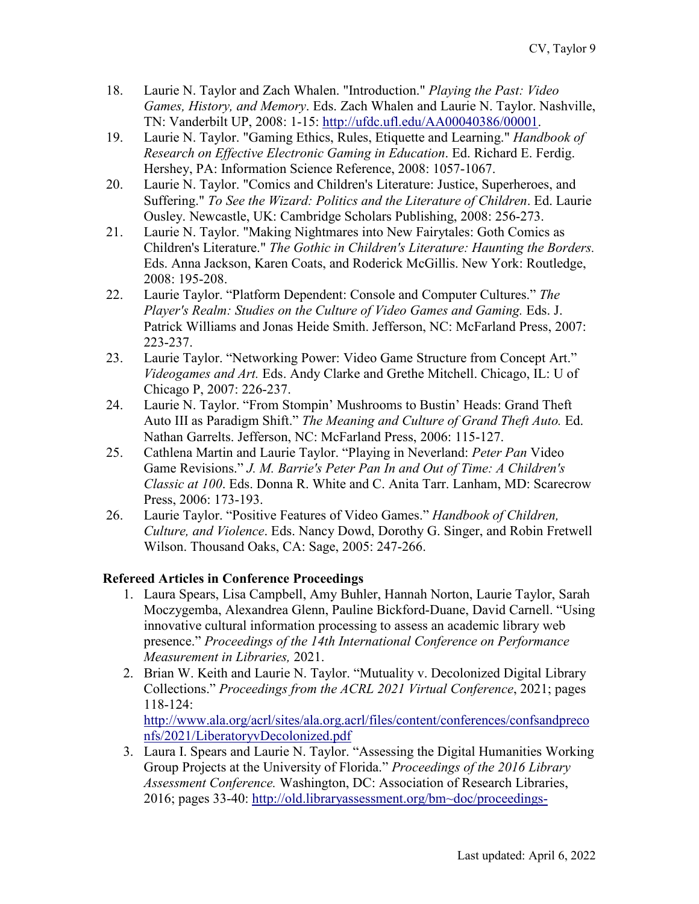18. Laurie N. Taylor and Zach Whalen. "Introduction." *Playing the Past: Video Games, History, and Memory*. Eds. Zach Whalen and Laurie N. Taylor. Nashville, TN: Vanderbilt UP, 2008: 1-15: http://ufdc.ufl.edu/AA00040386/00001.
19. Laurie N. Taylor. "Gaming Ethics, Rules, Etiquette and Learning." *Handbook of Research on Effective Electronic Gaming in Education*. Ed. Richard E. Ferdig. Hershey, PA: Information Science Reference, 2008: 1057-1067.
20. Laurie N. Taylor. "Comics and Children's Literature: Justice, Superheroes, and Suffering." *To See the Wizard: Politics and the Literature of Children*. Ed. Laurie Ousley. Newcastle, UK: Cambridge Scholars Publishing, 2008: 256-273.
21. Laurie N. Taylor. "Making Nightmares into New Fairytales: Goth Comics as Children's Literature." *The Gothic in Children's Literature: Haunting the Borders.* Eds. Anna Jackson, Karen Coats, and Roderick McGillis. New York: Routledge, 2008: 195-208.
22. Laurie Taylor. "Platform Dependent: Console and Computer Cultures." *The Player's Realm: Studies on the Culture of Video Games and Gaming.* Eds. J. Patrick Williams and Jonas Heide Smith. Jefferson, NC: McFarland Press, 2007: 223-237.
23. Laurie Taylor. "Networking Power: Video Game Structure from Concept Art." *Videogames and Art.* Eds. Andy Clarke and Grethe Mitchell. Chicago, IL: U of Chicago P, 2007: 226-237.
24. Laurie N. Taylor. "From Stompin' Mushrooms to Bustin' Heads: Grand Theft Auto III as Paradigm Shift." *The Meaning and Culture of Grand Theft Auto.* Ed. Nathan Garrelts. Jefferson, NC: McFarland Press, 2006: 115-127.
25. Cathlena Martin and Laurie Taylor. "Playing in Neverland: *Peter Pan* Video Game Revisions." *J. M. Barrie's Peter Pan In and Out of Time: A Children's Classic at 100*. Eds. Donna R. White and C. Anita Tarr. Lanham, MD: Scarecrow Press, 2006: 173-193.
26. Laurie Taylor. "Positive Features of Video Games." *Handbook of Children, Culture, and Violence*. Eds. Nancy Dowd, Dorothy G. Singer, and Robin Fretwell Wilson. Thousand Oaks, CA: Sage, 2005: 247-266.

**Refereed Articles in Conference Proceedings**

1. Laura Spears, Lisa Campbell, Amy Buhler, Hannah Norton, Laurie Taylor, Sarah Moczygemba, Alexandrea Glenn, Pauline Bickford-Duane, David Carnell. "Using innovative cultural information processing to assess an academic library web presence." *Proceedings of the 14th International Conference on Performance Measurement in Libraries,* 2021.
2. Brian W. Keith and Laurie N. Taylor. "Mutuality v. Decolonized Digital Library Collections." *Proceedings from the ACRL 2021 Virtual Conference*, 2021; pages 118-124: http://www.ala.org/acrl/sites/ala.org.acrl/files/content/conferences/confsandpreconfs/2021/LiberatoryvDecolonized.pdf
3. Laura I. Spears and Laurie N. Taylor. "Assessing the Digital Humanities Working Group Projects at the University of Florida." *Proceedings of the 2016 Library Assessment Conference.* Washington, DC: Association of Research Libraries, 2016; pages 33-40: http://old.libraryassessment.org/bm~doc/proceedings-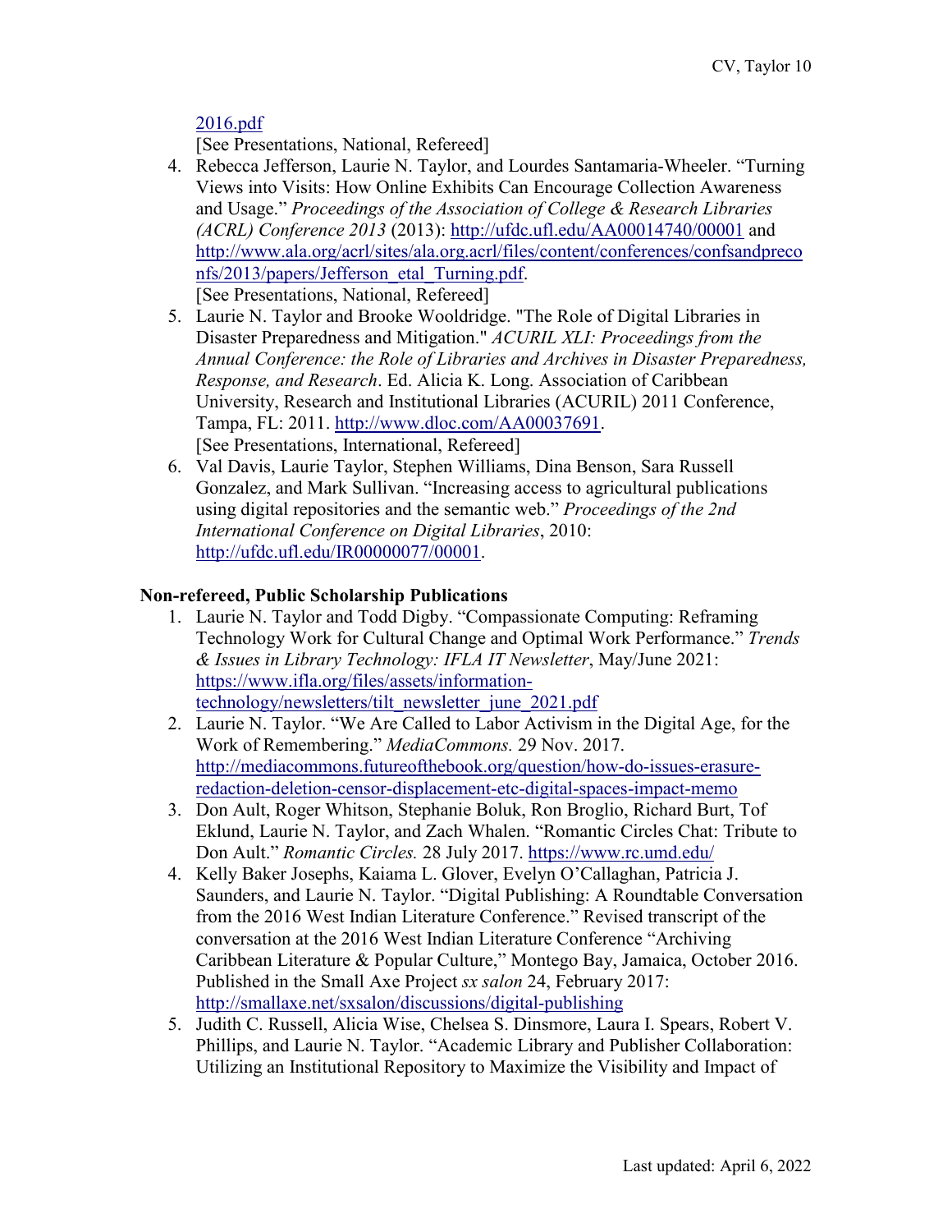2016.pdf
[See Presentations, National, Refereed]

4. Rebecca Jefferson, Laurie N. Taylor, and Lourdes Santamaria-Wheeler. "Turning Views into Visits: How Online Exhibits Can Encourage Collection Awareness and Usage." *Proceedings of the Association of College & Research Libraries (ACRL) Conference 2013* (2013): http://ufdc.ufl.edu/AA00014740/00001 and http://www.ala.org/acrl/sites/ala.org.acrl/files/content/conferences/confsandpreconfs/2013/papers/Jefferson_etal_Turning.pdf.
[See Presentations, National, Refereed]
5. Laurie N. Taylor and Brooke Wooldridge. "The Role of Digital Libraries in Disaster Preparedness and Mitigation." *ACURIL XLI: Proceedings from the Annual Conference: the Role of Libraries and Archives in Disaster Preparedness, Response, and Research*. Ed. Alicia K. Long. Association of Caribbean University, Research and Institutional Libraries (ACURIL) 2011 Conference, Tampa, FL: 2011. http://www.dloc.com/AA00037691.
[See Presentations, International, Refereed]
6. Val Davis, Laurie Taylor, Stephen Williams, Dina Benson, Sara Russell Gonzalez, and Mark Sullivan. "Increasing access to agricultural publications using digital repositories and the semantic web." *Proceedings of the 2nd International Conference on Digital Libraries*, 2010: http://ufdc.ufl.edu/IR00000077/00001.

**Non-refereed, Public Scholarship Publications**

1. Laurie N. Taylor and Todd Digby. "Compassionate Computing: Reframing Technology Work for Cultural Change and Optimal Work Performance." *Trends & Issues in Library Technology: IFLA IT Newsletter*, May/June 2021: https://www.ifla.org/files/assets/information-technology/newsletters/tilt_newsletter_june_2021.pdf
2. Laurie N. Taylor. "We Are Called to Labor Activism in the Digital Age, for the Work of Remembering." *MediaCommons.* 29 Nov. 2017. http://mediacommons.futureofthebook.org/question/how-do-issues-erasure-redaction-deletion-censor-displacement-etc-digital-spaces-impact-memo
3. Don Ault, Roger Whitson, Stephanie Boluk, Ron Broglio, Richard Burt, Tof Eklund, Laurie N. Taylor, and Zach Whalen. "Romantic Circles Chat: Tribute to Don Ault." *Romantic Circles.* 28 July 2017. https://www.rc.umd.edu/
4. Kelly Baker Josephs, Kaiama L. Glover, Evelyn O'Callaghan, Patricia J. Saunders, and Laurie N. Taylor. "Digital Publishing: A Roundtable Conversation from the 2016 West Indian Literature Conference." Revised transcript of the conversation at the 2016 West Indian Literature Conference "Archiving Caribbean Literature & Popular Culture," Montego Bay, Jamaica, October 2016. Published in the Small Axe Project *sx salon* 24, February 2017: http://smallaxe.net/sxsalon/discussions/digital-publishing
5. Judith C. Russell, Alicia Wise, Chelsea S. Dinsmore, Laura I. Spears, Robert V. Phillips, and Laurie N. Taylor. "Academic Library and Publisher Collaboration: Utilizing an Institutional Repository to Maximize the Visibility and Impact of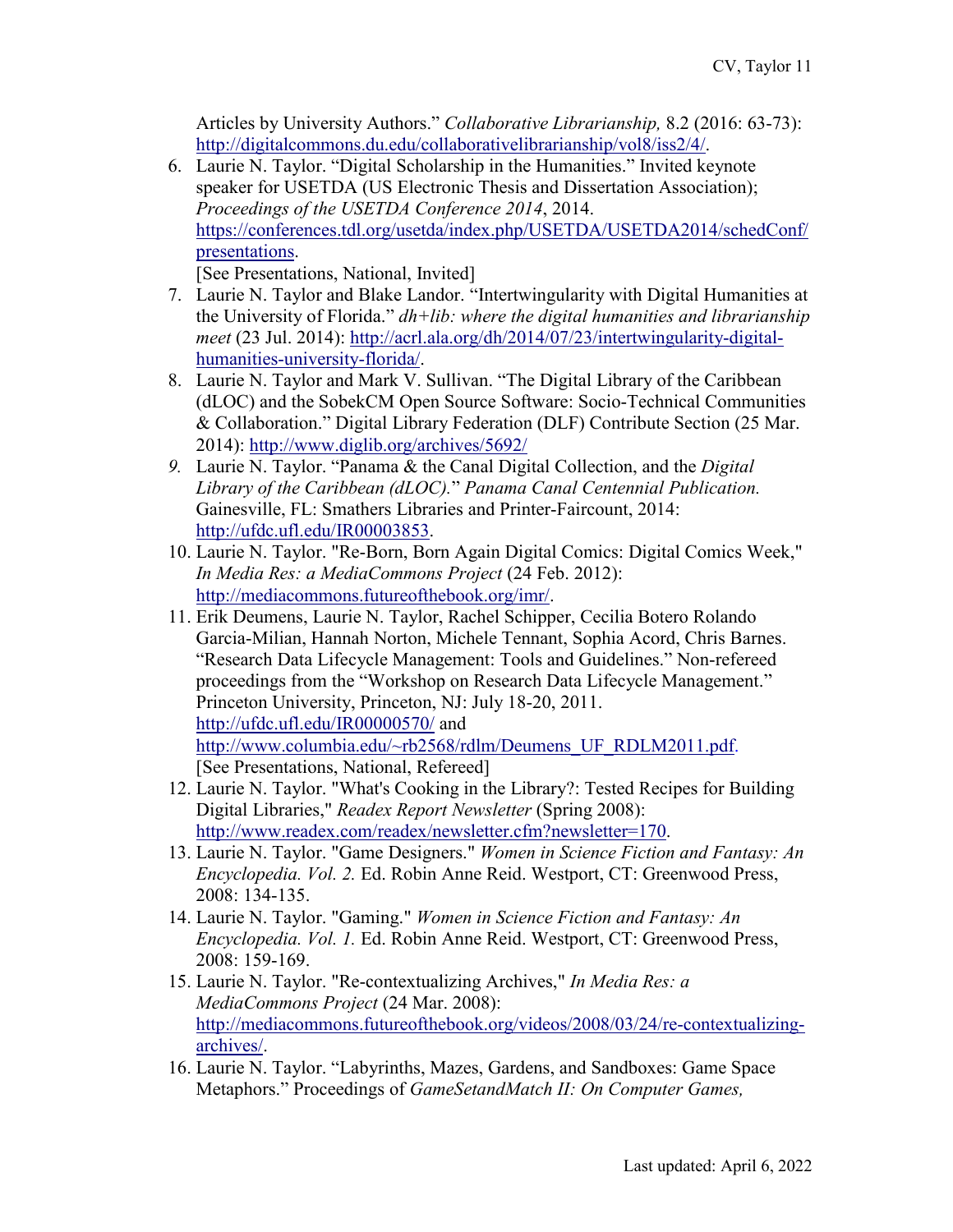Articles by University Authors." *Collaborative Librarianship,* 8.2 (2016: 63-73): http://digitalcommons.du.edu/collaborativelibrarianship/vol8/iss2/4/.

6. Laurie N. Taylor. "Digital Scholarship in the Humanities." Invited keynote speaker for USETDA (US Electronic Thesis and Dissertation Association); *Proceedings of the USETDA Conference 2014*, 2014. https://conferences.tdl.org/usetda/index.php/USETDA/USETDA2014/schedConf/presentations.
   [See Presentations, National, Invited]
7. Laurie N. Taylor and Blake Landor. "Intertwingularity with Digital Humanities at the University of Florida." *dh+lib: where the digital humanities and librarianship meet* (23 Jul. 2014): http://acrl.ala.org/dh/2014/07/23/intertwingularity-digital-humanities-university-florida/.
8. Laurie N. Taylor and Mark V. Sullivan. "The Digital Library of the Caribbean (dLOC) and the SobekCM Open Source Software: Socio-Technical Communities & Collaboration." Digital Library Federation (DLF) Contribute Section (25 Mar. 2014): http://www.diglib.org/archives/5692/
9. Laurie N. Taylor. "Panama & the Canal Digital Collection, and the *Digital Library of the Caribbean (dLOC).*" *Panama Canal Centennial Publication.* Gainesville, FL: Smathers Libraries and Printer-Faircount, 2014: http://ufdc.ufl.edu/IR00003853.
10. Laurie N. Taylor. "Re-Born, Born Again Digital Comics: Digital Comics Week," *In Media Res: a MediaCommons Project* (24 Feb. 2012): http://mediacommons.futureofthebook.org/imr/.
11. Erik Deumens, Laurie N. Taylor, Rachel Schipper, Cecilia Botero Rolando Garcia-Milian, Hannah Norton, Michele Tennant, Sophia Acord, Chris Barnes. "Research Data Lifecycle Management: Tools and Guidelines." Non-refereed proceedings from the "Workshop on Research Data Lifecycle Management." Princeton University, Princeton, NJ: July 18-20, 2011. http://ufdc.ufl.edu/IR00000570/ and http://www.columbia.edu/~rb2568/rdlm/Deumens_UF_RDLM2011.pdf.
    [See Presentations, National, Refereed]
12. Laurie N. Taylor. "What's Cooking in the Library?: Tested Recipes for Building Digital Libraries," *Readex Report Newsletter* (Spring 2008): http://www.readex.com/readex/newsletter.cfm?newsletter=170.
13. Laurie N. Taylor. "Game Designers." *Women in Science Fiction and Fantasy: An Encyclopedia. Vol. 2.* Ed. Robin Anne Reid. Westport, CT: Greenwood Press, 2008: 134-135.
14. Laurie N. Taylor. "Gaming." *Women in Science Fiction and Fantasy: An Encyclopedia. Vol. 1.* Ed. Robin Anne Reid. Westport, CT: Greenwood Press, 2008: 159-169.
15. Laurie N. Taylor. "Re-contextualizing Archives," *In Media Res: a MediaCommons Project* (24 Mar. 2008): http://mediacommons.futureofthebook.org/videos/2008/03/24/re-contextualizing-archives/.
16. Laurie N. Taylor. "Labyrinths, Mazes, Gardens, and Sandboxes: Game Space Metaphors." Proceedings of *GameSetandMatch II: On Computer Games,*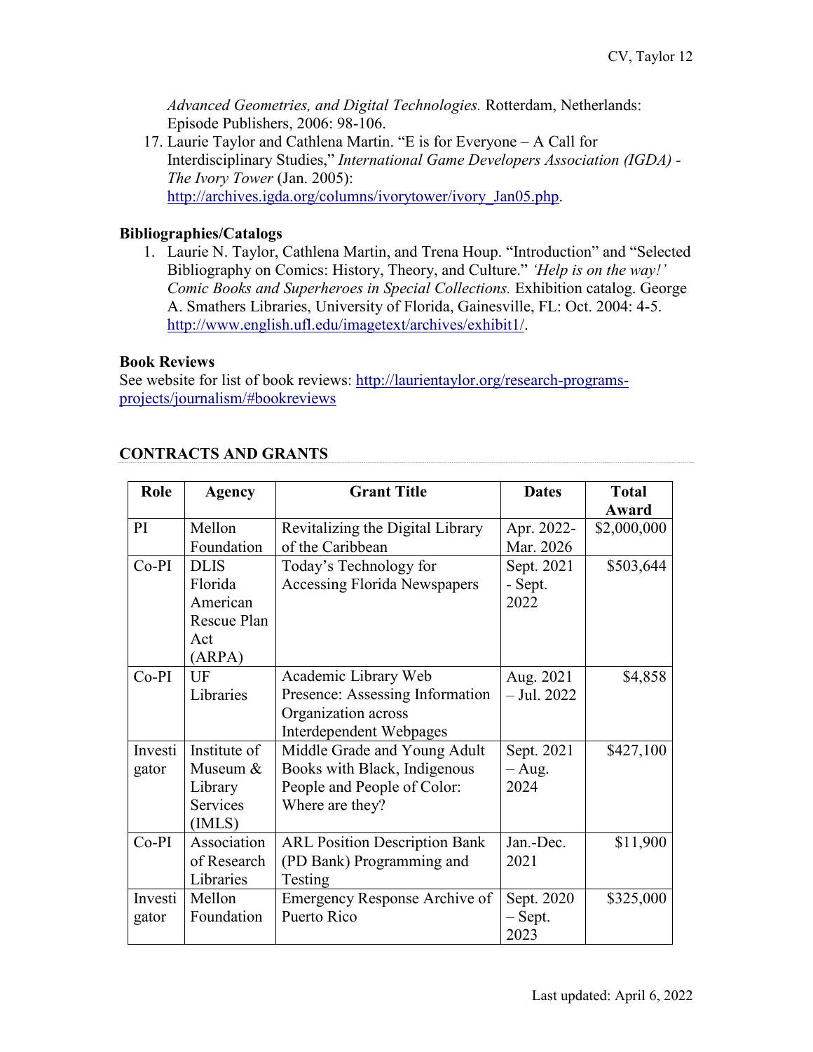*Advanced Geometries, and Digital Technologies.* Rotterdam, Netherlands: Episode Publishers, 2006: 98-106.

17. Laurie Taylor and Cathlena Martin. "E is for Everyone – A Call for Interdisciplinary Studies," *International Game Developers Association (IGDA) - The Ivory Tower* (Jan. 2005): http://archives.igda.org/columns/ivorytower/ivory_Jan05.php.

**Bibliographies/Catalogs**

1. Laurie N. Taylor, Cathlena Martin, and Trena Houp. "Introduction" and "Selected Bibliography on Comics: History, Theory, and Culture." *'Help is on the way!' Comic Books and Superheroes in Special Collections.* Exhibition catalog. George A. Smathers Libraries, University of Florida, Gainesville, FL: Oct. 2004: 4-5. http://www.english.ufl.edu/imagetext/archives/exhibit1/.

**Book Reviews**

See website for list of book reviews: http://laurientaylor.org/research-programs-projects/journalism/#bookreviews

## CONTRACTS AND GRANTS

| Role | Agency | Grant Title | Dates | Total Award |
|---|---|---|---|---|
| PI | Mellon Foundation | Revitalizing the Digital Library of the Caribbean | Apr. 2022-Mar. 2026 | $2,000,000 |
| Co-PI | DLIS Florida American Rescue Plan Act (ARPA) | Today's Technology for Accessing Florida Newspapers | Sept. 2021 - Sept. 2022 | $503,644 |
| Co-PI | UF Libraries | Academic Library Web Presence: Assessing Information Organization across Interdependent Webpages | Aug. 2021 – Jul. 2022 | $4,858 |
| Investigator | Institute of Museum & Library Services (IMLS) | Middle Grade and Young Adult Books with Black, Indigenous People and People of Color: Where are they? | Sept. 2021 – Aug. 2024 | $427,100 |
| Co-PI | Association of Research Libraries | ARL Position Description Bank (PD Bank) Programming and Testing | Jan.-Dec. 2021 | $11,900 |
| Investigator | Mellon Foundation | Emergency Response Archive of Puerto Rico | Sept. 2020 – Sept. 2023 | $325,000 |

Last updated: April 6, 2022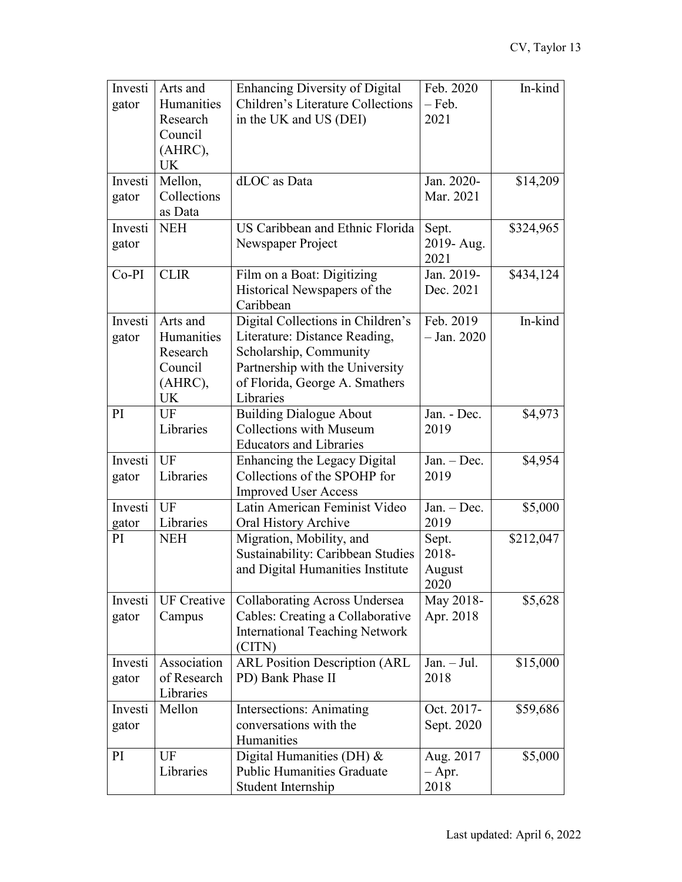| Investigator | Arts and Humanities Research Council (AHRC), UK | Enhancing Diversity of Digital Children's Literature Collections in the UK and US (DEI) | Feb. 2020 – Feb. 2021 | In-kind |
|---|---|---|---|---|
| Investigator | Mellon, Collections as Data | dLOC as Data | Jan. 2020-Mar. 2021 | $14,209 |
| Investigator | NEH | US Caribbean and Ethnic Florida Newspaper Project | Sept. 2019- Aug. 2021 | $324,965 |
| Co-PI | CLIR | Film on a Boat: Digitizing Historical Newspapers of the Caribbean | Jan. 2019-Dec. 2021 | $434,124 |
| Investigator | Arts and Humanities Research Council (AHRC), UK | Digital Collections in Children's Literature: Distance Reading, Scholarship, Community Partnership with the University of Florida, George A. Smathers Libraries | Feb. 2019 – Jan. 2020 | In-kind |
| PI | UF Libraries | Building Dialogue About Collections with Museum Educators and Libraries | Jan. - Dec. 2019 | $4,973 |
| Investigator | UF Libraries | Enhancing the Legacy Digital Collections of the SPOHP for Improved User Access | Jan. – Dec. 2019 | $4,954 |
| Investigator | UF Libraries | Latin American Feminist Video Oral History Archive | Jan. – Dec. 2019 | $5,000 |
| PI | NEH | Migration, Mobility, and Sustainability: Caribbean Studies and Digital Humanities Institute | Sept. 2018-August 2020 | $212,047 |
| Investigator | UF Creative Campus | Collaborating Across Undersea Cables: Creating a Collaborative International Teaching Network (CITN) | May 2018-Apr. 2018 | $5,628 |
| Investigator | Association of Research Libraries | ARL Position Description (ARL PD) Bank Phase II | Jan. – Jul. 2018 | $15,000 |
| Investigator | Mellon | Intersections: Animating conversations with the Humanities | Oct. 2017-Sept. 2020 | $59,686 |
| PI | UF Libraries | Digital Humanities (DH) & Public Humanities Graduate Student Internship | Aug. 2017 – Apr. 2018 | $5,000 |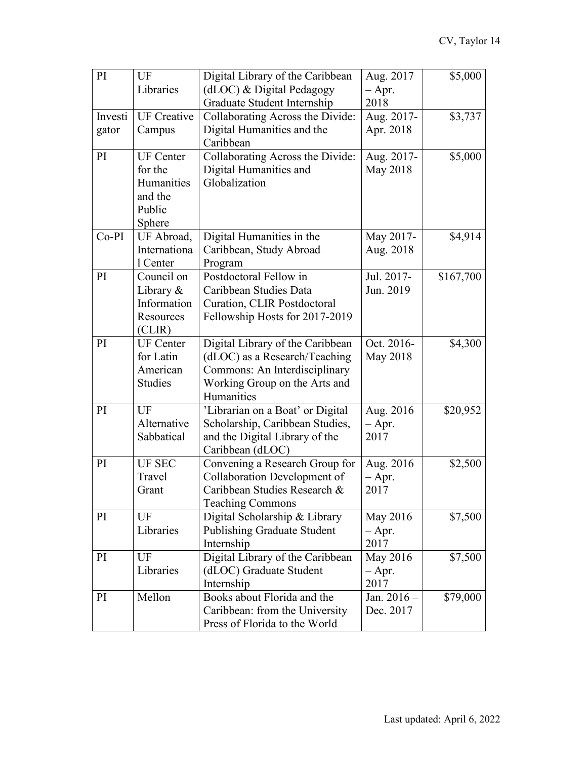| PI | UF Libraries | Digital Library of the Caribbean (dLOC) & Digital Pedagogy Graduate Student Internship | Aug. 2017 – Apr. 2018 | $5,000 |
|---|---|---|---|---|
| Investigator | UF Creative Campus | Collaborating Across the Divide: Digital Humanities and the Caribbean | Aug. 2017-Apr. 2018 | $3,737 |
| PI | UF Center for the Humanities and the Public Sphere | Collaborating Across the Divide: Digital Humanities and Globalization | Aug. 2017-May 2018 | $5,000 |
| Co-PI | UF Abroad, International Center | Digital Humanities in the Caribbean, Study Abroad Program | May 2017-Aug. 2018 | $4,914 |
| PI | Council on Library & Information Resources (CLIR) | Postdoctoral Fellow in Caribbean Studies Data Curation, CLIR Postdoctoral Fellowship Hosts for 2017-2019 | Jul. 2017-Jun. 2019 | $167,700 |
| PI | UF Center for Latin American Studies | Digital Library of the Caribbean (dLOC) as a Research/Teaching Commons: An Interdisciplinary Working Group on the Arts and Humanities | Oct. 2016-May 2018 | $4,300 |
| PI | UF Alternative Sabbatical | 'Librarian on a Boat' or Digital Scholarship, Caribbean Studies, and the Digital Library of the Caribbean (dLOC) | Aug. 2016 – Apr. 2017 | $20,952 |
| PI | UF SEC Travel Grant | Convening a Research Group for Collaboration Development of Caribbean Studies Research & Teaching Commons | Aug. 2016 – Apr. 2017 | $2,500 |
| PI | UF Libraries | Digital Scholarship & Library Publishing Graduate Student Internship | May 2016 – Apr. 2017 | $7,500 |
| PI | UF Libraries | Digital Library of the Caribbean (dLOC) Graduate Student Internship | May 2016 – Apr. 2017 | $7,500 |
| PI | Mellon | Books about Florida and the Caribbean: from the University Press of Florida to the World | Jan. 2016 – Dec. 2017 | $79,000 |

Last updated: April 6, 2022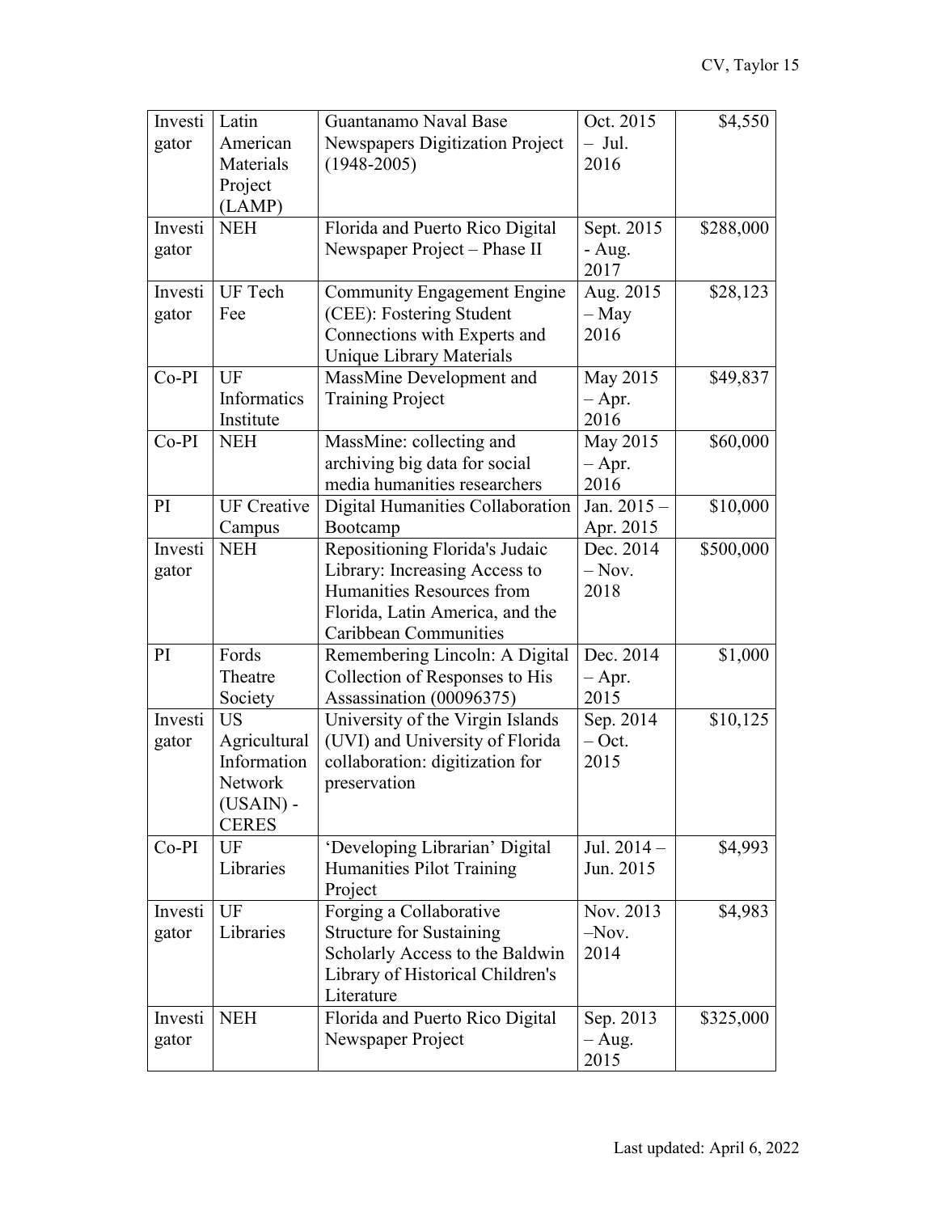| Investigator | Latin American Materials Project (LAMP) | Guantanamo Naval Base Newspapers Digitization Project (1948-2005) | Oct. 2015 – Jul. 2016 | $4,550 |
|---|---|---|---|---|
| Investigator | NEH | Florida and Puerto Rico Digital Newspaper Project – Phase II | Sept. 2015 - Aug. 2017 | $288,000 |
| Investigator | UF Tech Fee | Community Engagement Engine (CEE): Fostering Student Connections with Experts and Unique Library Materials | Aug. 2015 – May 2016 | $28,123 |
| Co-PI | UF Informatics Institute | MassMine Development and Training Project | May 2015 – Apr. 2016 | $49,837 |
| Co-PI | NEH | MassMine: collecting and archiving big data for social media humanities researchers | May 2015 – Apr. 2016 | $60,000 |
| PI | UF Creative Campus | Digital Humanities Collaboration Bootcamp | Jan. 2015 – Apr. 2015 | $10,000 |
| Investigator | NEH | Repositioning Florida's Judaic Library: Increasing Access to Humanities Resources from Florida, Latin America, and the Caribbean Communities | Dec. 2014 – Nov. 2018 | $500,000 |
| PI | Fords Theatre Society | Remembering Lincoln: A Digital Collection of Responses to His Assassination (00096375) | Dec. 2014 – Apr. 2015 | $1,000 |
| Investigator | US Agricultural Information Network (USAIN) - CERES | University of the Virgin Islands (UVI) and University of Florida collaboration: digitization for preservation | Sep. 2014 – Oct. 2015 | $10,125 |
| Co-PI | UF Libraries | 'Developing Librarian' Digital Humanities Pilot Training Project | Jul. 2014 – Jun. 2015 | $4,993 |
| Investigator | UF Libraries | Forging a Collaborative Structure for Sustaining Scholarly Access to the Baldwin Library of Historical Children's Literature | Nov. 2013 –Nov. 2014 | $4,983 |
| Investigator | NEH | Florida and Puerto Rico Digital Newspaper Project | Sep. 2013 – Aug. 2015 | $325,000 |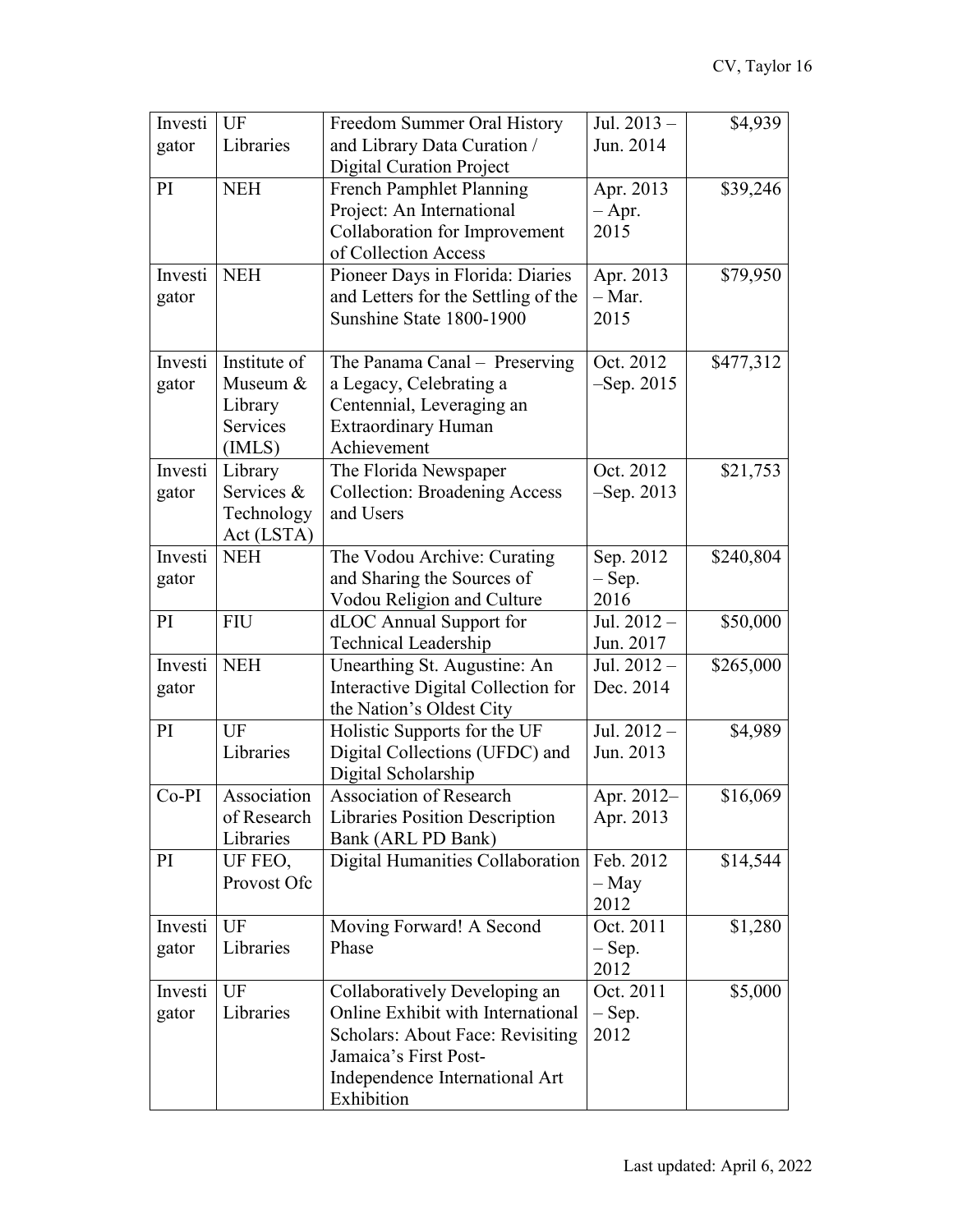| Investigator | UF Libraries | Freedom Summer Oral History and Library Data Curation / Digital Curation Project | Jul. 2013 – Jun. 2014 | $4,939 |
|---|---|---|---|---|
| PI | NEH | French Pamphlet Planning Project: An International Collaboration for Improvement of Collection Access | Apr. 2013 – Apr. 2015 | $39,246 |
| Investigator | NEH | Pioneer Days in Florida: Diaries and Letters for the Settling of the Sunshine State 1800-1900 | Apr. 2013 – Mar. 2015 | $79,950 |
| Investigator | Institute of Museum & Library Services (IMLS) | The Panama Canal – Preserving a Legacy, Celebrating a Centennial, Leveraging an Extraordinary Human Achievement | Oct. 2012 –Sep. 2015 | $477,312 |
| Investigator | Library Services & Technology Act (LSTA) | The Florida Newspaper Collection: Broadening Access and Users | Oct. 2012 –Sep. 2013 | $21,753 |
| Investigator | NEH | The Vodou Archive: Curating and Sharing the Sources of Vodou Religion and Culture | Sep. 2012 – Sep. 2016 | $240,804 |
| PI | FIU | dLOC Annual Support for Technical Leadership | Jul. 2012 – Jun. 2017 | $50,000 |
| Investigator | NEH | Unearthing St. Augustine: An Interactive Digital Collection for the Nation's Oldest City | Jul. 2012 – Dec. 2014 | $265,000 |
| PI | UF Libraries | Holistic Supports for the UF Digital Collections (UFDC) and Digital Scholarship | Jul. 2012 – Jun. 2013 | $4,989 |
| Co-PI | Association of Research Libraries | Association of Research Libraries Position Description Bank (ARL PD Bank) | Apr. 2012– Apr. 2013 | $16,069 |
| PI | UF FEO, Provost Ofc | Digital Humanities Collaboration | Feb. 2012 – May 2012 | $14,544 |
| Investigator | UF Libraries | Moving Forward! A Second Phase | Oct. 2011 – Sep. 2012 | $1,280 |
| Investigator | UF Libraries | Collaboratively Developing an Online Exhibit with International Scholars: About Face: Revisiting Jamaica's First Post-Independence International Art Exhibition | Oct. 2011 – Sep. 2012 | $5,000 |

Last updated: April 6, 2022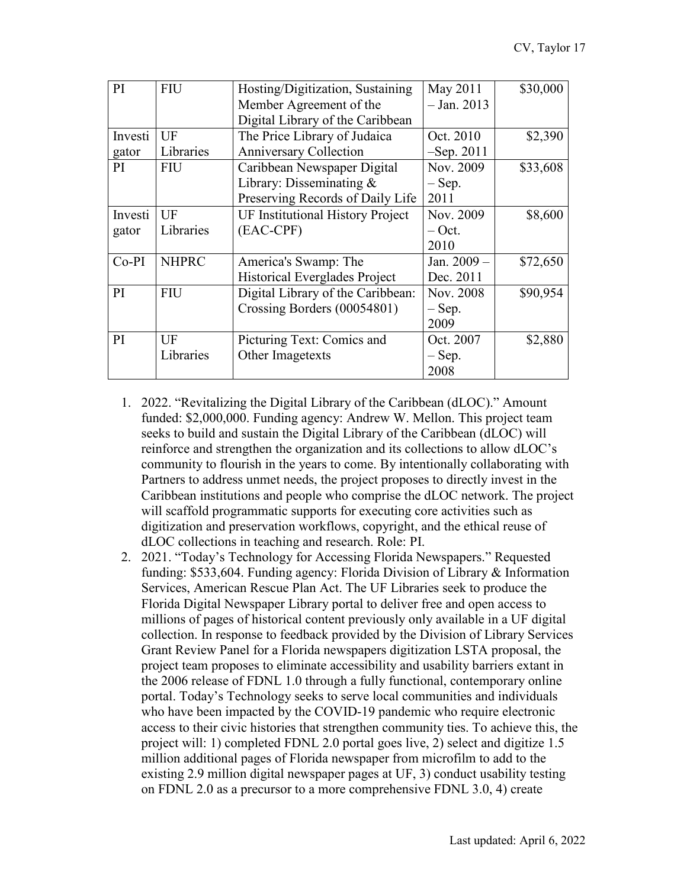| | | | | |
|---|---|---|---|---|
| PI | FIU | Hosting/Digitization, Sustaining Member Agreement of the Digital Library of the Caribbean | May 2011 – Jan. 2013 | $30,000 |
| Investigator | UF Libraries | The Price Library of Judaica Anniversary Collection | Oct. 2010 –Sep. 2011 | $2,390 |
| PI | FIU | Caribbean Newspaper Digital Library: Disseminating & Preserving Records of Daily Life | Nov. 2009 – Sep. 2011 | $33,608 |
| Investigator | UF Libraries | UF Institutional History Project (EAC-CPF) | Nov. 2009 – Oct. 2010 | $8,600 |
| Co-PI | NHPRC | America's Swamp: The Historical Everglades Project | Jan. 2009 – Dec. 2011 | $72,650 |
| PI | FIU | Digital Library of the Caribbean: Crossing Borders (00054801) | Nov. 2008 – Sep. 2009 | $90,954 |
| PI | UF Libraries | Picturing Text: Comics and Other Imagetexts | Oct. 2007 – Sep. 2008 | $2,880 |

1. 2022. "Revitalizing the Digital Library of the Caribbean (dLOC)." Amount funded: $2,000,000. Funding agency: Andrew W. Mellon. This project team seeks to build and sustain the Digital Library of the Caribbean (dLOC) will reinforce and strengthen the organization and its collections to allow dLOC's community to flourish in the years to come. By intentionally collaborating with Partners to address unmet needs, the project proposes to directly invest in the Caribbean institutions and people who comprise the dLOC network. The project will scaffold programmatic supports for executing core activities such as digitization and preservation workflows, copyright, and the ethical reuse of dLOC collections in teaching and research. Role: PI.
2. 2021. "Today's Technology for Accessing Florida Newspapers." Requested funding: $533,604. Funding agency: Florida Division of Library & Information Services, American Rescue Plan Act. The UF Libraries seek to produce the Florida Digital Newspaper Library portal to deliver free and open access to millions of pages of historical content previously only available in a UF digital collection. In response to feedback provided by the Division of Library Services Grant Review Panel for a Florida newspapers digitization LSTA proposal, the project team proposes to eliminate accessibility and usability barriers extant in the 2006 release of FDNL 1.0 through a fully functional, contemporary online portal. Today's Technology seeks to serve local communities and individuals who have been impacted by the COVID-19 pandemic who require electronic access to their civic histories that strengthen community ties. To achieve this, the project will: 1) completed FDNL 2.0 portal goes live, 2) select and digitize 1.5 million additional pages of Florida newspaper from microfilm to add to the existing 2.9 million digital newspaper pages at UF, 3) conduct usability testing on FDNL 2.0 as a precursor to a more comprehensive FDNL 3.0, 4) create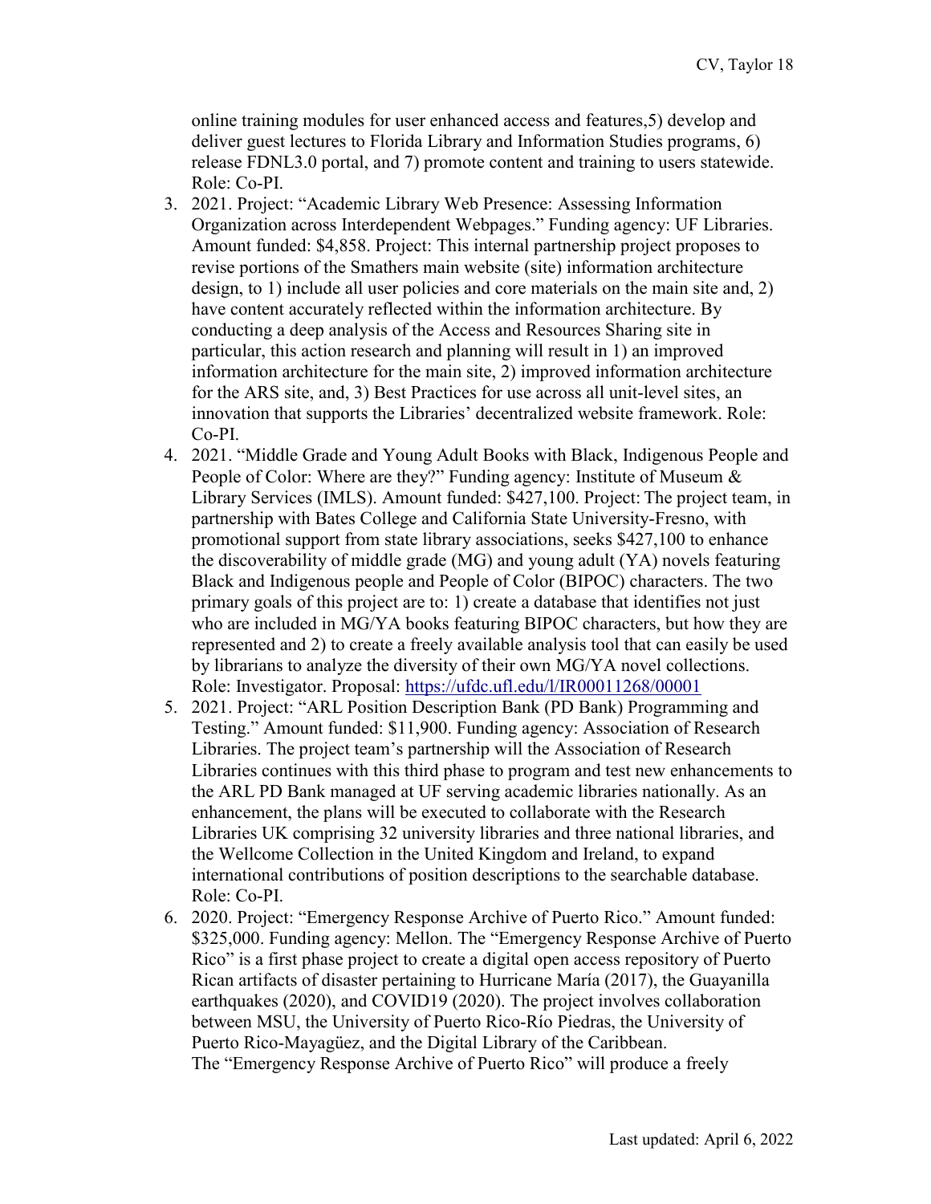online training modules for user enhanced access and features,5) develop and deliver guest lectures to Florida Library and Information Studies programs, 6) release FDNL3.0 portal, and 7) promote content and training to users statewide. Role: Co-PI.

3. 2021. Project: "Academic Library Web Presence: Assessing Information Organization across Interdependent Webpages." Funding agency: UF Libraries. Amount funded: $4,858. Project: This internal partnership project proposes to revise portions of the Smathers main website (site) information architecture design, to 1) include all user policies and core materials on the main site and, 2) have content accurately reflected within the information architecture. By conducting a deep analysis of the Access and Resources Sharing site in particular, this action research and planning will result in 1) an improved information architecture for the main site, 2) improved information architecture for the ARS site, and, 3) Best Practices for use across all unit-level sites, an innovation that supports the Libraries' decentralized website framework. Role: Co-PI.
4. 2021. "Middle Grade and Young Adult Books with Black, Indigenous People and People of Color: Where are they?" Funding agency: Institute of Museum & Library Services (IMLS). Amount funded: $427,100. Project: The project team, in partnership with Bates College and California State University-Fresno, with promotional support from state library associations, seeks $427,100 to enhance the discoverability of middle grade (MG) and young adult (YA) novels featuring Black and Indigenous people and People of Color (BIPOC) characters. The two primary goals of this project are to: 1) create a database that identifies not just who are included in MG/YA books featuring BIPOC characters, but how they are represented and 2) to create a freely available analysis tool that can easily be used by librarians to analyze the diversity of their own MG/YA novel collections. Role: Investigator. Proposal: https://ufdc.ufl.edu/l/IR00011268/00001
5. 2021. Project: "ARL Position Description Bank (PD Bank) Programming and Testing." Amount funded: $11,900. Funding agency: Association of Research Libraries. The project team's partnership will the Association of Research Libraries continues with this third phase to program and test new enhancements to the ARL PD Bank managed at UF serving academic libraries nationally. As an enhancement, the plans will be executed to collaborate with the Research Libraries UK comprising 32 university libraries and three national libraries, and the Wellcome Collection in the United Kingdom and Ireland, to expand international contributions of position descriptions to the searchable database. Role: Co-PI.
6. 2020. Project: "Emergency Response Archive of Puerto Rico." Amount funded: $325,000. Funding agency: Mellon. The "Emergency Response Archive of Puerto Rico" is a first phase project to create a digital open access repository of Puerto Rican artifacts of disaster pertaining to Hurricane María (2017), the Guayanilla earthquakes (2020), and COVID19 (2020). The project involves collaboration between MSU, the University of Puerto Rico-Río Piedras, the University of Puerto Rico-Mayagüez, and the Digital Library of the Caribbean.
   The "Emergency Response Archive of Puerto Rico" will produce a freely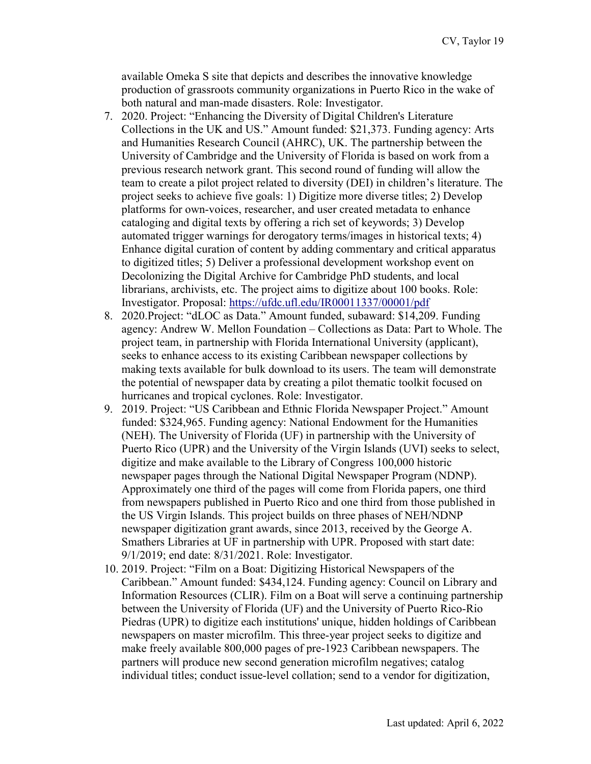available Omeka S site that depicts and describes the innovative knowledge production of grassroots community organizations in Puerto Rico in the wake of both natural and man-made disasters. Role: Investigator.

7. 2020. Project: "Enhancing the Diversity of Digital Children's Literature Collections in the UK and US." Amount funded: $21,373. Funding agency: Arts and Humanities Research Council (AHRC), UK. The partnership between the University of Cambridge and the University of Florida is based on work from a previous research network grant. This second round of funding will allow the team to create a pilot project related to diversity (DEI) in children's literature. The project seeks to achieve five goals: 1) Digitize more diverse titles; 2) Develop platforms for own-voices, researcher, and user created metadata to enhance cataloging and digital texts by offering a rich set of keywords; 3) Develop automated trigger warnings for derogatory terms/images in historical texts; 4) Enhance digital curation of content by adding commentary and critical apparatus to digitized titles; 5) Deliver a professional development workshop event on Decolonizing the Digital Archive for Cambridge PhD students, and local librarians, archivists, etc. The project aims to digitize about 100 books. Role: Investigator. Proposal: https://ufdc.ufl.edu/IR00011337/00001/pdf
8. 2020.Project: "dLOC as Data." Amount funded, subaward: $14,209. Funding agency: Andrew W. Mellon Foundation – Collections as Data: Part to Whole. The project team, in partnership with Florida International University (applicant), seeks to enhance access to its existing Caribbean newspaper collections by making texts available for bulk download to its users. The team will demonstrate the potential of newspaper data by creating a pilot thematic toolkit focused on hurricanes and tropical cyclones. Role: Investigator.
9. 2019. Project: "US Caribbean and Ethnic Florida Newspaper Project." Amount funded: $324,965. Funding agency: National Endowment for the Humanities (NEH). The University of Florida (UF) in partnership with the University of Puerto Rico (UPR) and the University of the Virgin Islands (UVI) seeks to select, digitize and make available to the Library of Congress 100,000 historic newspaper pages through the National Digital Newspaper Program (NDNP). Approximately one third of the pages will come from Florida papers, one third from newspapers published in Puerto Rico and one third from those published in the US Virgin Islands. This project builds on three phases of NEH/NDNP newspaper digitization grant awards, since 2013, received by the George A. Smathers Libraries at UF in partnership with UPR. Proposed with start date: 9/1/2019; end date: 8/31/2021. Role: Investigator.
10. 2019. Project: "Film on a Boat: Digitizing Historical Newspapers of the Caribbean." Amount funded: $434,124. Funding agency: Council on Library and Information Resources (CLIR). Film on a Boat will serve a continuing partnership between the University of Florida (UF) and the University of Puerto Rico-Rio Piedras (UPR) to digitize each institutions' unique, hidden holdings of Caribbean newspapers on master microfilm. This three-year project seeks to digitize and make freely available 800,000 pages of pre-1923 Caribbean newspapers. The partners will produce new second generation microfilm negatives; catalog individual titles; conduct issue-level collation; send to a vendor for digitization,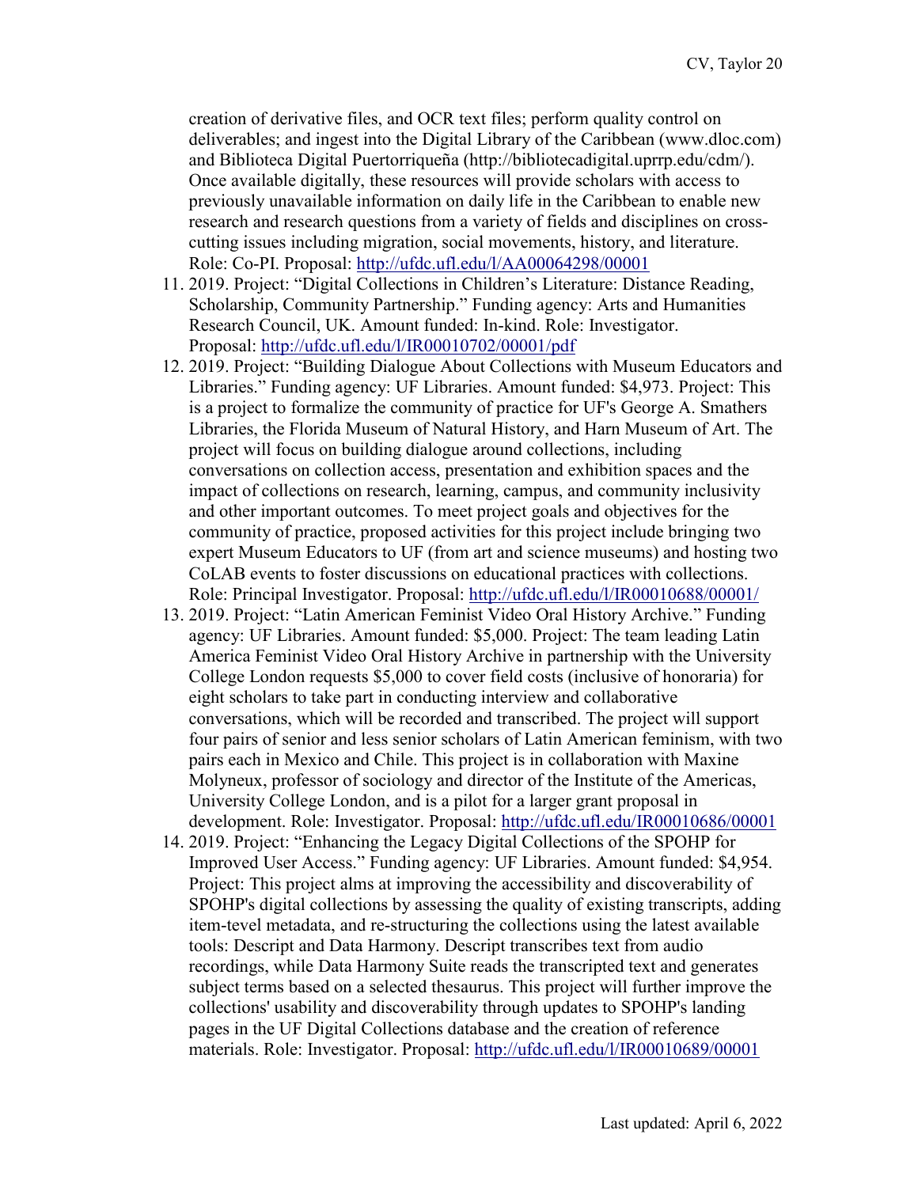creation of derivative files, and OCR text files; perform quality control on deliverables; and ingest into the Digital Library of the Caribbean (www.dloc.com) and Biblioteca Digital Puertorriqueña (http://bibliotecadigital.uprrp.edu/cdm/). Once available digitally, these resources will provide scholars with access to previously unavailable information on daily life in the Caribbean to enable new research and research questions from a variety of fields and disciplines on cross-cutting issues including migration, social movements, history, and literature. Role: Co-PI. Proposal: http://ufdc.ufl.edu/l/AA00064298/00001

11. 2019. Project: "Digital Collections in Children's Literature: Distance Reading, Scholarship, Community Partnership." Funding agency: Arts and Humanities Research Council, UK. Amount funded: In-kind. Role: Investigator. Proposal: http://ufdc.ufl.edu/l/IR00010702/00001/pdf
12. 2019. Project: "Building Dialogue About Collections with Museum Educators and Libraries." Funding agency: UF Libraries. Amount funded: $4,973. Project: This is a project to formalize the community of practice for UF's George A. Smathers Libraries, the Florida Museum of Natural History, and Harn Museum of Art. The project will focus on building dialogue around collections, including conversations on collection access, presentation and exhibition spaces and the impact of collections on research, learning, campus, and community inclusivity and other important outcomes. To meet project goals and objectives for the community of practice, proposed activities for this project include bringing two expert Museum Educators to UF (from art and science museums) and hosting two CoLAB events to foster discussions on educational practices with collections. Role: Principal Investigator. Proposal: http://ufdc.ufl.edu/l/IR00010688/00001/
13. 2019. Project: "Latin American Feminist Video Oral History Archive." Funding agency: UF Libraries. Amount funded: $5,000. Project: The team leading Latin America Feminist Video Oral History Archive in partnership with the University College London requests $5,000 to cover field costs (inclusive of honoraria) for eight scholars to take part in conducting interview and collaborative conversations, which will be recorded and transcribed. The project will support four pairs of senior and less senior scholars of Latin American feminism, with two pairs each in Mexico and Chile. This project is in collaboration with Maxine Molyneux, professor of sociology and director of the Institute of the Americas, University College London, and is a pilot for a larger grant proposal in development. Role: Investigator. Proposal: http://ufdc.ufl.edu/IR00010686/00001
14. 2019. Project: "Enhancing the Legacy Digital Collections of the SPOHP for Improved User Access." Funding agency: UF Libraries. Amount funded: $4,954. Project: This project alms at improving the accessibility and discoverability of SPOHP's digital collections by assessing the quality of existing transcripts, adding item-tevel metadata, and re-structuring the collections using the latest available tools: Descript and Data Harmony. Descript transcribes text from audio recordings, while Data Harmony Suite reads the transcripted text and generates subject terms based on a selected thesaurus. This project will further improve the collections' usability and discoverability through updates to SPOHP's landing pages in the UF Digital Collections database and the creation of reference materials. Role: Investigator. Proposal: http://ufdc.ufl.edu/l/IR00010689/00001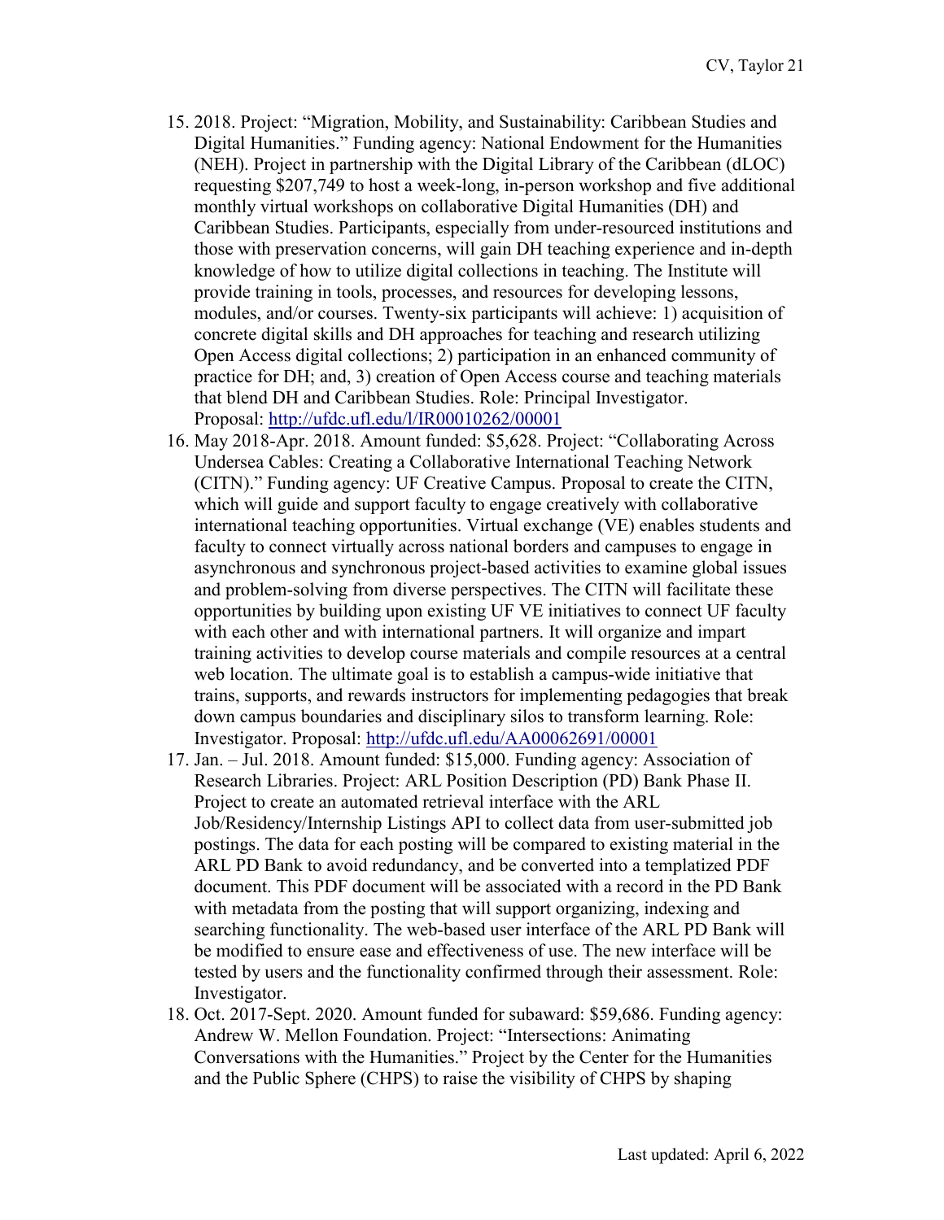15. 2018. Project: "Migration, Mobility, and Sustainability: Caribbean Studies and Digital Humanities." Funding agency: National Endowment for the Humanities (NEH). Project in partnership with the Digital Library of the Caribbean (dLOC) requesting $207,749 to host a week-long, in-person workshop and five additional monthly virtual workshops on collaborative Digital Humanities (DH) and Caribbean Studies. Participants, especially from under-resourced institutions and those with preservation concerns, will gain DH teaching experience and in-depth knowledge of how to utilize digital collections in teaching. The Institute will provide training in tools, processes, and resources for developing lessons, modules, and/or courses. Twenty-six participants will achieve: 1) acquisition of concrete digital skills and DH approaches for teaching and research utilizing Open Access digital collections; 2) participation in an enhanced community of practice for DH; and, 3) creation of Open Access course and teaching materials that blend DH and Caribbean Studies. Role: Principal Investigator. Proposal: http://ufdc.ufl.edu/l/IR00010262/00001
16. May 2018-Apr. 2018. Amount funded: $5,628. Project: "Collaborating Across Undersea Cables: Creating a Collaborative International Teaching Network (CITN)." Funding agency: UF Creative Campus. Proposal to create the CITN, which will guide and support faculty to engage creatively with collaborative international teaching opportunities. Virtual exchange (VE) enables students and faculty to connect virtually across national borders and campuses to engage in asynchronous and synchronous project-based activities to examine global issues and problem-solving from diverse perspectives. The CITN will facilitate these opportunities by building upon existing UF VE initiatives to connect UF faculty with each other and with international partners. It will organize and impart training activities to develop course materials and compile resources at a central web location. The ultimate goal is to establish a campus-wide initiative that trains, supports, and rewards instructors for implementing pedagogies that break down campus boundaries and disciplinary silos to transform learning. Role: Investigator. Proposal: http://ufdc.ufl.edu/AA00062691/00001
17. Jan. – Jul. 2018. Amount funded: $15,000. Funding agency: Association of Research Libraries. Project: ARL Position Description (PD) Bank Phase II. Project to create an automated retrieval interface with the ARL Job/Residency/Internship Listings API to collect data from user-submitted job postings. The data for each posting will be compared to existing material in the ARL PD Bank to avoid redundancy, and be converted into a templatized PDF document. This PDF document will be associated with a record in the PD Bank with metadata from the posting that will support organizing, indexing and searching functionality. The web-based user interface of the ARL PD Bank will be modified to ensure ease and effectiveness of use. The new interface will be tested by users and the functionality confirmed through their assessment. Role: Investigator.
18. Oct. 2017-Sept. 2020. Amount funded for subaward: $59,686. Funding agency: Andrew W. Mellon Foundation. Project: "Intersections: Animating Conversations with the Humanities." Project by the Center for the Humanities and the Public Sphere (CHPS) to raise the visibility of CHPS by shaping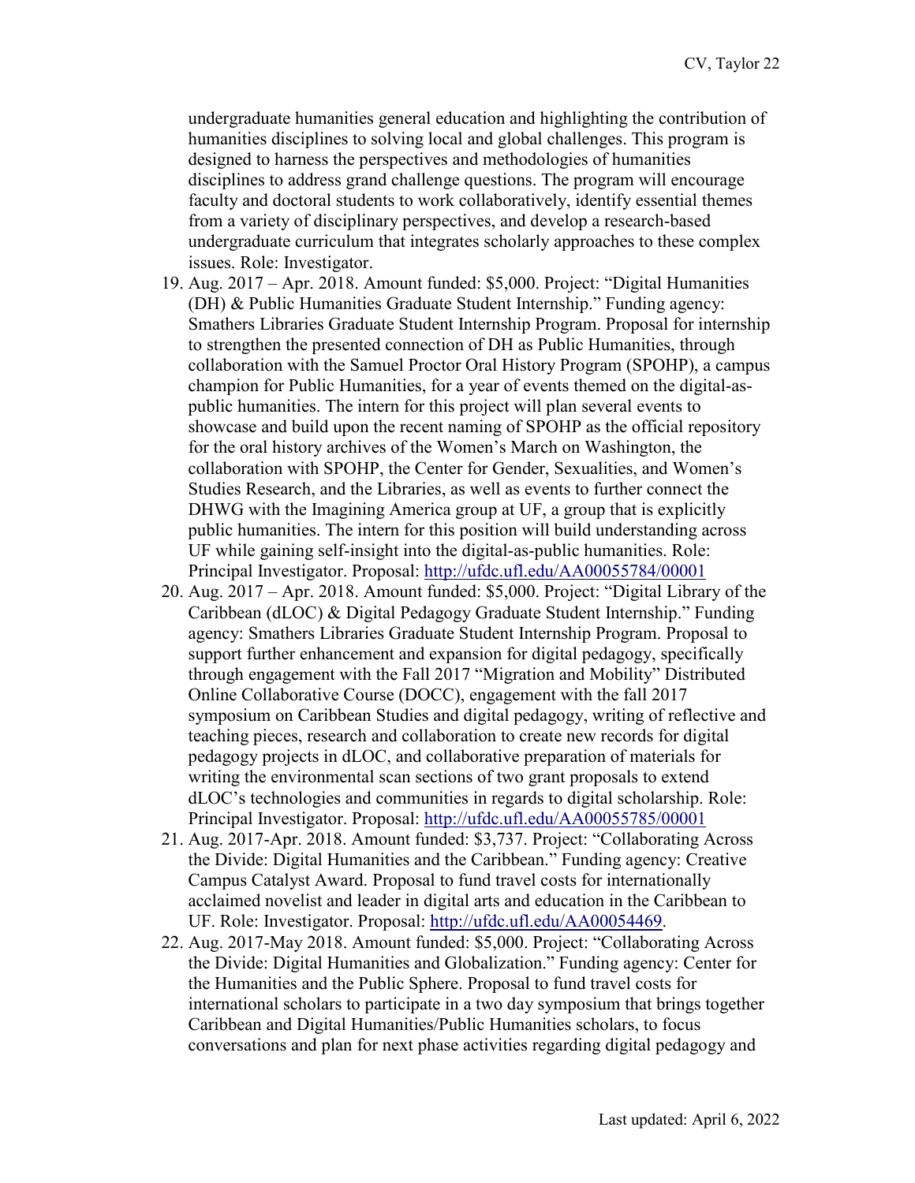undergraduate humanities general education and highlighting the contribution of humanities disciplines to solving local and global challenges. This program is designed to harness the perspectives and methodologies of humanities disciplines to address grand challenge questions. The program will encourage faculty and doctoral students to work collaboratively, identify essential themes from a variety of disciplinary perspectives, and develop a research-based undergraduate curriculum that integrates scholarly approaches to these complex issues. Role: Investigator.

19. Aug. 2017 – Apr. 2018. Amount funded: $5,000. Project: "Digital Humanities (DH) & Public Humanities Graduate Student Internship." Funding agency: Smathers Libraries Graduate Student Internship Program. Proposal for internship to strengthen the presented connection of DH as Public Humanities, through collaboration with the Samuel Proctor Oral History Program (SPOHP), a campus champion for Public Humanities, for a year of events themed on the digital-as-public humanities. The intern for this project will plan several events to showcase and build upon the recent naming of SPOHP as the official repository for the oral history archives of the Women's March on Washington, the collaboration with SPOHP, the Center for Gender, Sexualities, and Women's Studies Research, and the Libraries, as well as events to further connect the DHWG with the Imagining America group at UF, a group that is explicitly public humanities. The intern for this position will build understanding across UF while gaining self-insight into the digital-as-public humanities. Role: Principal Investigator. Proposal: http://ufdc.ufl.edu/AA00055784/00001
20. Aug. 2017 – Apr. 2018. Amount funded: $5,000. Project: "Digital Library of the Caribbean (dLOC) & Digital Pedagogy Graduate Student Internship." Funding agency: Smathers Libraries Graduate Student Internship Program. Proposal to support further enhancement and expansion for digital pedagogy, specifically through engagement with the Fall 2017 "Migration and Mobility" Distributed Online Collaborative Course (DOCC), engagement with the fall 2017 symposium on Caribbean Studies and digital pedagogy, writing of reflective and teaching pieces, research and collaboration to create new records for digital pedagogy projects in dLOC, and collaborative preparation of materials for writing the environmental scan sections of two grant proposals to extend dLOC's technologies and communities in regards to digital scholarship. Role: Principal Investigator. Proposal: http://ufdc.ufl.edu/AA00055785/00001
21. Aug. 2017-Apr. 2018. Amount funded: $3,737. Project: "Collaborating Across the Divide: Digital Humanities and the Caribbean." Funding agency: Creative Campus Catalyst Award. Proposal to fund travel costs for internationally acclaimed novelist and leader in digital arts and education in the Caribbean to UF. Role: Investigator. Proposal: http://ufdc.ufl.edu/AA00054469.
22. Aug. 2017-May 2018. Amount funded: $5,000. Project: "Collaborating Across the Divide: Digital Humanities and Globalization." Funding agency: Center for the Humanities and the Public Sphere. Proposal to fund travel costs for international scholars to participate in a two day symposium that brings together Caribbean and Digital Humanities/Public Humanities scholars, to focus conversations and plan for next phase activities regarding digital pedagogy and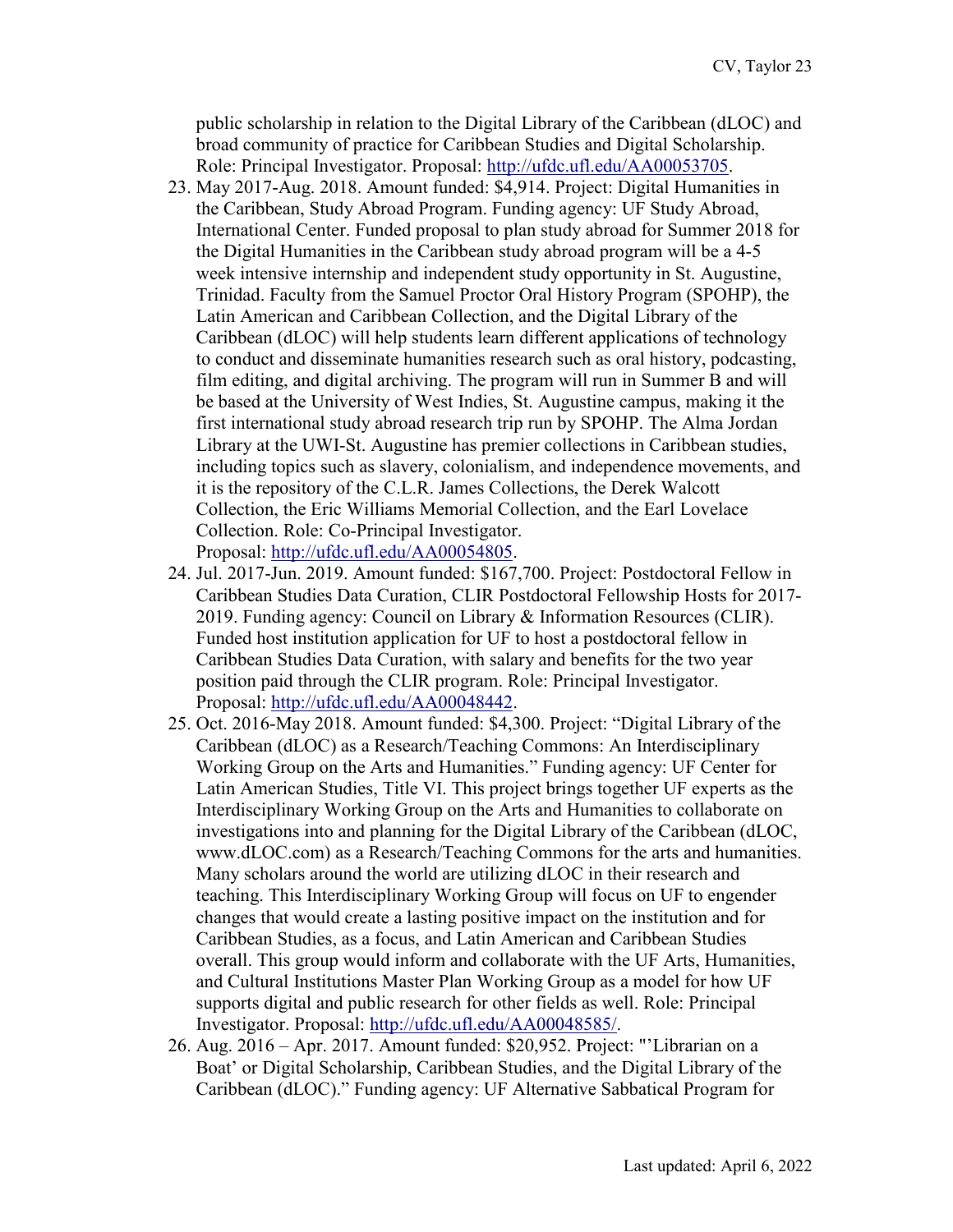public scholarship in relation to the Digital Library of the Caribbean (dLOC) and broad community of practice for Caribbean Studies and Digital Scholarship. Role: Principal Investigator. Proposal: http://ufdc.ufl.edu/AA00053705.

23. May 2017-Aug. 2018. Amount funded: $4,914. Project: Digital Humanities in the Caribbean, Study Abroad Program. Funding agency: UF Study Abroad, International Center. Funded proposal to plan study abroad for Summer 2018 for the Digital Humanities in the Caribbean study abroad program will be a 4-5 week intensive internship and independent study opportunity in St. Augustine, Trinidad. Faculty from the Samuel Proctor Oral History Program (SPOHP), the Latin American and Caribbean Collection, and the Digital Library of the Caribbean (dLOC) will help students learn different applications of technology to conduct and disseminate humanities research such as oral history, podcasting, film editing, and digital archiving. The program will run in Summer B and will be based at the University of West Indies, St. Augustine campus, making it the first international study abroad research trip run by SPOHP. The Alma Jordan Library at the UWI-St. Augustine has premier collections in Caribbean studies, including topics such as slavery, colonialism, and independence movements, and it is the repository of the C.L.R. James Collections, the Derek Walcott Collection, the Eric Williams Memorial Collection, and the Earl Lovelace Collection. Role: Co-Principal Investigator. Proposal: http://ufdc.ufl.edu/AA00054805.
24. Jul. 2017-Jun. 2019. Amount funded: $167,700. Project: Postdoctoral Fellow in Caribbean Studies Data Curation, CLIR Postdoctoral Fellowship Hosts for 2017-2019. Funding agency: Council on Library & Information Resources (CLIR). Funded host institution application for UF to host a postdoctoral fellow in Caribbean Studies Data Curation, with salary and benefits for the two year position paid through the CLIR program. Role: Principal Investigator. Proposal: http://ufdc.ufl.edu/AA00048442.
25. Oct. 2016-May 2018. Amount funded: $4,300. Project: "Digital Library of the Caribbean (dLOC) as a Research/Teaching Commons: An Interdisciplinary Working Group on the Arts and Humanities." Funding agency: UF Center for Latin American Studies, Title VI. This project brings together UF experts as the Interdisciplinary Working Group on the Arts and Humanities to collaborate on investigations into and planning for the Digital Library of the Caribbean (dLOC, www.dLOC.com) as a Research/Teaching Commons for the arts and humanities. Many scholars around the world are utilizing dLOC in their research and teaching. This Interdisciplinary Working Group will focus on UF to engender changes that would create a lasting positive impact on the institution and for Caribbean Studies, as a focus, and Latin American and Caribbean Studies overall. This group would inform and collaborate with the UF Arts, Humanities, and Cultural Institutions Master Plan Working Group as a model for how UF supports digital and public research for other fields as well. Role: Principal Investigator. Proposal: http://ufdc.ufl.edu/AA00048585/.
26. Aug. 2016 – Apr. 2017. Amount funded: $20,952. Project: "'Librarian on a Boat' or Digital Scholarship, Caribbean Studies, and the Digital Library of the Caribbean (dLOC)." Funding agency: UF Alternative Sabbatical Program for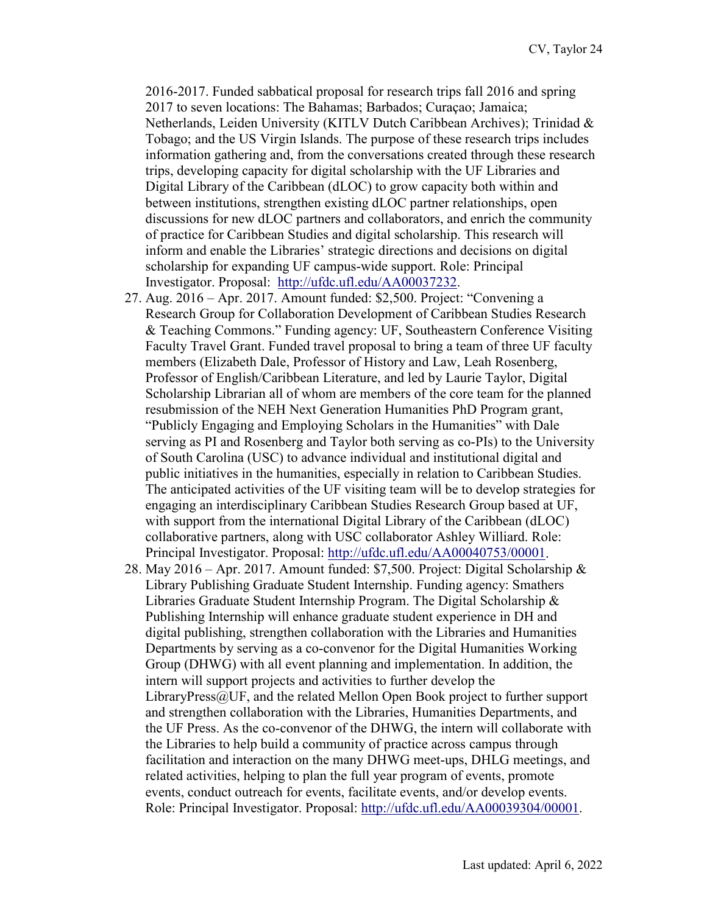2016-2017. Funded sabbatical proposal for research trips fall 2016 and spring 2017 to seven locations: The Bahamas; Barbados; Curaçao; Jamaica; Netherlands, Leiden University (KITLV Dutch Caribbean Archives); Trinidad & Tobago; and the US Virgin Islands. The purpose of these research trips includes information gathering and, from the conversations created through these research trips, developing capacity for digital scholarship with the UF Libraries and Digital Library of the Caribbean (dLOC) to grow capacity both within and between institutions, strengthen existing dLOC partner relationships, open discussions for new dLOC partners and collaborators, and enrich the community of practice for Caribbean Studies and digital scholarship. This research will inform and enable the Libraries' strategic directions and decisions on digital scholarship for expanding UF campus-wide support. Role: Principal Investigator. Proposal: [http://ufdc.ufl.edu/AA00037232](http://ufdc.ufl.edu/AA00037232).

27. Aug. 2016 – Apr. 2017. Amount funded: $2,500. Project: "Convening a Research Group for Collaboration Development of Caribbean Studies Research & Teaching Commons." Funding agency: UF, Southeastern Conference Visiting Faculty Travel Grant. Funded travel proposal to bring a team of three UF faculty members (Elizabeth Dale, Professor of History and Law, Leah Rosenberg, Professor of English/Caribbean Literature, and led by Laurie Taylor, Digital Scholarship Librarian all of whom are members of the core team for the planned resubmission of the NEH Next Generation Humanities PhD Program grant, "Publicly Engaging and Employing Scholars in the Humanities" with Dale serving as PI and Rosenberg and Taylor both serving as co-PIs) to the University of South Carolina (USC) to advance individual and institutional digital and public initiatives in the humanities, especially in relation to Caribbean Studies. The anticipated activities of the UF visiting team will be to develop strategies for engaging an interdisciplinary Caribbean Studies Research Group based at UF, with support from the international Digital Library of the Caribbean (dLOC) collaborative partners, along with USC collaborator Ashley Williard. Role: Principal Investigator. Proposal: [http://ufdc.ufl.edu/AA00040753/00001](http://ufdc.ufl.edu/AA00040753/00001).
28. May 2016 – Apr. 2017. Amount funded: $7,500. Project: Digital Scholarship & Library Publishing Graduate Student Internship. Funding agency: Smathers Libraries Graduate Student Internship Program. The Digital Scholarship & Publishing Internship will enhance graduate student experience in DH and digital publishing, strengthen collaboration with the Libraries and Humanities Departments by serving as a co-convenor for the Digital Humanities Working Group (DHWG) with all event planning and implementation. In addition, the intern will support projects and activities to further develop the LibraryPress@UF, and the related Mellon Open Book project to further support and strengthen collaboration with the Libraries, Humanities Departments, and the UF Press. As the co-convenor of the DHWG, the intern will collaborate with the Libraries to help build a community of practice across campus through facilitation and interaction on the many DHWG meet-ups, DHLG meetings, and related activities, helping to plan the full year program of events, promote events, conduct outreach for events, facilitate events, and/or develop events. Role: Principal Investigator. Proposal: [http://ufdc.ufl.edu/AA00039304/00001](http://ufdc.ufl.edu/AA00039304/00001).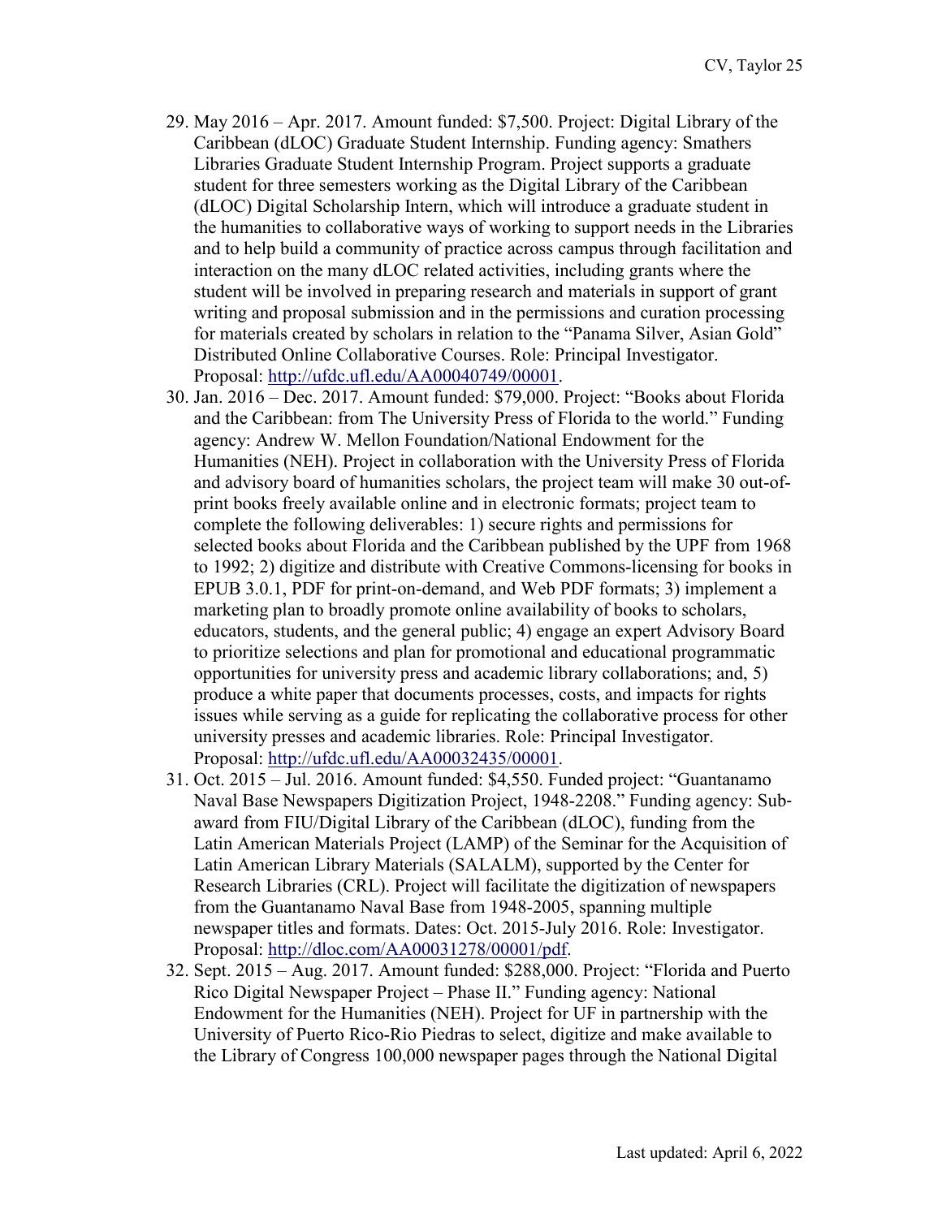29. May 2016 – Apr. 2017. Amount funded: $7,500. Project: Digital Library of the Caribbean (dLOC) Graduate Student Internship. Funding agency: Smathers Libraries Graduate Student Internship Program. Project supports a graduate student for three semesters working as the Digital Library of the Caribbean (dLOC) Digital Scholarship Intern, which will introduce a graduate student in the humanities to collaborative ways of working to support needs in the Libraries and to help build a community of practice across campus through facilitation and interaction on the many dLOC related activities, including grants where the student will be involved in preparing research and materials in support of grant writing and proposal submission and in the permissions and curation processing for materials created by scholars in relation to the "Panama Silver, Asian Gold" Distributed Online Collaborative Courses. Role: Principal Investigator. Proposal: http://ufdc.ufl.edu/AA00040749/00001.
30. Jan. 2016 – Dec. 2017. Amount funded: $79,000. Project: "Books about Florida and the Caribbean: from The University Press of Florida to the world." Funding agency: Andrew W. Mellon Foundation/National Endowment for the Humanities (NEH). Project in collaboration with the University Press of Florida and advisory board of humanities scholars, the project team will make 30 out-of-print books freely available online and in electronic formats; project team to complete the following deliverables: 1) secure rights and permissions for selected books about Florida and the Caribbean published by the UPF from 1968 to 1992; 2) digitize and distribute with Creative Commons-licensing for books in EPUB 3.0.1, PDF for print-on-demand, and Web PDF formats; 3) implement a marketing plan to broadly promote online availability of books to scholars, educators, students, and the general public; 4) engage an expert Advisory Board to prioritize selections and plan for promotional and educational programmatic opportunities for university press and academic library collaborations; and, 5) produce a white paper that documents processes, costs, and impacts for rights issues while serving as a guide for replicating the collaborative process for other university presses and academic libraries. Role: Principal Investigator. Proposal: http://ufdc.ufl.edu/AA00032435/00001.
31. Oct. 2015 – Jul. 2016. Amount funded: $4,550. Funded project: "Guantanamo Naval Base Newspapers Digitization Project, 1948-2208." Funding agency: Sub-award from FIU/Digital Library of the Caribbean (dLOC), funding from the Latin American Materials Project (LAMP) of the Seminar for the Acquisition of Latin American Library Materials (SALALM), supported by the Center for Research Libraries (CRL). Project will facilitate the digitization of newspapers from the Guantanamo Naval Base from 1948-2005, spanning multiple newspaper titles and formats. Dates: Oct. 2015-July 2016. Role: Investigator. Proposal: http://dloc.com/AA00031278/00001/pdf.
32. Sept. 2015 – Aug. 2017. Amount funded: $288,000. Project: "Florida and Puerto Rico Digital Newspaper Project – Phase II." Funding agency: National Endowment for the Humanities (NEH). Project for UF in partnership with the University of Puerto Rico-Rio Piedras to select, digitize and make available to the Library of Congress 100,000 newspaper pages through the National Digital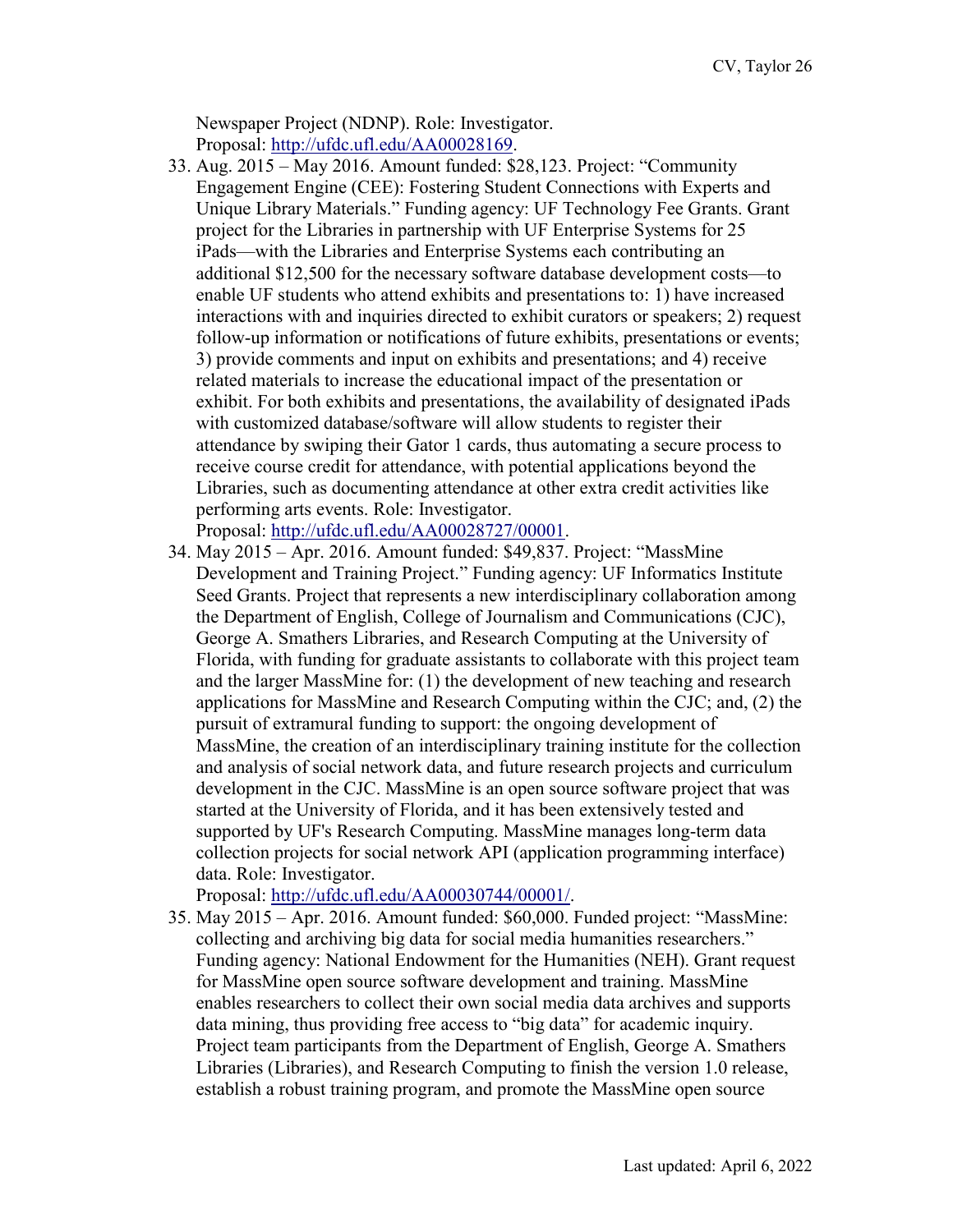Newspaper Project (NDNP). Role: Investigator.
Proposal: http://ufdc.ufl.edu/AA00028169.

33. Aug. 2015 – May 2016. Amount funded: $28,123. Project: "Community Engagement Engine (CEE): Fostering Student Connections with Experts and Unique Library Materials." Funding agency: UF Technology Fee Grants. Grant project for the Libraries in partnership with UF Enterprise Systems for 25 iPads—with the Libraries and Enterprise Systems each contributing an additional $12,500 for the necessary software database development costs—to enable UF students who attend exhibits and presentations to: 1) have increased interactions with and inquiries directed to exhibit curators or speakers; 2) request follow-up information or notifications of future exhibits, presentations or events; 3) provide comments and input on exhibits and presentations; and 4) receive related materials to increase the educational impact of the presentation or exhibit. For both exhibits and presentations, the availability of designated iPads with customized database/software will allow students to register their attendance by swiping their Gator 1 cards, thus automating a secure process to receive course credit for attendance, with potential applications beyond the Libraries, such as documenting attendance at other extra credit activities like performing arts events. Role: Investigator.
Proposal: http://ufdc.ufl.edu/AA00028727/00001.
34. May 2015 – Apr. 2016. Amount funded: $49,837. Project: "MassMine Development and Training Project." Funding agency: UF Informatics Institute Seed Grants. Project that represents a new interdisciplinary collaboration among the Department of English, College of Journalism and Communications (CJC), George A. Smathers Libraries, and Research Computing at the University of Florida, with funding for graduate assistants to collaborate with this project team and the larger MassMine for: (1) the development of new teaching and research applications for MassMine and Research Computing within the CJC; and, (2) the pursuit of extramural funding to support: the ongoing development of MassMine, the creation of an interdisciplinary training institute for the collection and analysis of social network data, and future research projects and curriculum development in the CJC. MassMine is an open source software project that was started at the University of Florida, and it has been extensively tested and supported by UF's Research Computing. MassMine manages long-term data collection projects for social network API (application programming interface) data. Role: Investigator.
Proposal: http://ufdc.ufl.edu/AA00030744/00001/.
35. May 2015 – Apr. 2016. Amount funded: $60,000. Funded project: "MassMine: collecting and archiving big data for social media humanities researchers." Funding agency: National Endowment for the Humanities (NEH). Grant request for MassMine open source software development and training. MassMine enables researchers to collect their own social media data archives and supports data mining, thus providing free access to "big data" for academic inquiry. Project team participants from the Department of English, George A. Smathers Libraries (Libraries), and Research Computing to finish the version 1.0 release, establish a robust training program, and promote the MassMine open source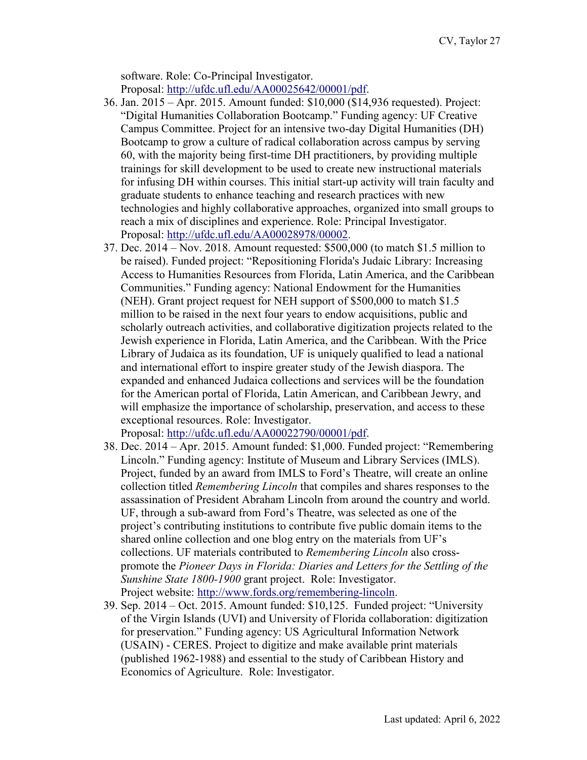software. Role: Co-Principal Investigator.
Proposal: http://ufdc.ufl.edu/AA00025642/00001/pdf.

36. Jan. 2015 – Apr. 2015. Amount funded: $10,000 ($14,936 requested). Project: "Digital Humanities Collaboration Bootcamp." Funding agency: UF Creative Campus Committee. Project for an intensive two-day Digital Humanities (DH) Bootcamp to grow a culture of radical collaboration across campus by serving 60, with the majority being first-time DH practitioners, by providing multiple trainings for skill development to be used to create new instructional materials for infusing DH within courses. This initial start-up activity will train faculty and graduate students to enhance teaching and research practices with new technologies and highly collaborative approaches, organized into small groups to reach a mix of disciplines and experience. Role: Principal Investigator. Proposal: http://ufdc.ufl.edu/AA00028978/00002.
37. Dec. 2014 – Nov. 2018. Amount requested: $500,000 (to match $1.5 million to be raised). Funded project: "Repositioning Florida's Judaic Library: Increasing Access to Humanities Resources from Florida, Latin America, and the Caribbean Communities." Funding agency: National Endowment for the Humanities (NEH). Grant project request for NEH support of $500,000 to match $1.5 million to be raised in the next four years to endow acquisitions, public and scholarly outreach activities, and collaborative digitization projects related to the Jewish experience in Florida, Latin America, and the Caribbean. With the Price Library of Judaica as its foundation, UF is uniquely qualified to lead a national and international effort to inspire greater study of the Jewish diaspora. The expanded and enhanced Judaica collections and services will be the foundation for the American portal of Florida, Latin American, and Caribbean Jewry, and will emphasize the importance of scholarship, preservation, and access to these exceptional resources. Role: Investigator.
Proposal: http://ufdc.ufl.edu/AA00022790/00001/pdf.
38. Dec. 2014 – Apr. 2015. Amount funded: $1,000. Funded project: "Remembering Lincoln." Funding agency: Institute of Museum and Library Services (IMLS). Project, funded by an award from IMLS to Ford's Theatre, will create an online collection titled *Remembering Lincoln* that compiles and shares responses to the assassination of President Abraham Lincoln from around the country and world. UF, through a sub-award from Ford's Theatre, was selected as one of the project's contributing institutions to contribute five public domain items to the shared online collection and one blog entry on the materials from UF's collections. UF materials contributed to *Remembering Lincoln* also cross-promote the *Pioneer Days in Florida: Diaries and Letters for the Settling of the Sunshine State 1800-1900* grant project. Role: Investigator.
Project website: http://www.fords.org/remembering-lincoln.
39. Sep. 2014 – Oct. 2015. Amount funded: $10,125. Funded project: "University of the Virgin Islands (UVI) and University of Florida collaboration: digitization for preservation." Funding agency: US Agricultural Information Network (USAIN) - CERES. Project to digitize and make available print materials (published 1962-1988) and essential to the study of Caribbean History and Economics of Agriculture. Role: Investigator.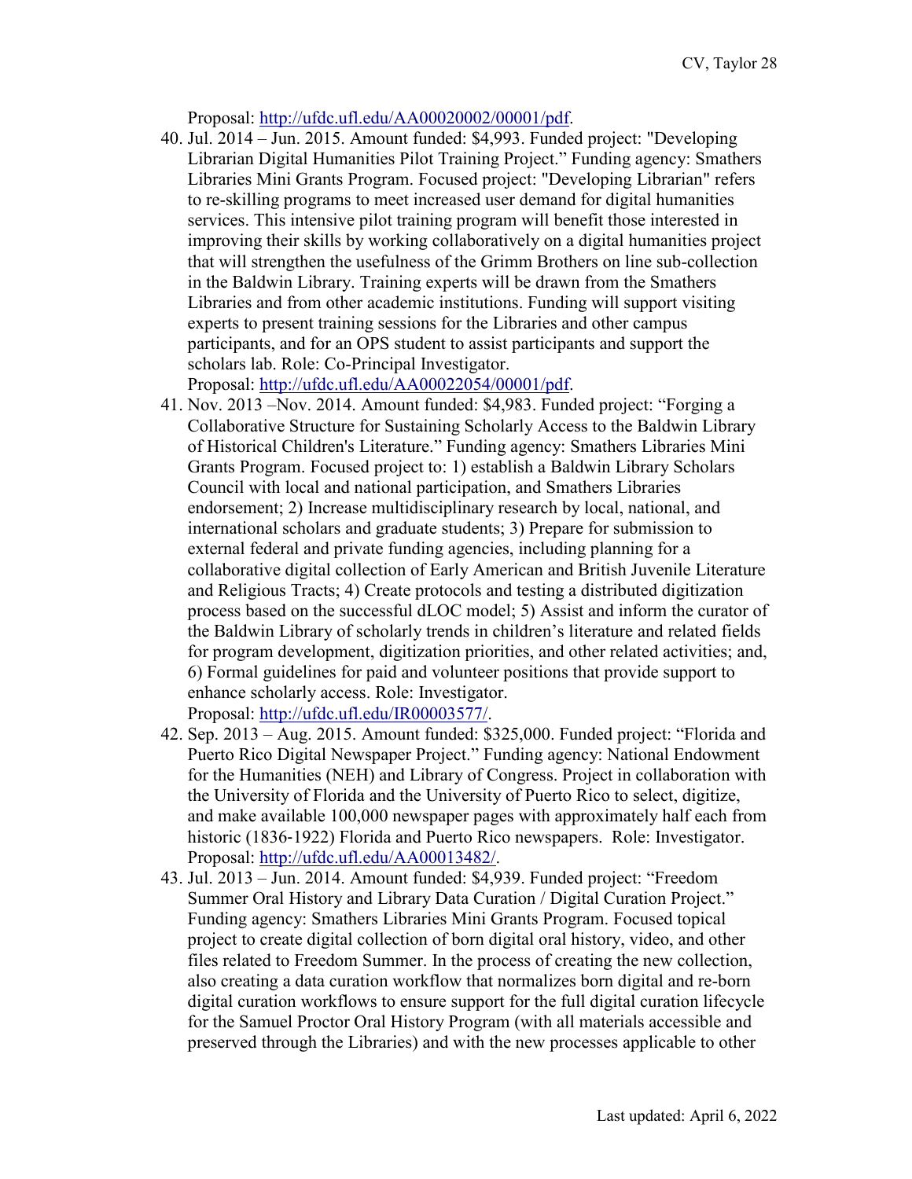Proposal: http://ufdc.ufl.edu/AA00020002/00001/pdf.

40. Jul. 2014 – Jun. 2015. Amount funded: $4,993. Funded project: "Developing Librarian Digital Humanities Pilot Training Project." Funding agency: Smathers Libraries Mini Grants Program. Focused project: "Developing Librarian" refers to re-skilling programs to meet increased user demand for digital humanities services. This intensive pilot training program will benefit those interested in improving their skills by working collaboratively on a digital humanities project that will strengthen the usefulness of the Grimm Brothers on line sub-collection in the Baldwin Library. Training experts will be drawn from the Smathers Libraries and from other academic institutions. Funding will support visiting experts to present training sessions for the Libraries and other campus participants, and for an OPS student to assist participants and support the scholars lab. Role: Co-Principal Investigator. Proposal: http://ufdc.ufl.edu/AA00022054/00001/pdf.
41. Nov. 2013 –Nov. 2014. Amount funded: $4,983. Funded project: "Forging a Collaborative Structure for Sustaining Scholarly Access to the Baldwin Library of Historical Children's Literature." Funding agency: Smathers Libraries Mini Grants Program. Focused project to: 1) establish a Baldwin Library Scholars Council with local and national participation, and Smathers Libraries endorsement; 2) Increase multidisciplinary research by local, national, and international scholars and graduate students; 3) Prepare for submission to external federal and private funding agencies, including planning for a collaborative digital collection of Early American and British Juvenile Literature and Religious Tracts; 4) Create protocols and testing a distributed digitization process based on the successful dLOC model; 5) Assist and inform the curator of the Baldwin Library of scholarly trends in children's literature and related fields for program development, digitization priorities, and other related activities; and, 6) Formal guidelines for paid and volunteer positions that provide support to enhance scholarly access. Role: Investigator. Proposal: http://ufdc.ufl.edu/IR00003577/.
42. Sep. 2013 – Aug. 2015. Amount funded: $325,000. Funded project: "Florida and Puerto Rico Digital Newspaper Project." Funding agency: National Endowment for the Humanities (NEH) and Library of Congress. Project in collaboration with the University of Florida and the University of Puerto Rico to select, digitize, and make available 100,000 newspaper pages with approximately half each from historic (1836-1922) Florida and Puerto Rico newspapers. Role: Investigator. Proposal: http://ufdc.ufl.edu/AA00013482/.
43. Jul. 2013 – Jun. 2014. Amount funded: $4,939. Funded project: "Freedom Summer Oral History and Library Data Curation / Digital Curation Project." Funding agency: Smathers Libraries Mini Grants Program. Focused topical project to create digital collection of born digital oral history, video, and other files related to Freedom Summer. In the process of creating the new collection, also creating a data curation workflow that normalizes born digital and re-born digital curation workflows to ensure support for the full digital curation lifecycle for the Samuel Proctor Oral History Program (with all materials accessible and preserved through the Libraries) and with the new processes applicable to other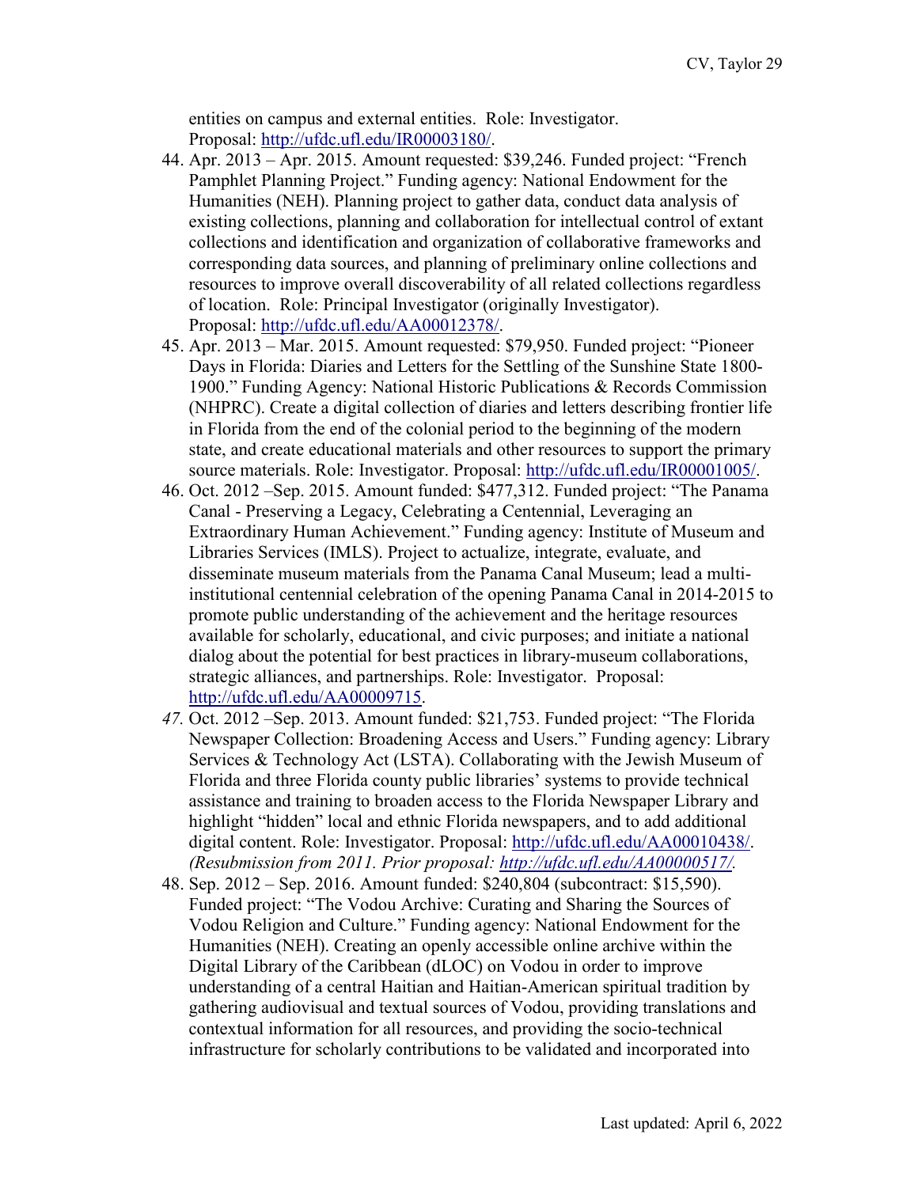entities on campus and external entities. Role: Investigator. Proposal: http://ufdc.ufl.edu/IR00003180/.

44. Apr. 2013 – Apr. 2015. Amount requested: $39,246. Funded project: "French Pamphlet Planning Project." Funding agency: National Endowment for the Humanities (NEH). Planning project to gather data, conduct data analysis of existing collections, planning and collaboration for intellectual control of extant collections and identification and organization of collaborative frameworks and corresponding data sources, and planning of preliminary online collections and resources to improve overall discoverability of all related collections regardless of location. Role: Principal Investigator (originally Investigator). Proposal: http://ufdc.ufl.edu/AA00012378/.
45. Apr. 2013 – Mar. 2015. Amount requested: $79,950. Funded project: "Pioneer Days in Florida: Diaries and Letters for the Settling of the Sunshine State 1800-1900." Funding Agency: National Historic Publications & Records Commission (NHPRC). Create a digital collection of diaries and letters describing frontier life in Florida from the end of the colonial period to the beginning of the modern state, and create educational materials and other resources to support the primary source materials. Role: Investigator. Proposal: http://ufdc.ufl.edu/IR00001005/.
46. Oct. 2012 –Sep. 2015. Amount funded: $477,312. Funded project: "The Panama Canal - Preserving a Legacy, Celebrating a Centennial, Leveraging an Extraordinary Human Achievement." Funding agency: Institute of Museum and Libraries Services (IMLS). Project to actualize, integrate, evaluate, and disseminate museum materials from the Panama Canal Museum; lead a multi-institutional centennial celebration of the opening Panama Canal in 2014-2015 to promote public understanding of the achievement and the heritage resources available for scholarly, educational, and civic purposes; and initiate a national dialog about the potential for best practices in library-museum collaborations, strategic alliances, and partnerships. Role: Investigator. Proposal: http://ufdc.ufl.edu/AA00009715.
47. Oct. 2012 –Sep. 2013. Amount funded: $21,753. Funded project: "The Florida Newspaper Collection: Broadening Access and Users." Funding agency: Library Services & Technology Act (LSTA). Collaborating with the Jewish Museum of Florida and three Florida county public libraries' systems to provide technical assistance and training to broaden access to the Florida Newspaper Library and highlight "hidden" local and ethnic Florida newspapers, and to add additional digital content. Role: Investigator. Proposal: http://ufdc.ufl.edu/AA00010438/. *(Resubmission from 2011. Prior proposal: http://ufdc.ufl.edu/AA00000517/.*
48. Sep. 2012 – Sep. 2016. Amount funded: $240,804 (subcontract: $15,590). Funded project: "The Vodou Archive: Curating and Sharing the Sources of Vodou Religion and Culture." Funding agency: National Endowment for the Humanities (NEH). Creating an openly accessible online archive within the Digital Library of the Caribbean (dLOC) on Vodou in order to improve understanding of a central Haitian and Haitian-American spiritual tradition by gathering audiovisual and textual sources of Vodou, providing translations and contextual information for all resources, and providing the socio-technical infrastructure for scholarly contributions to be validated and incorporated into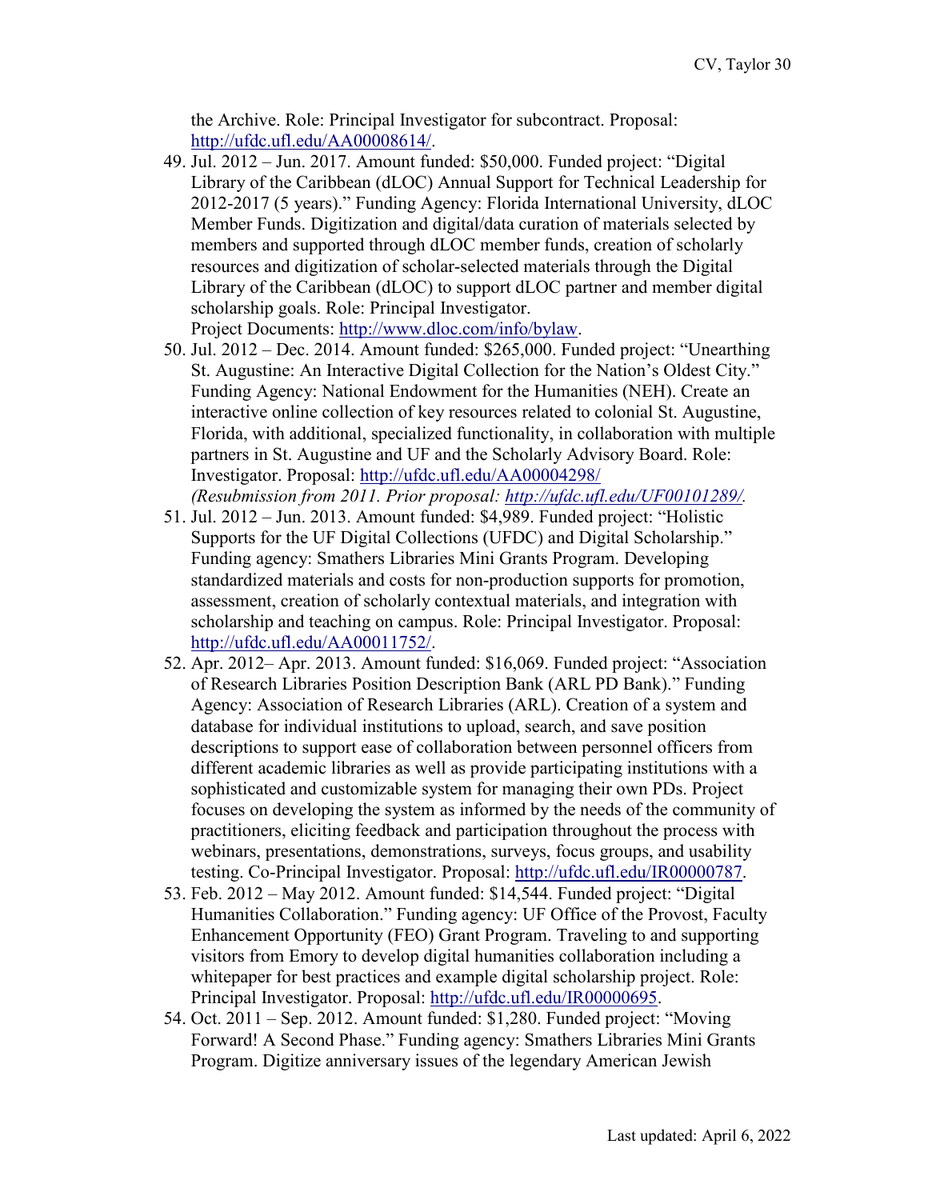the Archive. Role: Principal Investigator for subcontract. Proposal: http://ufdc.ufl.edu/AA00008614/.

49. Jul. 2012 – Jun. 2017. Amount funded: $50,000. Funded project: "Digital Library of the Caribbean (dLOC) Annual Support for Technical Leadership for 2012-2017 (5 years)." Funding Agency: Florida International University, dLOC Member Funds. Digitization and digital/data curation of materials selected by members and supported through dLOC member funds, creation of scholarly resources and digitization of scholar-selected materials through the Digital Library of the Caribbean (dLOC) to support dLOC partner and member digital scholarship goals. Role: Principal Investigator.
Project Documents: http://www.dloc.com/info/bylaw.
50. Jul. 2012 – Dec. 2014. Amount funded: $265,000. Funded project: "Unearthing St. Augustine: An Interactive Digital Collection for the Nation's Oldest City." Funding Agency: National Endowment for the Humanities (NEH). Create an interactive online collection of key resources related to colonial St. Augustine, Florida, with additional, specialized functionality, in collaboration with multiple partners in St. Augustine and UF and the Scholarly Advisory Board. Role: Investigator. Proposal: http://ufdc.ufl.edu/AA00004298/
*(Resubmission from 2011. Prior proposal: http://ufdc.ufl.edu/UF00101289/.*
51. Jul. 2012 – Jun. 2013. Amount funded: $4,989. Funded project: "Holistic Supports for the UF Digital Collections (UFDC) and Digital Scholarship." Funding agency: Smathers Libraries Mini Grants Program. Developing standardized materials and costs for non-production supports for promotion, assessment, creation of scholarly contextual materials, and integration with scholarship and teaching on campus. Role: Principal Investigator. Proposal: http://ufdc.ufl.edu/AA00011752/.
52. Apr. 2012– Apr. 2013. Amount funded: $16,069. Funded project: "Association of Research Libraries Position Description Bank (ARL PD Bank)." Funding Agency: Association of Research Libraries (ARL). Creation of a system and database for individual institutions to upload, search, and save position descriptions to support ease of collaboration between personnel officers from different academic libraries as well as provide participating institutions with a sophisticated and customizable system for managing their own PDs. Project focuses on developing the system as informed by the needs of the community of practitioners, eliciting feedback and participation throughout the process with webinars, presentations, demonstrations, surveys, focus groups, and usability testing. Co-Principal Investigator. Proposal: http://ufdc.ufl.edu/IR00000787.
53. Feb. 2012 – May 2012. Amount funded: $14,544. Funded project: "Digital Humanities Collaboration." Funding agency: UF Office of the Provost, Faculty Enhancement Opportunity (FEO) Grant Program. Traveling to and supporting visitors from Emory to develop digital humanities collaboration including a whitepaper for best practices and example digital scholarship project. Role: Principal Investigator. Proposal: http://ufdc.ufl.edu/IR00000695.
54. Oct. 2011 – Sep. 2012. Amount funded: $1,280. Funded project: "Moving Forward! A Second Phase." Funding agency: Smathers Libraries Mini Grants Program. Digitize anniversary issues of the legendary American Jewish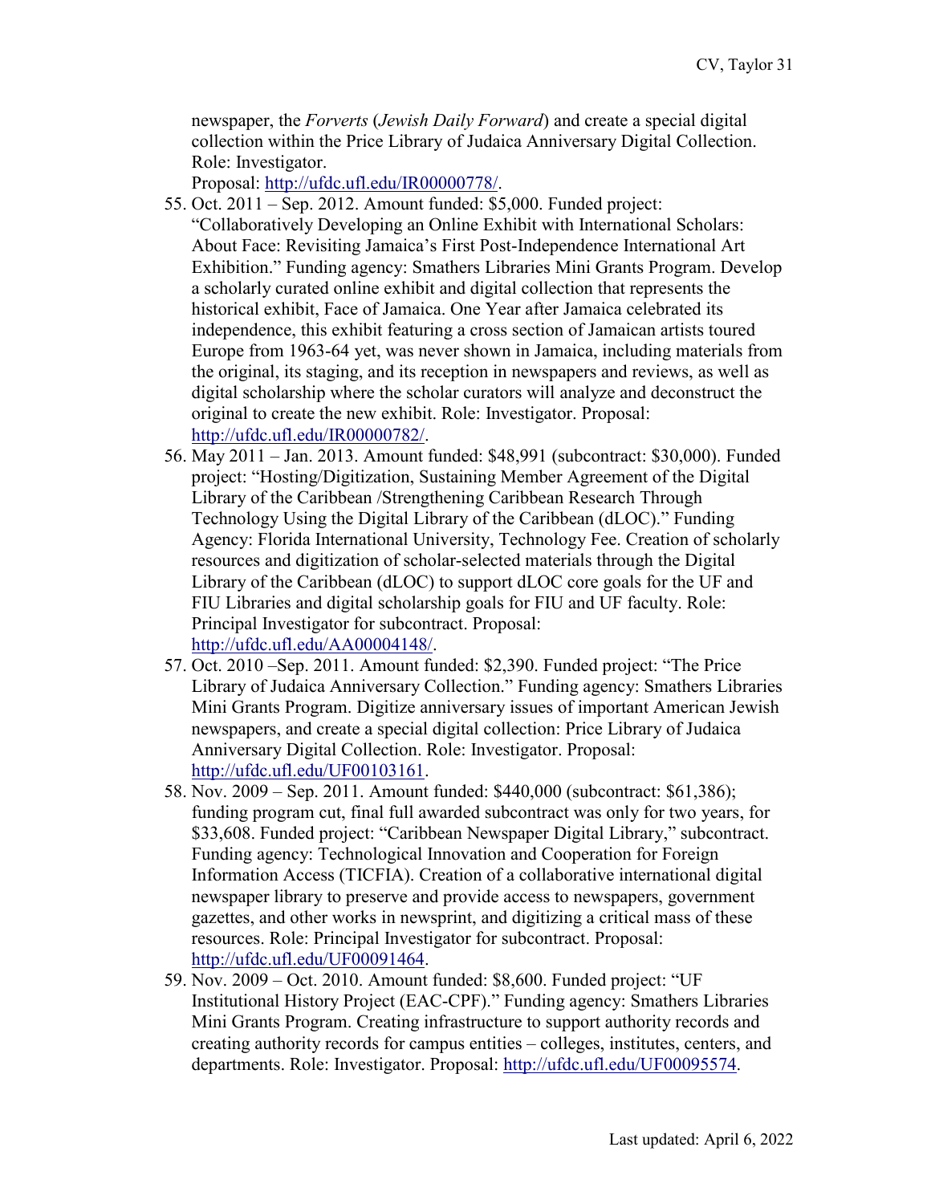newspaper, the *Forverts* (*Jewish Daily Forward*) and create a special digital collection within the Price Library of Judaica Anniversary Digital Collection. Role: Investigator.
Proposal: http://ufdc.ufl.edu/IR00000778/.

55. Oct. 2011 – Sep. 2012. Amount funded: $5,000. Funded project: "Collaboratively Developing an Online Exhibit with International Scholars: About Face: Revisiting Jamaica's First Post-Independence International Art Exhibition." Funding agency: Smathers Libraries Mini Grants Program. Develop a scholarly curated online exhibit and digital collection that represents the historical exhibit, Face of Jamaica. One Year after Jamaica celebrated its independence, this exhibit featuring a cross section of Jamaican artists toured Europe from 1963-64 yet, was never shown in Jamaica, including materials from the original, its staging, and its reception in newspapers and reviews, as well as digital scholarship where the scholar curators will analyze and deconstruct the original to create the new exhibit. Role: Investigator. Proposal: http://ufdc.ufl.edu/IR00000782/.
56. May 2011 – Jan. 2013. Amount funded: $48,991 (subcontract: $30,000). Funded project: "Hosting/Digitization, Sustaining Member Agreement of the Digital Library of the Caribbean /Strengthening Caribbean Research Through Technology Using the Digital Library of the Caribbean (dLOC)." Funding Agency: Florida International University, Technology Fee. Creation of scholarly resources and digitization of scholar-selected materials through the Digital Library of the Caribbean (dLOC) to support dLOC core goals for the UF and FIU Libraries and digital scholarship goals for FIU and UF faculty. Role: Principal Investigator for subcontract. Proposal: http://ufdc.ufl.edu/AA00004148/.
57. Oct. 2010 –Sep. 2011. Amount funded: $2,390. Funded project: "The Price Library of Judaica Anniversary Collection." Funding agency: Smathers Libraries Mini Grants Program. Digitize anniversary issues of important American Jewish newspapers, and create a special digital collection: Price Library of Judaica Anniversary Digital Collection. Role: Investigator. Proposal: http://ufdc.ufl.edu/UF00103161.
58. Nov. 2009 – Sep. 2011. Amount funded: $440,000 (subcontract: $61,386); funding program cut, final full awarded subcontract was only for two years, for $33,608. Funded project: "Caribbean Newspaper Digital Library," subcontract. Funding agency: Technological Innovation and Cooperation for Foreign Information Access (TICFIA). Creation of a collaborative international digital newspaper library to preserve and provide access to newspapers, government gazettes, and other works in newsprint, and digitizing a critical mass of these resources. Role: Principal Investigator for subcontract. Proposal: http://ufdc.ufl.edu/UF00091464.
59. Nov. 2009 – Oct. 2010. Amount funded: $8,600. Funded project: "UF Institutional History Project (EAC-CPF)." Funding agency: Smathers Libraries Mini Grants Program. Creating infrastructure to support authority records and creating authority records for campus entities – colleges, institutes, centers, and departments. Role: Investigator. Proposal: http://ufdc.ufl.edu/UF00095574.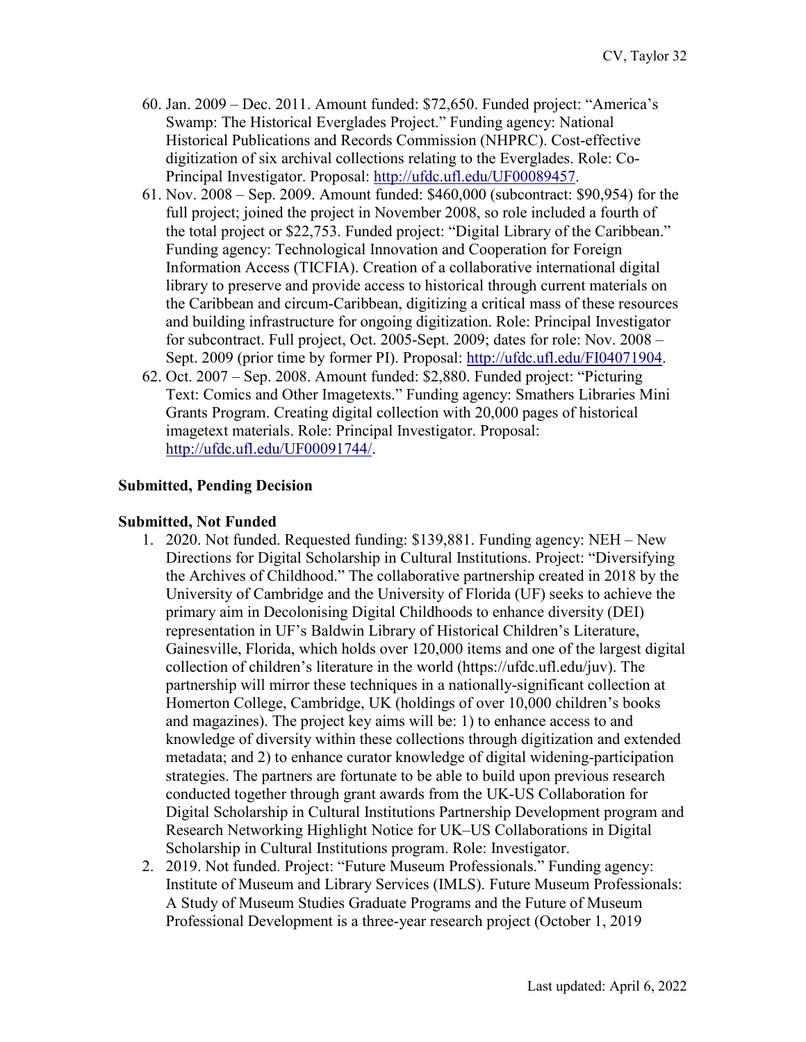60. Jan. 2009 – Dec. 2011. Amount funded: $72,650. Funded project: "America's Swamp: The Historical Everglades Project." Funding agency: National Historical Publications and Records Commission (NHPRC). Cost-effective digitization of six archival collections relating to the Everglades. Role: Co-Principal Investigator. Proposal: http://ufdc.ufl.edu/UF00089457.
61. Nov. 2008 – Sep. 2009. Amount funded: $460,000 (subcontract: $90,954) for the full project; joined the project in November 2008, so role included a fourth of the total project or $22,753. Funded project: "Digital Library of the Caribbean." Funding agency: Technological Innovation and Cooperation for Foreign Information Access (TICFIA). Creation of a collaborative international digital library to preserve and provide access to historical through current materials on the Caribbean and circum-Caribbean, digitizing a critical mass of these resources and building infrastructure for ongoing digitization. Role: Principal Investigator for subcontract. Full project, Oct. 2005-Sept. 2009; dates for role: Nov. 2008 – Sept. 2009 (prior time by former PI). Proposal: http://ufdc.ufl.edu/FI04071904.
62. Oct. 2007 – Sep. 2008. Amount funded: $2,880. Funded project: "Picturing Text: Comics and Other Imagetexts." Funding agency: Smathers Libraries Mini Grants Program. Creating digital collection with 20,000 pages of historical imagetext materials. Role: Principal Investigator. Proposal: http://ufdc.ufl.edu/UF00091744/.

**Submitted, Pending Decision**

**Submitted, Not Funded**

1. 2020. Not funded. Requested funding: $139,881. Funding agency: NEH – New Directions for Digital Scholarship in Cultural Institutions. Project: "Diversifying the Archives of Childhood." The collaborative partnership created in 2018 by the University of Cambridge and the University of Florida (UF) seeks to achieve the primary aim in Decolonising Digital Childhoods to enhance diversity (DEI) representation in UF's Baldwin Library of Historical Children's Literature, Gainesville, Florida, which holds over 120,000 items and one of the largest digital collection of children's literature in the world (https://ufdc.ufl.edu/juv). The partnership will mirror these techniques in a nationally-significant collection at Homerton College, Cambridge, UK (holdings of over 10,000 children's books and magazines). The project key aims will be: 1) to enhance access to and knowledge of diversity within these collections through digitization and extended metadata; and 2) to enhance curator knowledge of digital widening-participation strategies. The partners are fortunate to be able to build upon previous research conducted together through grant awards from the UK-US Collaboration for Digital Scholarship in Cultural Institutions Partnership Development program and Research Networking Highlight Notice for UK–US Collaborations in Digital Scholarship in Cultural Institutions program. Role: Investigator.
2. 2019. Not funded. Project: "Future Museum Professionals." Funding agency: Institute of Museum and Library Services (IMLS). Future Museum Professionals: A Study of Museum Studies Graduate Programs and the Future of Museum Professional Development is a three-year research project (October 1, 2019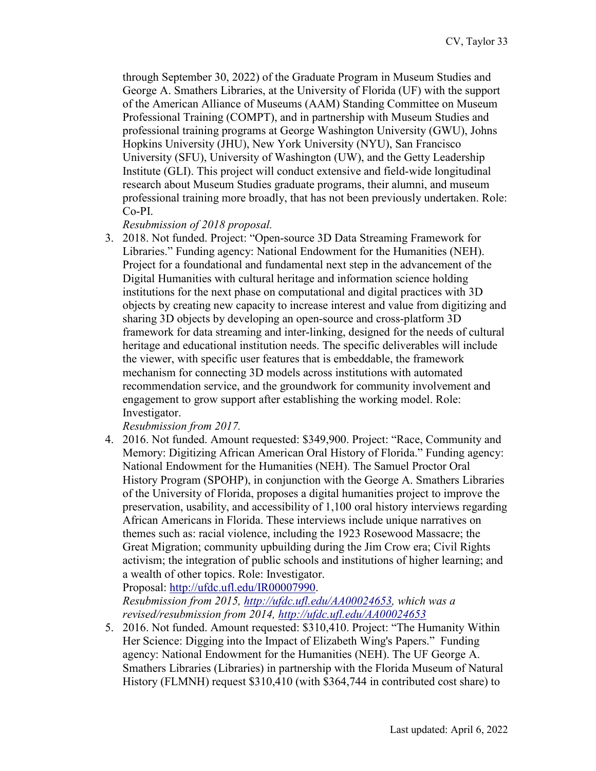through September 30, 2022) of the Graduate Program in Museum Studies and George A. Smathers Libraries, at the University of Florida (UF) with the support of the American Alliance of Museums (AAM) Standing Committee on Museum Professional Training (COMPT), and in partnership with Museum Studies and professional training programs at George Washington University (GWU), Johns Hopkins University (JHU), New York University (NYU), San Francisco University (SFU), University of Washington (UW), and the Getty Leadership Institute (GLI). This project will conduct extensive and field-wide longitudinal research about Museum Studies graduate programs, their alumni, and museum professional training more broadly, that has not been previously undertaken. Role: Co-PI.
*Resubmission of 2018 proposal.*

3. 2018. Not funded. Project: "Open-source 3D Data Streaming Framework for Libraries." Funding agency: National Endowment for the Humanities (NEH). Project for a foundational and fundamental next step in the advancement of the Digital Humanities with cultural heritage and information science holding institutions for the next phase on computational and digital practices with 3D objects by creating new capacity to increase interest and value from digitizing and sharing 3D objects by developing an open-source and cross-platform 3D framework for data streaming and inter-linking, designed for the needs of cultural heritage and educational institution needs. The specific deliverables will include the viewer, with specific user features that is embeddable, the framework mechanism for connecting 3D models across institutions with automated recommendation service, and the groundwork for community involvement and engagement to grow support after establishing the working model. Role: Investigator.
*Resubmission from 2017.*
4. 2016. Not funded. Amount requested: $349,900. Project: "Race, Community and Memory: Digitizing African American Oral History of Florida." Funding agency: National Endowment for the Humanities (NEH). The Samuel Proctor Oral History Program (SPOHP), in conjunction with the George A. Smathers Libraries of the University of Florida, proposes a digital humanities project to improve the preservation, usability, and accessibility of 1,100 oral history interviews regarding African Americans in Florida. These interviews include unique narratives on themes such as: racial violence, including the 1923 Rosewood Massacre; the Great Migration; community upbuilding during the Jim Crow era; Civil Rights activism; the integration of public schools and institutions of higher learning; and a wealth of other topics. Role: Investigator.
Proposal: http://ufdc.ufl.edu/IR00007990.
*Resubmission from 2015, http://ufdc.ufl.edu/AA00024653, which was a revised/resubmission from 2014, http://ufdc.ufl.edu/AA00024653*
5. 2016. Not funded. Amount requested: $310,410. Project: "The Humanity Within Her Science: Digging into the Impact of Elizabeth Wing's Papers." Funding agency: National Endowment for the Humanities (NEH). The UF George A. Smathers Libraries (Libraries) in partnership with the Florida Museum of Natural History (FLMNH) request $310,410 (with $364,744 in contributed cost share) to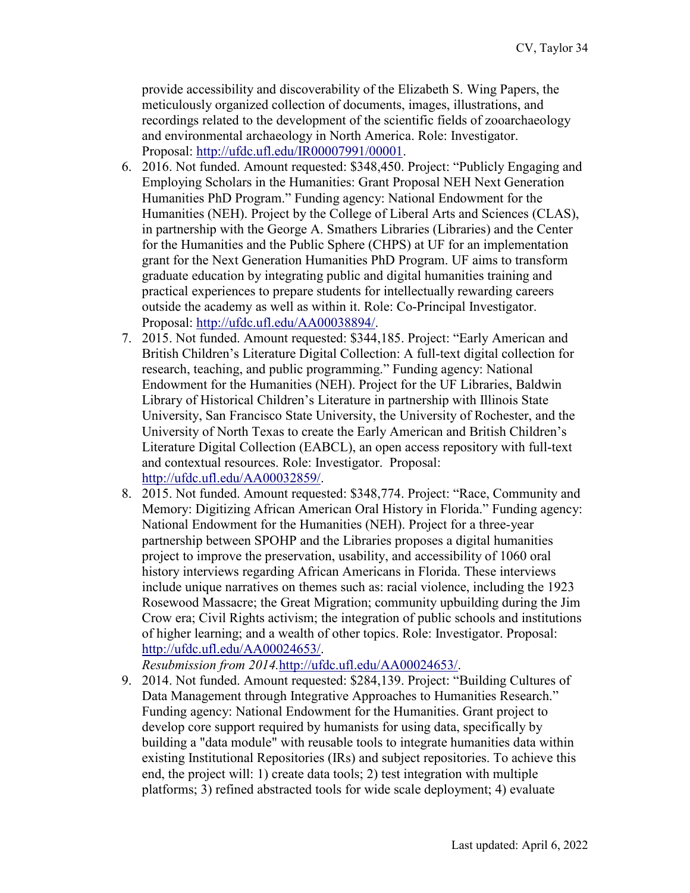provide accessibility and discoverability of the Elizabeth S. Wing Papers, the meticulously organized collection of documents, images, illustrations, and recordings related to the development of the scientific fields of zooarchaeology and environmental archaeology in North America. Role: Investigator. Proposal: http://ufdc.ufl.edu/IR00007991/00001.

6. 2016. Not funded. Amount requested: $348,450. Project: "Publicly Engaging and Employing Scholars in the Humanities: Grant Proposal NEH Next Generation Humanities PhD Program." Funding agency: National Endowment for the Humanities (NEH). Project by the College of Liberal Arts and Sciences (CLAS), in partnership with the George A. Smathers Libraries (Libraries) and the Center for the Humanities and the Public Sphere (CHPS) at UF for an implementation grant for the Next Generation Humanities PhD Program. UF aims to transform graduate education by integrating public and digital humanities training and practical experiences to prepare students for intellectually rewarding careers outside the academy as well as within it. Role: Co-Principal Investigator. Proposal: http://ufdc.ufl.edu/AA00038894/.
7. 2015. Not funded. Amount requested: $344,185. Project: "Early American and British Children's Literature Digital Collection: A full-text digital collection for research, teaching, and public programming." Funding agency: National Endowment for the Humanities (NEH). Project for the UF Libraries, Baldwin Library of Historical Children's Literature in partnership with Illinois State University, San Francisco State University, the University of Rochester, and the University of North Texas to create the Early American and British Children's Literature Digital Collection (EABCL), an open access repository with full-text and contextual resources. Role: Investigator. Proposal: http://ufdc.ufl.edu/AA00032859/.
8. 2015. Not funded. Amount requested: $348,774. Project: "Race, Community and Memory: Digitizing African American Oral History in Florida." Funding agency: National Endowment for the Humanities (NEH). Project for a three-year partnership between SPOHP and the Libraries proposes a digital humanities project to improve the preservation, usability, and accessibility of 1060 oral history interviews regarding African Americans in Florida. These interviews include unique narratives on themes such as: racial violence, including the 1923 Rosewood Massacre; the Great Migration; community upbuilding during the Jim Crow era; Civil Rights activism; the integration of public schools and institutions of higher learning; and a wealth of other topics. Role: Investigator. Proposal: http://ufdc.ufl.edu/AA00024653/.
   *Resubmission from 2014.* http://ufdc.ufl.edu/AA00024653/.
9. 2014. Not funded. Amount requested: $284,139. Project: "Building Cultures of Data Management through Integrative Approaches to Humanities Research." Funding agency: National Endowment for the Humanities. Grant project to develop core support required by humanists for using data, specifically by building a "data module" with reusable tools to integrate humanities data within existing Institutional Repositories (IRs) and subject repositories. To achieve this end, the project will: 1) create data tools; 2) test integration with multiple platforms; 3) refined abstracted tools for wide scale deployment; 4) evaluate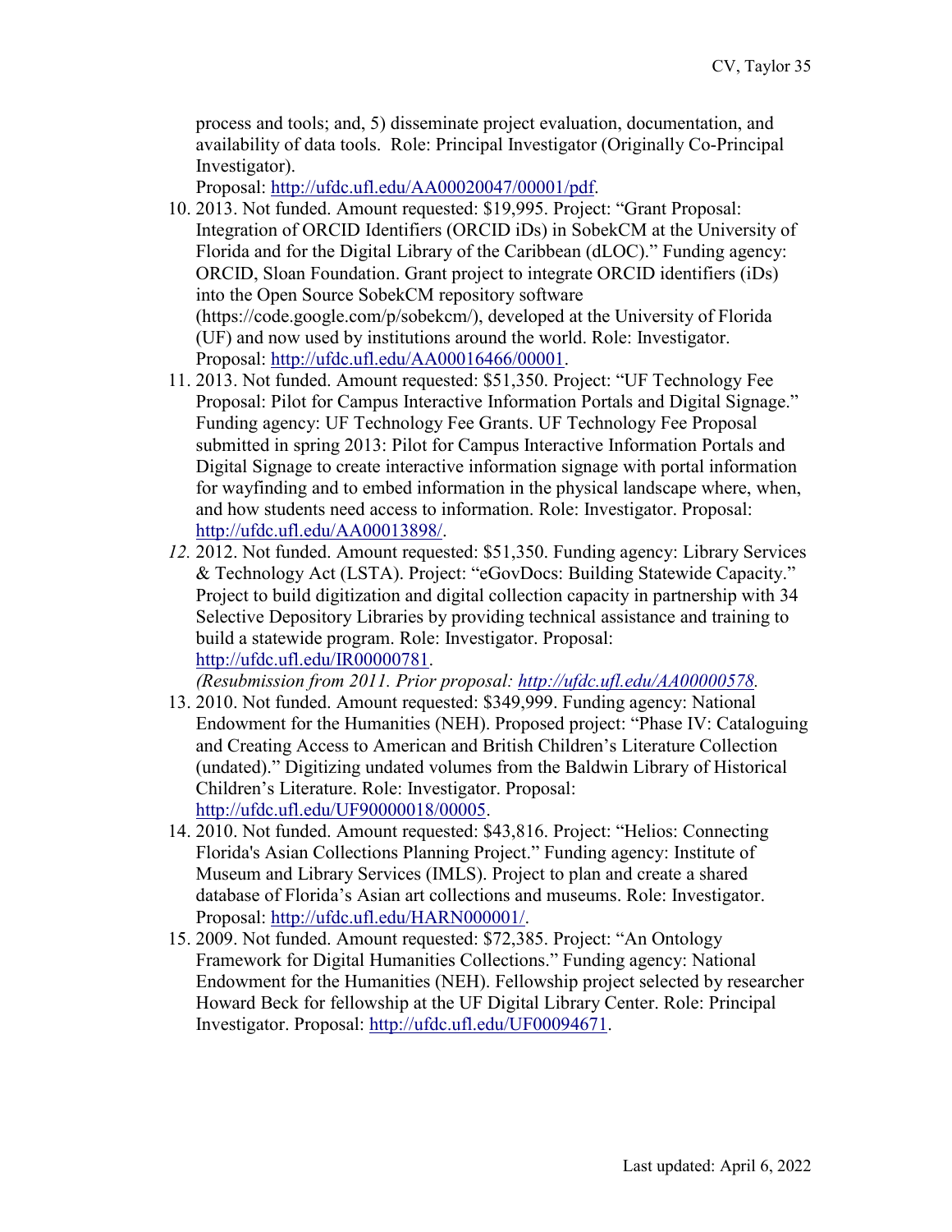process and tools; and, 5) disseminate project evaluation, documentation, and availability of data tools. Role: Principal Investigator (Originally Co-Principal Investigator).
Proposal: http://ufdc.ufl.edu/AA00020047/00001/pdf.

10. 2013. Not funded. Amount requested: $19,995. Project: "Grant Proposal: Integration of ORCID Identifiers (ORCID iDs) in SobekCM at the University of Florida and for the Digital Library of the Caribbean (dLOC)." Funding agency: ORCID, Sloan Foundation. Grant project to integrate ORCID identifiers (iDs) into the Open Source SobekCM repository software (https://code.google.com/p/sobekcm/), developed at the University of Florida (UF) and now used by institutions around the world. Role: Investigator. Proposal: http://ufdc.ufl.edu/AA00016466/00001.
11. 2013. Not funded. Amount requested: $51,350. Project: "UF Technology Fee Proposal: Pilot for Campus Interactive Information Portals and Digital Signage." Funding agency: UF Technology Fee Grants. UF Technology Fee Proposal submitted in spring 2013: Pilot for Campus Interactive Information Portals and Digital Signage to create interactive information signage with portal information for wayfinding and to embed information in the physical landscape where, when, and how students need access to information. Role: Investigator. Proposal: http://ufdc.ufl.edu/AA00013898/.
12. 2012. Not funded. Amount requested: $51,350. Funding agency: Library Services & Technology Act (LSTA). Project: "eGovDocs: Building Statewide Capacity." Project to build digitization and digital collection capacity in partnership with 34 Selective Depository Libraries by providing technical assistance and training to build a statewide program. Role: Investigator. Proposal: http://ufdc.ufl.edu/IR00000781.
*(Resubmission from 2011. Prior proposal: http://ufdc.ufl.edu/AA00000578.*
13. 2010. Not funded. Amount requested: $349,999. Funding agency: National Endowment for the Humanities (NEH). Proposed project: "Phase IV: Cataloguing and Creating Access to American and British Children's Literature Collection (undated)." Digitizing undated volumes from the Baldwin Library of Historical Children's Literature. Role: Investigator. Proposal: http://ufdc.ufl.edu/UF90000018/00005.
14. 2010. Not funded. Amount requested: $43,816. Project: "Helios: Connecting Florida's Asian Collections Planning Project." Funding agency: Institute of Museum and Library Services (IMLS). Project to plan and create a shared database of Florida's Asian art collections and museums. Role: Investigator. Proposal: http://ufdc.ufl.edu/HARN000001/.
15. 2009. Not funded. Amount requested: $72,385. Project: "An Ontology Framework for Digital Humanities Collections." Funding agency: National Endowment for the Humanities (NEH). Fellowship project selected by researcher Howard Beck for fellowship at the UF Digital Library Center. Role: Principal Investigator. Proposal: http://ufdc.ufl.edu/UF00094671.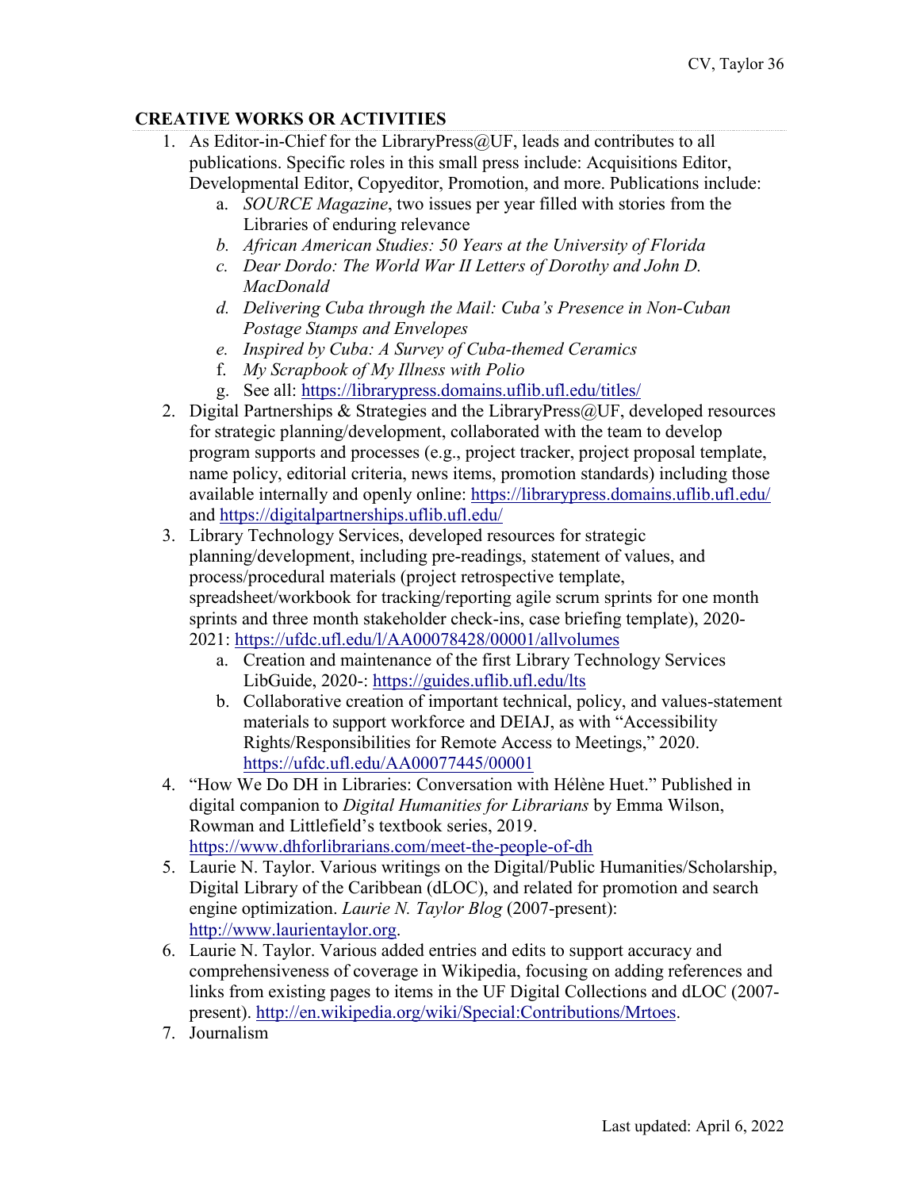## CREATIVE WORKS OR ACTIVITIES

1. As Editor-in-Chief for the LibraryPress@UF, leads and contributes to all publications. Specific roles in this small press include: Acquisitions Editor, Developmental Editor, Copyeditor, Promotion, and more. Publications include:
   a. *SOURCE Magazine*, two issues per year filled with stories from the Libraries of enduring relevance
   b. *African American Studies: 50 Years at the University of Florida*
   c. *Dear Dordo: The World War II Letters of Dorothy and John D. MacDonald*
   d. *Delivering Cuba through the Mail: Cuba's Presence in Non-Cuban Postage Stamps and Envelopes*
   e. *Inspired by Cuba: A Survey of Cuba-themed Ceramics*
   f. *My Scrapbook of My Illness with Polio*
   g. See all: https://librarypress.domains.uflib.ufl.edu/titles/
2. Digital Partnerships & Strategies and the LibraryPress@UF, developed resources for strategic planning/development, collaborated with the team to develop program supports and processes (e.g., project tracker, project proposal template, name policy, editorial criteria, news items, promotion standards) including those available internally and openly online: https://librarypress.domains.uflib.ufl.edu/ and https://digitalpartnerships.uflib.ufl.edu/
3. Library Technology Services, developed resources for strategic planning/development, including pre-readings, statement of values, and process/procedural materials (project retrospective template, spreadsheet/workbook for tracking/reporting agile scrum sprints for one month sprints and three month stakeholder check-ins, case briefing template), 2020-2021: https://ufdc.ufl.edu/l/AA00078428/00001/allvolumes
   a. Creation and maintenance of the first Library Technology Services LibGuide, 2020-: https://guides.uflib.ufl.edu/lts
   b. Collaborative creation of important technical, policy, and values-statement materials to support workforce and DEIAJ, as with "Accessibility Rights/Responsibilities for Remote Access to Meetings," 2020. https://ufdc.ufl.edu/AA00077445/00001
4. "How We Do DH in Libraries: Conversation with Hélène Huet." Published in digital companion to *Digital Humanities for Librarians* by Emma Wilson, Rowman and Littlefield's textbook series, 2019. https://www.dhforlibrarians.com/meet-the-people-of-dh
5. Laurie N. Taylor. Various writings on the Digital/Public Humanities/Scholarship, Digital Library of the Caribbean (dLOC), and related for promotion and search engine optimization. *Laurie N. Taylor Blog* (2007-present): http://www.laurientaylor.org.
6. Laurie N. Taylor. Various added entries and edits to support accuracy and comprehensiveness of coverage in Wikipedia, focusing on adding references and links from existing pages to items in the UF Digital Collections and dLOC (2007-present). http://en.wikipedia.org/wiki/Special:Contributions/Mrtoes.
7. Journalism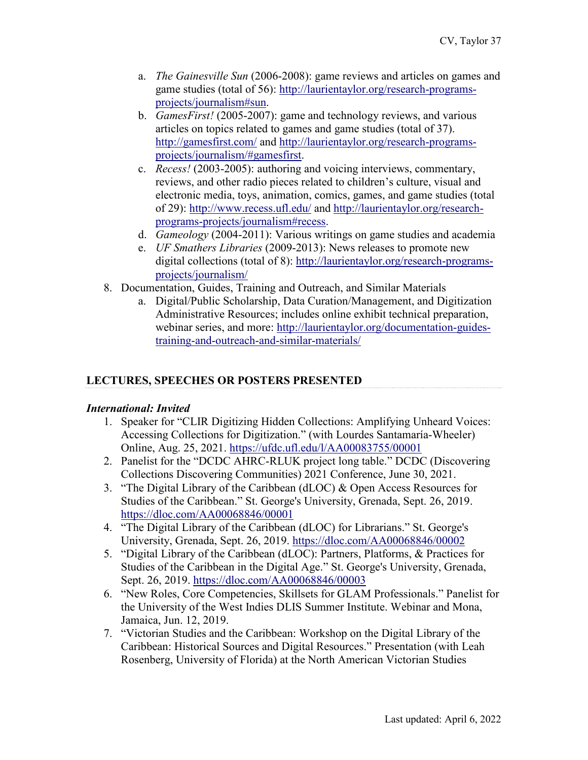a. *The Gainesville Sun* (2006-2008): game reviews and articles on games and game studies (total of 56): http://laurientaylor.org/research-programs-projects/journalism#sun.
   b. *GamesFirst!* (2005-2007): game and technology reviews, and various articles on topics related to games and game studies (total of 37). http://gamesfirst.com/ and http://laurientaylor.org/research-programs-projects/journalism/#gamesfirst.
   c. *Recess!* (2003-2005): authoring and voicing interviews, commentary, reviews, and other radio pieces related to children's culture, visual and electronic media, toys, animation, comics, games, and game studies (total of 29): http://www.recess.ufl.edu/ and http://laurientaylor.org/research-programs-projects/journalism#recess.
   d. *Gameology* (2004-2011): Various writings on game studies and academia
   e. *UF Smathers Libraries* (2009-2013): News releases to promote new digital collections (total of 8): http://laurientaylor.org/research-programs-projects/journalism/

8. Documentation, Guides, Training and Outreach, and Similar Materials
   a. Digital/Public Scholarship, Data Curation/Management, and Digitization Administrative Resources; includes online exhibit technical preparation, webinar series, and more: http://laurientaylor.org/documentation-guides-training-and-outreach-and-similar-materials/

## LECTURES, SPEECHES OR POSTERS PRESENTED

### *International: Invited*

1. Speaker for "CLIR Digitizing Hidden Collections: Amplifying Unheard Voices: Accessing Collections for Digitization." (with Lourdes Santamaría-Wheeler) Online, Aug. 25, 2021. https://ufdc.ufl.edu/l/AA00083755/00001
2. Panelist for the "DCDC AHRC-RLUK project long table." DCDC (Discovering Collections Discovering Communities) 2021 Conference, June 30, 2021.
3. "The Digital Library of the Caribbean (dLOC) & Open Access Resources for Studies of the Caribbean." St. George's University, Grenada, Sept. 26, 2019. https://dloc.com/AA00068846/00001
4. "The Digital Library of the Caribbean (dLOC) for Librarians." St. George's University, Grenada, Sept. 26, 2019. https://dloc.com/AA00068846/00002
5. "Digital Library of the Caribbean (dLOC): Partners, Platforms, & Practices for Studies of the Caribbean in the Digital Age." St. George's University, Grenada, Sept. 26, 2019. https://dloc.com/AA00068846/00003
6. "New Roles, Core Competencies, Skillsets for GLAM Professionals." Panelist for the University of the West Indies DLIS Summer Institute. Webinar and Mona, Jamaica, Jun. 12, 2019.
7. "Victorian Studies and the Caribbean: Workshop on the Digital Library of the Caribbean: Historical Sources and Digital Resources." Presentation (with Leah Rosenberg, University of Florida) at the North American Victorian Studies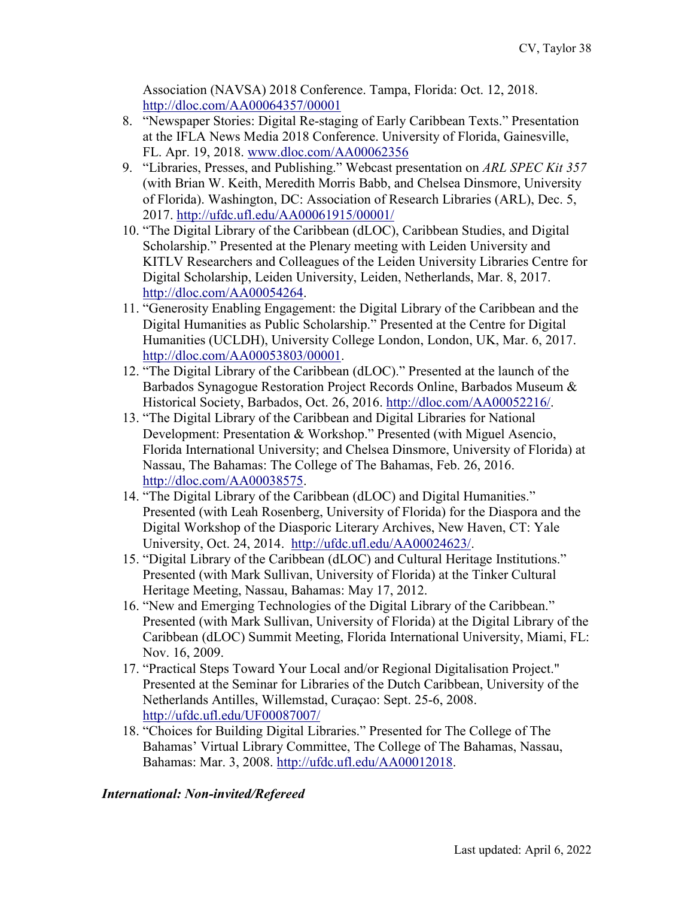Association (NAVSA) 2018 Conference. Tampa, Florida: Oct. 12, 2018. http://dloc.com/AA00064357/00001

8. "Newspaper Stories: Digital Re-staging of Early Caribbean Texts." Presentation at the IFLA News Media 2018 Conference. University of Florida, Gainesville, FL. Apr. 19, 2018. www.dloc.com/AA00062356
9. "Libraries, Presses, and Publishing." Webcast presentation on *ARL SPEC Kit 357* (with Brian W. Keith, Meredith Morris Babb, and Chelsea Dinsmore, University of Florida). Washington, DC: Association of Research Libraries (ARL), Dec. 5, 2017. http://ufdc.ufl.edu/AA00061915/00001/
10. "The Digital Library of the Caribbean (dLOC), Caribbean Studies, and Digital Scholarship." Presented at the Plenary meeting with Leiden University and KITLV Researchers and Colleagues of the Leiden University Libraries Centre for Digital Scholarship, Leiden University, Leiden, Netherlands, Mar. 8, 2017. http://dloc.com/AA00054264.
11. "Generosity Enabling Engagement: the Digital Library of the Caribbean and the Digital Humanities as Public Scholarship." Presented at the Centre for Digital Humanities (UCLDH), University College London, London, UK, Mar. 6, 2017. http://dloc.com/AA00053803/00001.
12. "The Digital Library of the Caribbean (dLOC)." Presented at the launch of the Barbados Synagogue Restoration Project Records Online, Barbados Museum & Historical Society, Barbados, Oct. 26, 2016. http://dloc.com/AA00052216/.
13. "The Digital Library of the Caribbean and Digital Libraries for National Development: Presentation & Workshop." Presented (with Miguel Asencio, Florida International University; and Chelsea Dinsmore, University of Florida) at Nassau, The Bahamas: The College of The Bahamas, Feb. 26, 2016. http://dloc.com/AA00038575.
14. "The Digital Library of the Caribbean (dLOC) and Digital Humanities." Presented (with Leah Rosenberg, University of Florida) for the Diaspora and the Digital Workshop of the Diasporic Literary Archives, New Haven, CT: Yale University, Oct. 24, 2014. http://ufdc.ufl.edu/AA00024623/.
15. "Digital Library of the Caribbean (dLOC) and Cultural Heritage Institutions." Presented (with Mark Sullivan, University of Florida) at the Tinker Cultural Heritage Meeting, Nassau, Bahamas: May 17, 2012.
16. "New and Emerging Technologies of the Digital Library of the Caribbean." Presented (with Mark Sullivan, University of Florida) at the Digital Library of the Caribbean (dLOC) Summit Meeting, Florida International University, Miami, FL: Nov. 16, 2009.
17. "Practical Steps Toward Your Local and/or Regional Digitalisation Project." Presented at the Seminar for Libraries of the Dutch Caribbean, University of the Netherlands Antilles, Willemstad, Curaçao: Sept. 25-6, 2008. http://ufdc.ufl.edu/UF00087007/
18. "Choices for Building Digital Libraries." Presented for The College of The Bahamas' Virtual Library Committee, The College of The Bahamas, Nassau, Bahamas: Mar. 3, 2008. http://ufdc.ufl.edu/AA00012018.

***International: Non-invited/Refereed***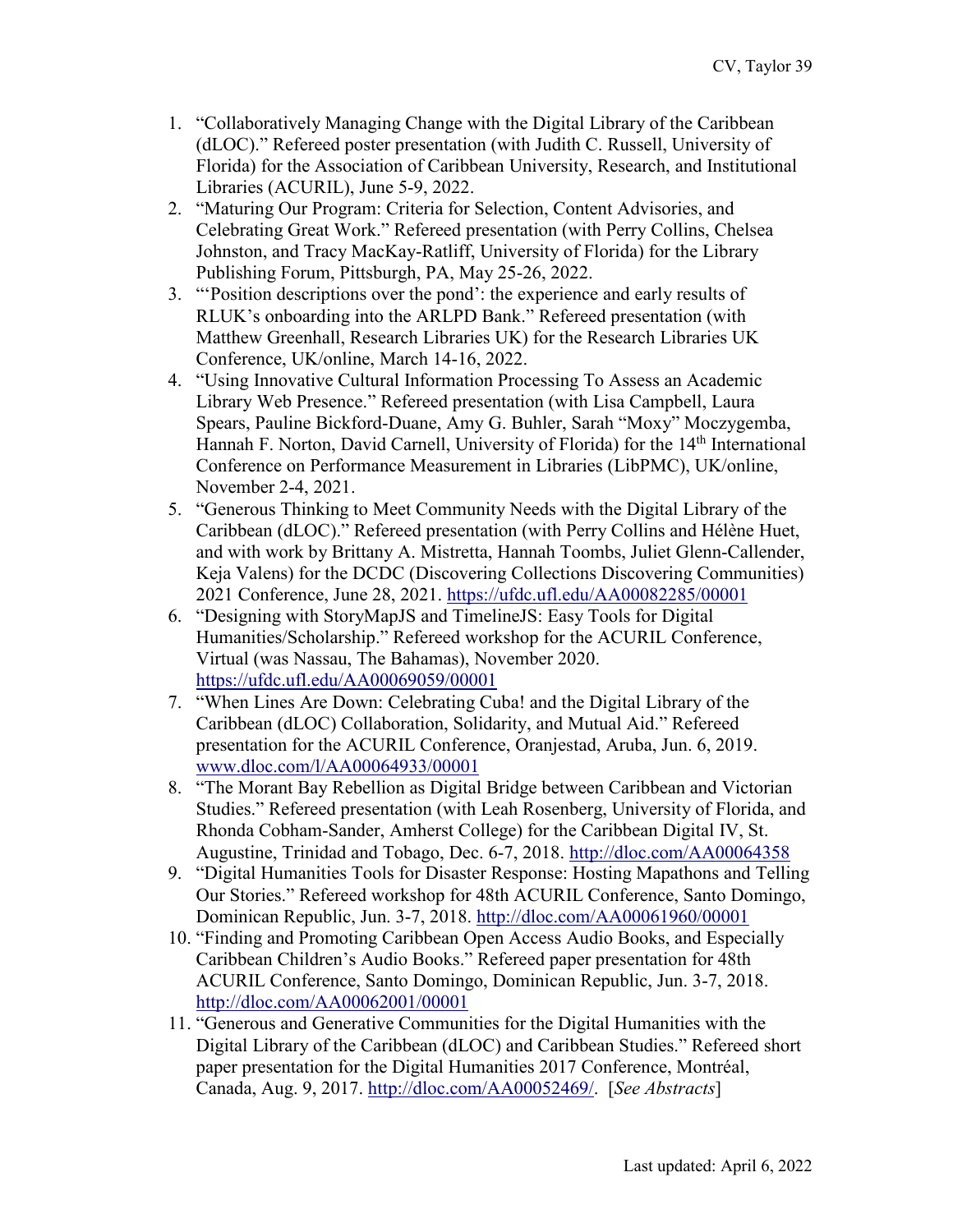1. "Collaboratively Managing Change with the Digital Library of the Caribbean (dLOC)." Refereed poster presentation (with Judith C. Russell, University of Florida) for the Association of Caribbean University, Research, and Institutional Libraries (ACURIL), June 5-9, 2022.
2. "Maturing Our Program: Criteria for Selection, Content Advisories, and Celebrating Great Work." Refereed presentation (with Perry Collins, Chelsea Johnston, and Tracy MacKay-Ratliff, University of Florida) for the Library Publishing Forum, Pittsburgh, PA, May 25-26, 2022.
3. "'Position descriptions over the pond': the experience and early results of RLUK's onboarding into the ARLPD Bank." Refereed presentation (with Matthew Greenhall, Research Libraries UK) for the Research Libraries UK Conference, UK/online, March 14-16, 2022.
4. "Using Innovative Cultural Information Processing To Assess an Academic Library Web Presence." Refereed presentation (with Lisa Campbell, Laura Spears, Pauline Bickford-Duane, Amy G. Buhler, Sarah "Moxy" Moczygemba, Hannah F. Norton, David Carnell, University of Florida) for the 14th International Conference on Performance Measurement in Libraries (LibPMC), UK/online, November 2-4, 2021.
5. "Generous Thinking to Meet Community Needs with the Digital Library of the Caribbean (dLOC)." Refereed presentation (with Perry Collins and Hélène Huet, and with work by Brittany A. Mistretta, Hannah Toombs, Juliet Glenn-Callender, Keja Valens) for the DCDC (Discovering Collections Discovering Communities) 2021 Conference, June 28, 2021. https://ufdc.ufl.edu/AA00082285/00001
6. "Designing with StoryMapJS and TimelineJS: Easy Tools for Digital Humanities/Scholarship." Refereed workshop for the ACURIL Conference, Virtual (was Nassau, The Bahamas), November 2020. https://ufdc.ufl.edu/AA00069059/00001
7. "When Lines Are Down: Celebrating Cuba! and the Digital Library of the Caribbean (dLOC) Collaboration, Solidarity, and Mutual Aid." Refereed presentation for the ACURIL Conference, Oranjestad, Aruba, Jun. 6, 2019. www.dloc.com/l/AA00064933/00001
8. "The Morant Bay Rebellion as Digital Bridge between Caribbean and Victorian Studies." Refereed presentation (with Leah Rosenberg, University of Florida, and Rhonda Cobham-Sander, Amherst College) for the Caribbean Digital IV, St. Augustine, Trinidad and Tobago, Dec. 6-7, 2018. http://dloc.com/AA00064358
9. "Digital Humanities Tools for Disaster Response: Hosting Mapathons and Telling Our Stories." Refereed workshop for 48th ACURIL Conference, Santo Domingo, Dominican Republic, Jun. 3-7, 2018. http://dloc.com/AA00061960/00001
10. "Finding and Promoting Caribbean Open Access Audio Books, and Especially Caribbean Children's Audio Books." Refereed paper presentation for 48th ACURIL Conference, Santo Domingo, Dominican Republic, Jun. 3-7, 2018. http://dloc.com/AA00062001/00001
11. "Generous and Generative Communities for the Digital Humanities with the Digital Library of the Caribbean (dLOC) and Caribbean Studies." Refereed short paper presentation for the Digital Humanities 2017 Conference, Montréal, Canada, Aug. 9, 2017. http://dloc.com/AA00052469/. [*See Abstracts*]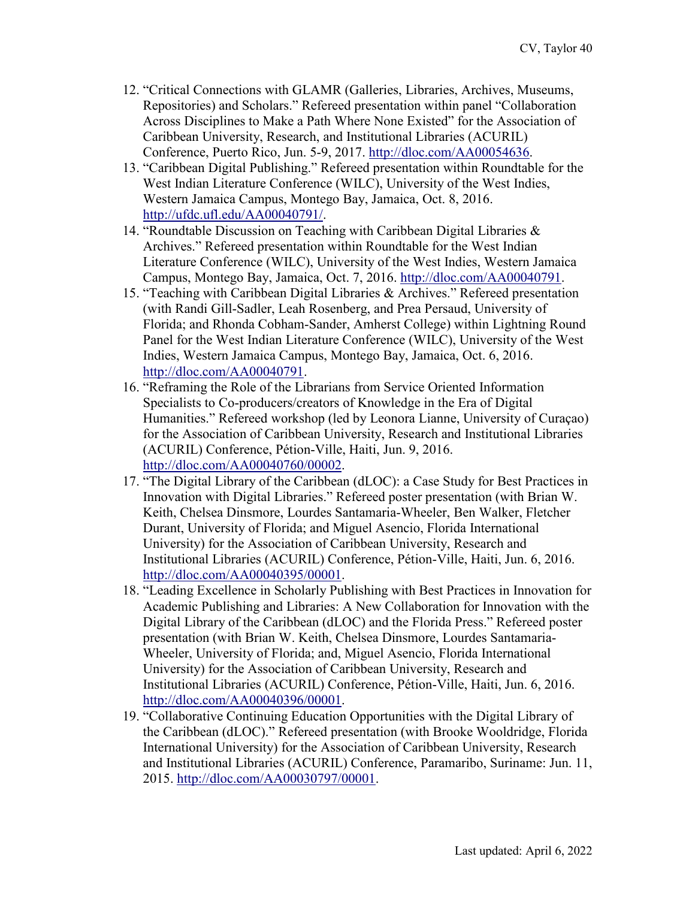12. "Critical Connections with GLAMR (Galleries, Libraries, Archives, Museums, Repositories) and Scholars." Refereed presentation within panel "Collaboration Across Disciplines to Make a Path Where None Existed" for the Association of Caribbean University, Research, and Institutional Libraries (ACURIL) Conference, Puerto Rico, Jun. 5-9, 2017. http://dloc.com/AA00054636.
13. "Caribbean Digital Publishing." Refereed presentation within Roundtable for the West Indian Literature Conference (WILC), University of the West Indies, Western Jamaica Campus, Montego Bay, Jamaica, Oct. 8, 2016. http://ufdc.ufl.edu/AA00040791/.
14. "Roundtable Discussion on Teaching with Caribbean Digital Libraries & Archives." Refereed presentation within Roundtable for the West Indian Literature Conference (WILC), University of the West Indies, Western Jamaica Campus, Montego Bay, Jamaica, Oct. 7, 2016. http://dloc.com/AA00040791.
15. "Teaching with Caribbean Digital Libraries & Archives." Refereed presentation (with Randi Gill-Sadler, Leah Rosenberg, and Prea Persaud, University of Florida; and Rhonda Cobham-Sander, Amherst College) within Lightning Round Panel for the West Indian Literature Conference (WILC), University of the West Indies, Western Jamaica Campus, Montego Bay, Jamaica, Oct. 6, 2016. http://dloc.com/AA00040791.
16. "Reframing the Role of the Librarians from Service Oriented Information Specialists to Co-producers/creators of Knowledge in the Era of Digital Humanities." Refereed workshop (led by Leonora Lianne, University of Curaçao) for the Association of Caribbean University, Research and Institutional Libraries (ACURIL) Conference, Pétion-Ville, Haiti, Jun. 9, 2016. http://dloc.com/AA00040760/00002.
17. "The Digital Library of the Caribbean (dLOC): a Case Study for Best Practices in Innovation with Digital Libraries." Refereed poster presentation (with Brian W. Keith, Chelsea Dinsmore, Lourdes Santamaria-Wheeler, Ben Walker, Fletcher Durant, University of Florida; and Miguel Asencio, Florida International University) for the Association of Caribbean University, Research and Institutional Libraries (ACURIL) Conference, Pétion-Ville, Haiti, Jun. 6, 2016. http://dloc.com/AA00040395/00001.
18. "Leading Excellence in Scholarly Publishing with Best Practices in Innovation for Academic Publishing and Libraries: A New Collaboration for Innovation with the Digital Library of the Caribbean (dLOC) and the Florida Press." Refereed poster presentation (with Brian W. Keith, Chelsea Dinsmore, Lourdes Santamaria-Wheeler, University of Florida; and, Miguel Asencio, Florida International University) for the Association of Caribbean University, Research and Institutional Libraries (ACURIL) Conference, Pétion-Ville, Haiti, Jun. 6, 2016. http://dloc.com/AA00040396/00001.
19. "Collaborative Continuing Education Opportunities with the Digital Library of the Caribbean (dLOC)." Refereed presentation (with Brooke Wooldridge, Florida International University) for the Association of Caribbean University, Research and Institutional Libraries (ACURIL) Conference, Paramaribo, Suriname: Jun. 11, 2015. http://dloc.com/AA00030797/00001.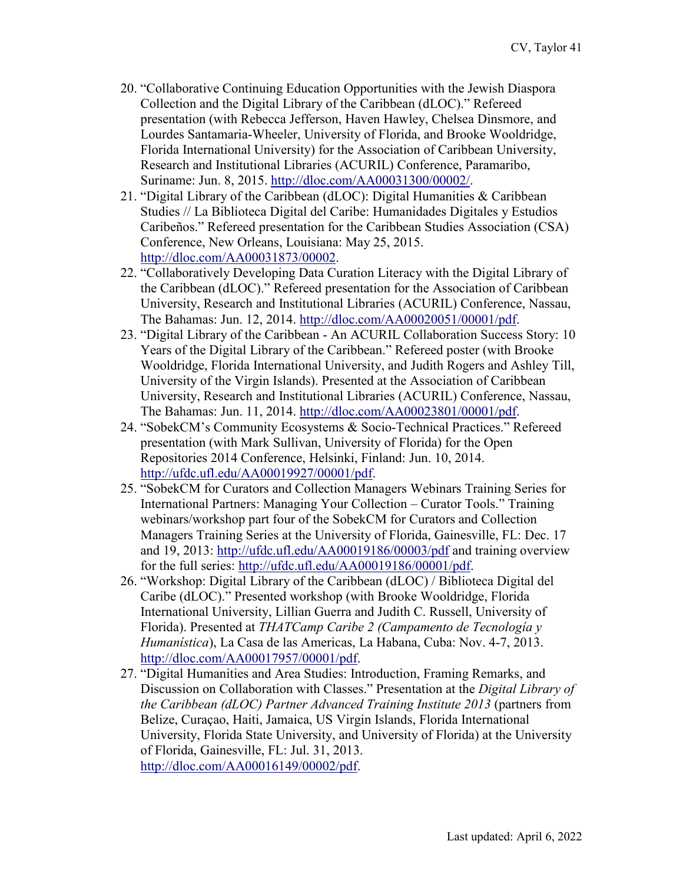20. "Collaborative Continuing Education Opportunities with the Jewish Diaspora Collection and the Digital Library of the Caribbean (dLOC)." Refereed presentation (with Rebecca Jefferson, Haven Hawley, Chelsea Dinsmore, and Lourdes Santamaria-Wheeler, University of Florida, and Brooke Wooldridge, Florida International University) for the Association of Caribbean University, Research and Institutional Libraries (ACURIL) Conference, Paramaribo, Suriname: Jun. 8, 2015. http://dloc.com/AA00031300/00002/.
21. "Digital Library of the Caribbean (dLOC): Digital Humanities & Caribbean Studies // La Biblioteca Digital del Caribe: Humanidades Digitales y Estudios Caribeños." Refereed presentation for the Caribbean Studies Association (CSA) Conference, New Orleans, Louisiana: May 25, 2015. http://dloc.com/AA00031873/00002.
22. "Collaboratively Developing Data Curation Literacy with the Digital Library of the Caribbean (dLOC)." Refereed presentation for the Association of Caribbean University, Research and Institutional Libraries (ACURIL) Conference, Nassau, The Bahamas: Jun. 12, 2014. http://dloc.com/AA00020051/00001/pdf.
23. "Digital Library of the Caribbean - An ACURIL Collaboration Success Story: 10 Years of the Digital Library of the Caribbean." Refereed poster (with Brooke Wooldridge, Florida International University, and Judith Rogers and Ashley Till, University of the Virgin Islands). Presented at the Association of Caribbean University, Research and Institutional Libraries (ACURIL) Conference, Nassau, The Bahamas: Jun. 11, 2014. http://dloc.com/AA00023801/00001/pdf.
24. "SobekCM's Community Ecosystems & Socio-Technical Practices." Refereed presentation (with Mark Sullivan, University of Florida) for the Open Repositories 2014 Conference, Helsinki, Finland: Jun. 10, 2014. http://ufdc.ufl.edu/AA00019927/00001/pdf.
25. "SobekCM for Curators and Collection Managers Webinars Training Series for International Partners: Managing Your Collection – Curator Tools." Training webinars/workshop part four of the SobekCM for Curators and Collection Managers Training Series at the University of Florida, Gainesville, FL: Dec. 17 and 19, 2013: http://ufdc.ufl.edu/AA00019186/00003/pdf and training overview for the full series: http://ufdc.ufl.edu/AA00019186/00001/pdf.
26. "Workshop: Digital Library of the Caribbean (dLOC) / Biblioteca Digital del Caribe (dLOC)." Presented workshop (with Brooke Wooldridge, Florida International University, Lillian Guerra and Judith C. Russell, University of Florida). Presented at *THATCamp Caribe 2 (Campamento de Tecnología y Humanística)*, La Casa de las Americas, La Habana, Cuba: Nov. 4-7, 2013. http://dloc.com/AA00017957/00001/pdf.
27. "Digital Humanities and Area Studies: Introduction, Framing Remarks, and Discussion on Collaboration with Classes." Presentation at the *Digital Library of the Caribbean (dLOC) Partner Advanced Training Institute 2013* (partners from Belize, Curaçao, Haiti, Jamaica, US Virgin Islands, Florida International University, Florida State University, and University of Florida) at the University of Florida, Gainesville, FL: Jul. 31, 2013. http://dloc.com/AA00016149/00002/pdf.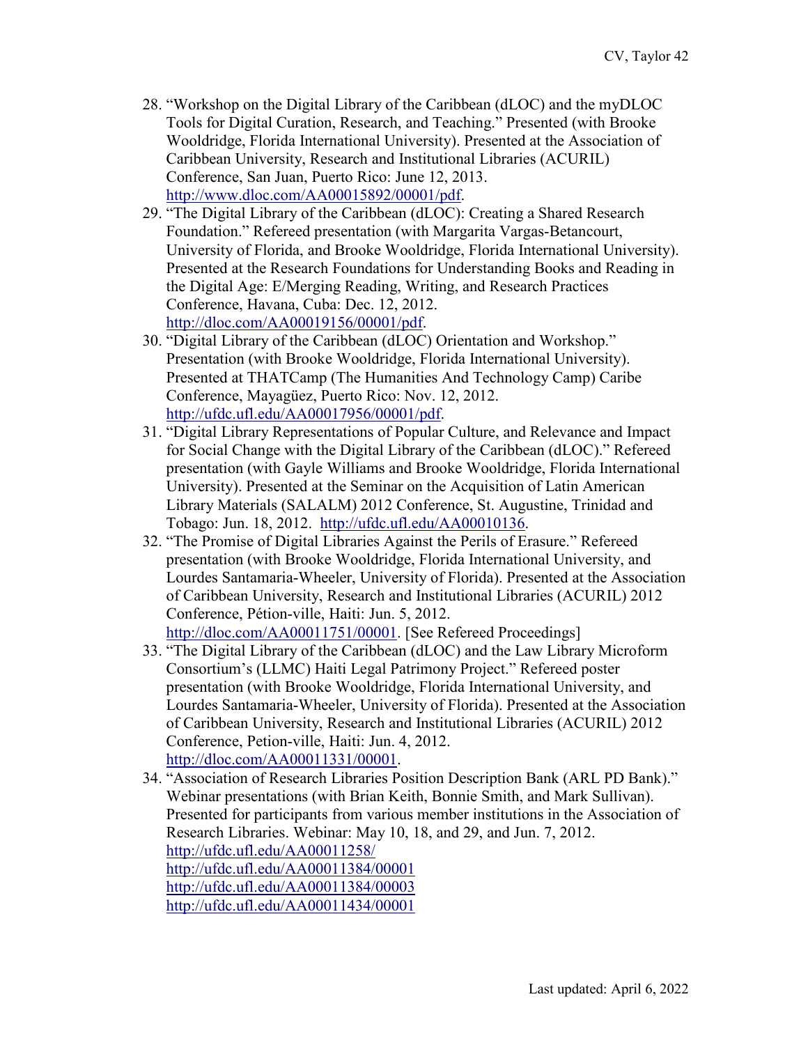28. "Workshop on the Digital Library of the Caribbean (dLOC) and the myDLOC Tools for Digital Curation, Research, and Teaching." Presented (with Brooke Wooldridge, Florida International University). Presented at the Association of Caribbean University, Research and Institutional Libraries (ACURIL) Conference, San Juan, Puerto Rico: June 12, 2013. http://www.dloc.com/AA00015892/00001/pdf.
29. "The Digital Library of the Caribbean (dLOC): Creating a Shared Research Foundation." Refereed presentation (with Margarita Vargas-Betancourt, University of Florida, and Brooke Wooldridge, Florida International University). Presented at the Research Foundations for Understanding Books and Reading in the Digital Age: E/Merging Reading, Writing, and Research Practices Conference, Havana, Cuba: Dec. 12, 2012. http://dloc.com/AA00019156/00001/pdf.
30. "Digital Library of the Caribbean (dLOC) Orientation and Workshop." Presentation (with Brooke Wooldridge, Florida International University). Presented at THATCamp (The Humanities And Technology Camp) Caribe Conference, Mayagüez, Puerto Rico: Nov. 12, 2012. http://ufdc.ufl.edu/AA00017956/00001/pdf.
31. "Digital Library Representations of Popular Culture, and Relevance and Impact for Social Change with the Digital Library of the Caribbean (dLOC)." Refereed presentation (with Gayle Williams and Brooke Wooldridge, Florida International University). Presented at the Seminar on the Acquisition of Latin American Library Materials (SALALM) 2012 Conference, St. Augustine, Trinidad and Tobago: Jun. 18, 2012. http://ufdc.ufl.edu/AA00010136.
32. "The Promise of Digital Libraries Against the Perils of Erasure." Refereed presentation (with Brooke Wooldridge, Florida International University, and Lourdes Santamaria-Wheeler, University of Florida). Presented at the Association of Caribbean University, Research and Institutional Libraries (ACURIL) 2012 Conference, Pétion-ville, Haiti: Jun. 5, 2012. http://dloc.com/AA00011751/00001. [See Refereed Proceedings]
33. "The Digital Library of the Caribbean (dLOC) and the Law Library Microform Consortium's (LLMC) Haiti Legal Patrimony Project." Refereed poster presentation (with Brooke Wooldridge, Florida International University, and Lourdes Santamaria-Wheeler, University of Florida). Presented at the Association of Caribbean University, Research and Institutional Libraries (ACURIL) 2012 Conference, Petion-ville, Haiti: Jun. 4, 2012. http://dloc.com/AA00011331/00001.
34. "Association of Research Libraries Position Description Bank (ARL PD Bank)." Webinar presentations (with Brian Keith, Bonnie Smith, and Mark Sullivan). Presented for participants from various member institutions in the Association of Research Libraries. Webinar: May 10, 18, and 29, and Jun. 7, 2012.
 http://ufdc.ufl.edu/AA00011258/
 http://ufdc.ufl.edu/AA00011384/00001
 http://ufdc.ufl.edu/AA00011384/00003
 http://ufdc.ufl.edu/AA00011434/00001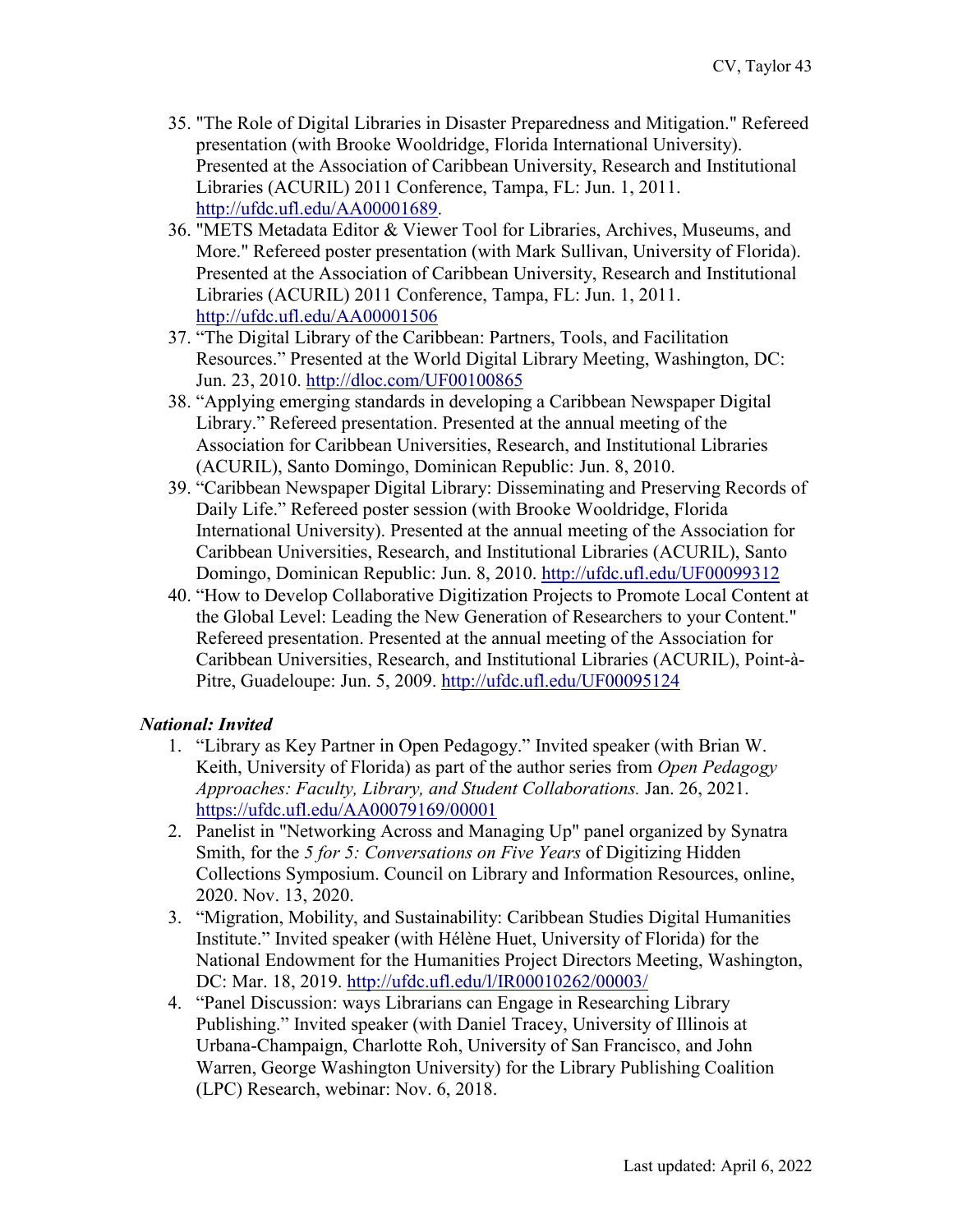35. "The Role of Digital Libraries in Disaster Preparedness and Mitigation." Refereed presentation (with Brooke Wooldridge, Florida International University). Presented at the Association of Caribbean University, Research and Institutional Libraries (ACURIL) 2011 Conference, Tampa, FL: Jun. 1, 2011. http://ufdc.ufl.edu/AA00001689.
36. "METS Metadata Editor & Viewer Tool for Libraries, Archives, Museums, and More." Refereed poster presentation (with Mark Sullivan, University of Florida). Presented at the Association of Caribbean University, Research and Institutional Libraries (ACURIL) 2011 Conference, Tampa, FL: Jun. 1, 2011. http://ufdc.ufl.edu/AA00001506
37. "The Digital Library of the Caribbean: Partners, Tools, and Facilitation Resources." Presented at the World Digital Library Meeting, Washington, DC: Jun. 23, 2010. http://dloc.com/UF00100865
38. "Applying emerging standards in developing a Caribbean Newspaper Digital Library." Refereed presentation. Presented at the annual meeting of the Association for Caribbean Universities, Research, and Institutional Libraries (ACURIL), Santo Domingo, Dominican Republic: Jun. 8, 2010.
39. "Caribbean Newspaper Digital Library: Disseminating and Preserving Records of Daily Life." Refereed poster session (with Brooke Wooldridge, Florida International University). Presented at the annual meeting of the Association for Caribbean Universities, Research, and Institutional Libraries (ACURIL), Santo Domingo, Dominican Republic: Jun. 8, 2010. http://ufdc.ufl.edu/UF00099312
40. "How to Develop Collaborative Digitization Projects to Promote Local Content at the Global Level: Leading the New Generation of Researchers to your Content." Refereed presentation. Presented at the annual meeting of the Association for Caribbean Universities, Research, and Institutional Libraries (ACURIL), Point-à-Pitre, Guadeloupe: Jun. 5, 2009. http://ufdc.ufl.edu/UF00095124

### *National: Invited*

1. "Library as Key Partner in Open Pedagogy." Invited speaker (with Brian W. Keith, University of Florida) as part of the author series from *Open Pedagogy Approaches: Faculty, Library, and Student Collaborations.* Jan. 26, 2021. https://ufdc.ufl.edu/AA00079169/00001
2. Panelist in "Networking Across and Managing Up" panel organized by Synatra Smith, for the *5 for 5: Conversations on Five Years* of Digitizing Hidden Collections Symposium. Council on Library and Information Resources, online, 2020. Nov. 13, 2020.
3. "Migration, Mobility, and Sustainability: Caribbean Studies Digital Humanities Institute." Invited speaker (with Hélène Huet, University of Florida) for the National Endowment for the Humanities Project Directors Meeting, Washington, DC: Mar. 18, 2019. http://ufdc.ufl.edu/l/IR00010262/00003/
4. "Panel Discussion: ways Librarians can Engage in Researching Library Publishing." Invited speaker (with Daniel Tracey, University of Illinois at Urbana-Champaign, Charlotte Roh, University of San Francisco, and John Warren, George Washington University) for the Library Publishing Coalition (LPC) Research, webinar: Nov. 6, 2018.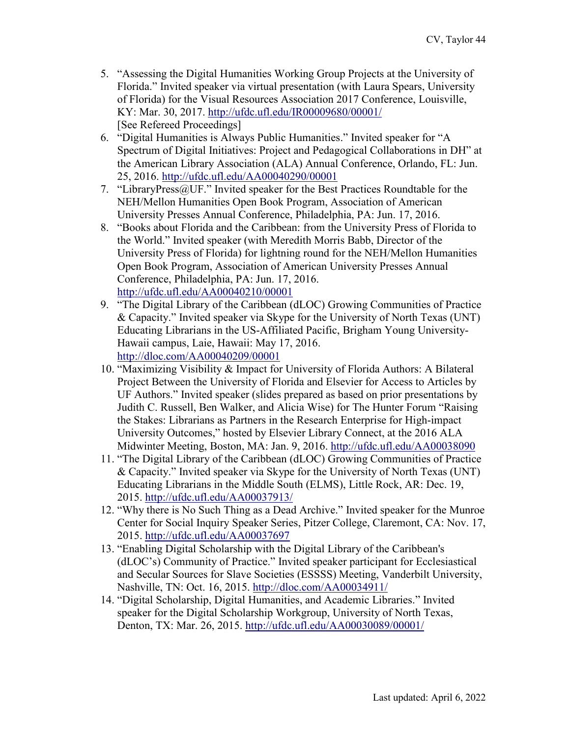5. "Assessing the Digital Humanities Working Group Projects at the University of Florida." Invited speaker via virtual presentation (with Laura Spears, University of Florida) for the Visual Resources Association 2017 Conference, Louisville, KY: Mar. 30, 2017. http://ufdc.ufl.edu/IR00009680/00001/
   [See Refereed Proceedings]
6. "Digital Humanities is Always Public Humanities." Invited speaker for "A Spectrum of Digital Initiatives: Project and Pedagogical Collaborations in DH" at the American Library Association (ALA) Annual Conference, Orlando, FL: Jun. 25, 2016. http://ufdc.ufl.edu/AA00040290/00001
7. "LibraryPress@UF." Invited speaker for the Best Practices Roundtable for the NEH/Mellon Humanities Open Book Program, Association of American University Presses Annual Conference, Philadelphia, PA: Jun. 17, 2016.
8. "Books about Florida and the Caribbean: from the University Press of Florida to the World." Invited speaker (with Meredith Morris Babb, Director of the University Press of Florida) for lightning round for the NEH/Mellon Humanities Open Book Program, Association of American University Presses Annual Conference, Philadelphia, PA: Jun. 17, 2016. http://ufdc.ufl.edu/AA00040210/00001
9. "The Digital Library of the Caribbean (dLOC) Growing Communities of Practice & Capacity." Invited speaker via Skype for the University of North Texas (UNT) Educating Librarians in the US-Affiliated Pacific, Brigham Young University-Hawaii campus, Laie, Hawaii: May 17, 2016. http://dloc.com/AA00040209/00001
10. "Maximizing Visibility & Impact for University of Florida Authors: A Bilateral Project Between the University of Florida and Elsevier for Access to Articles by UF Authors." Invited speaker (slides prepared as based on prior presentations by Judith C. Russell, Ben Walker, and Alicia Wise) for The Hunter Forum "Raising the Stakes: Librarians as Partners in the Research Enterprise for High-impact University Outcomes," hosted by Elsevier Library Connect, at the 2016 ALA Midwinter Meeting, Boston, MA: Jan. 9, 2016. http://ufdc.ufl.edu/AA00038090
11. "The Digital Library of the Caribbean (dLOC) Growing Communities of Practice & Capacity." Invited speaker via Skype for the University of North Texas (UNT) Educating Librarians in the Middle South (ELMS), Little Rock, AR: Dec. 19, 2015. http://ufdc.ufl.edu/AA00037913/
12. "Why there is No Such Thing as a Dead Archive." Invited speaker for the Munroe Center for Social Inquiry Speaker Series, Pitzer College, Claremont, CA: Nov. 17, 2015. http://ufdc.ufl.edu/AA00037697
13. "Enabling Digital Scholarship with the Digital Library of the Caribbean's (dLOC's) Community of Practice." Invited speaker participant for Ecclesiastical and Secular Sources for Slave Societies (ESSSS) Meeting, Vanderbilt University, Nashville, TN: Oct. 16, 2015. http://dloc.com/AA00034911/
14. "Digital Scholarship, Digital Humanities, and Academic Libraries." Invited speaker for the Digital Scholarship Workgroup, University of North Texas, Denton, TX: Mar. 26, 2015. http://ufdc.ufl.edu/AA00030089/00001/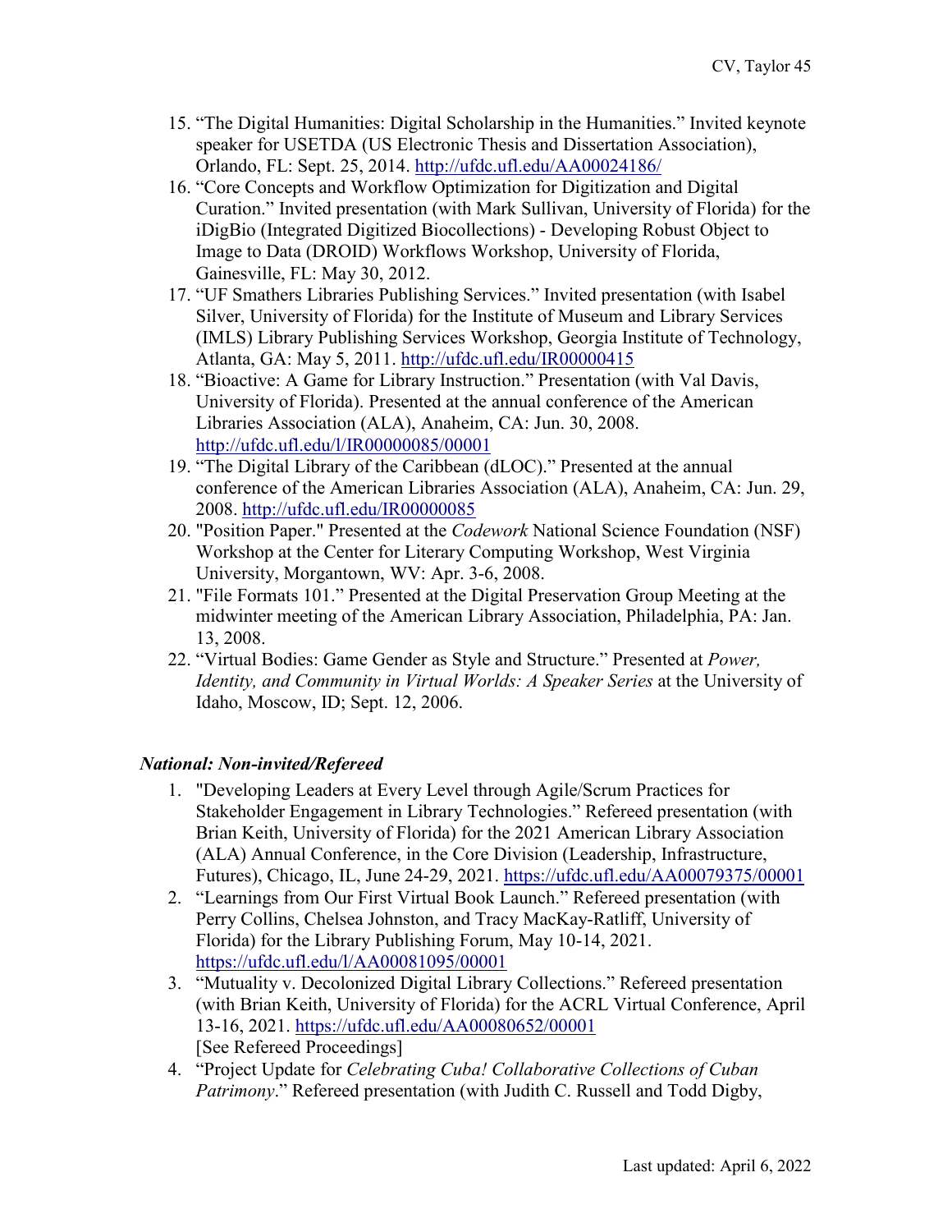15. "The Digital Humanities: Digital Scholarship in the Humanities." Invited keynote speaker for USETDA (US Electronic Thesis and Dissertation Association), Orlando, FL: Sept. 25, 2014. http://ufdc.ufl.edu/AA00024186/
16. "Core Concepts and Workflow Optimization for Digitization and Digital Curation." Invited presentation (with Mark Sullivan, University of Florida) for the iDigBio (Integrated Digitized Biocollections) - Developing Robust Object to Image to Data (DROID) Workflows Workshop, University of Florida, Gainesville, FL: May 30, 2012.
17. "UF Smathers Libraries Publishing Services." Invited presentation (with Isabel Silver, University of Florida) for the Institute of Museum and Library Services (IMLS) Library Publishing Services Workshop, Georgia Institute of Technology, Atlanta, GA: May 5, 2011. http://ufdc.ufl.edu/IR00000415
18. "Bioactive: A Game for Library Instruction." Presentation (with Val Davis, University of Florida). Presented at the annual conference of the American Libraries Association (ALA), Anaheim, CA: Jun. 30, 2008. http://ufdc.ufl.edu/l/IR00000085/00001
19. "The Digital Library of the Caribbean (dLOC)." Presented at the annual conference of the American Libraries Association (ALA), Anaheim, CA: Jun. 29, 2008. http://ufdc.ufl.edu/IR00000085
20. "Position Paper." Presented at the *Codework* National Science Foundation (NSF) Workshop at the Center for Literary Computing Workshop, West Virginia University, Morgantown, WV: Apr. 3-6, 2008.
21. "File Formats 101." Presented at the Digital Preservation Group Meeting at the midwinter meeting of the American Library Association, Philadelphia, PA: Jan. 13, 2008.
22. "Virtual Bodies: Game Gender as Style and Structure." Presented at *Power, Identity, and Community in Virtual Worlds: A Speaker Series* at the University of Idaho, Moscow, ID; Sept. 12, 2006.

***National: Non-invited/Refereed***

1. "Developing Leaders at Every Level through Agile/Scrum Practices for Stakeholder Engagement in Library Technologies." Refereed presentation (with Brian Keith, University of Florida) for the 2021 American Library Association (ALA) Annual Conference, in the Core Division (Leadership, Infrastructure, Futures), Chicago, IL, June 24-29, 2021. https://ufdc.ufl.edu/AA00079375/00001
2. "Learnings from Our First Virtual Book Launch." Refereed presentation (with Perry Collins, Chelsea Johnston, and Tracy MacKay-Ratliff, University of Florida) for the Library Publishing Forum, May 10-14, 2021. https://ufdc.ufl.edu/l/AA00081095/00001
3. "Mutuality v. Decolonized Digital Library Collections." Refereed presentation (with Brian Keith, University of Florida) for the ACRL Virtual Conference, April 13-16, 2021. https://ufdc.ufl.edu/AA00080652/00001
   [See Refereed Proceedings]
4. "Project Update for *Celebrating Cuba! Collaborative Collections of Cuban Patrimony*." Refereed presentation (with Judith C. Russell and Todd Digby,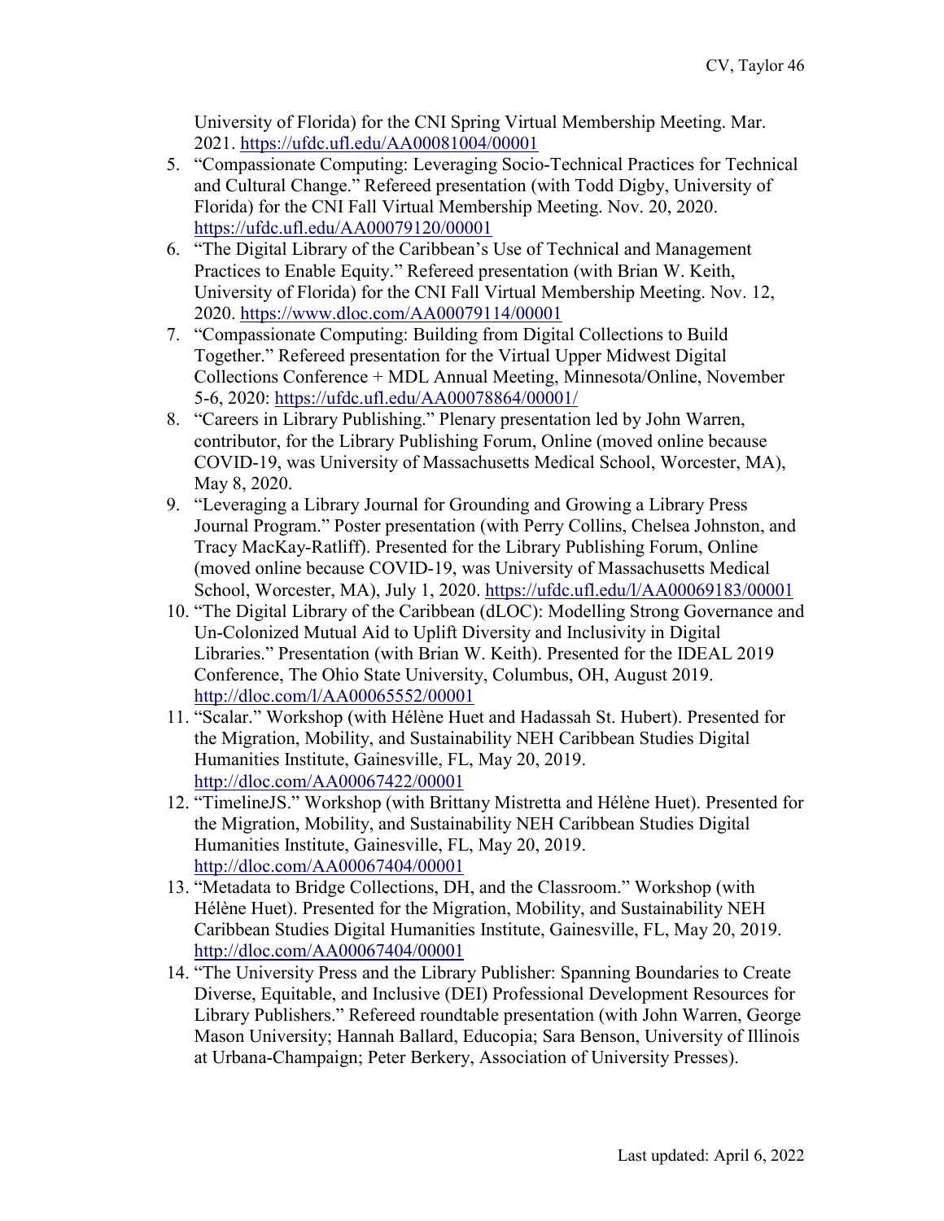University of Florida) for the CNI Spring Virtual Membership Meeting. Mar. 2021. https://ufdc.ufl.edu/AA00081004/00001

5. "Compassionate Computing: Leveraging Socio-Technical Practices for Technical and Cultural Change." Refereed presentation (with Todd Digby, University of Florida) for the CNI Fall Virtual Membership Meeting. Nov. 20, 2020. https://ufdc.ufl.edu/AA00079120/00001
6. "The Digital Library of the Caribbean's Use of Technical and Management Practices to Enable Equity." Refereed presentation (with Brian W. Keith, University of Florida) for the CNI Fall Virtual Membership Meeting. Nov. 12, 2020. https://www.dloc.com/AA00079114/00001
7. "Compassionate Computing: Building from Digital Collections to Build Together." Refereed presentation for the Virtual Upper Midwest Digital Collections Conference + MDL Annual Meeting, Minnesota/Online, November 5-6, 2020: https://ufdc.ufl.edu/AA00078864/00001/
8. "Careers in Library Publishing." Plenary presentation led by John Warren, contributor, for the Library Publishing Forum, Online (moved online because COVID-19, was University of Massachusetts Medical School, Worcester, MA), May 8, 2020.
9. "Leveraging a Library Journal for Grounding and Growing a Library Press Journal Program." Poster presentation (with Perry Collins, Chelsea Johnston, and Tracy MacKay-Ratliff). Presented for the Library Publishing Forum, Online (moved online because COVID-19, was University of Massachusetts Medical School, Worcester, MA), July 1, 2020. https://ufdc.ufl.edu/l/AA00069183/00001
10. "The Digital Library of the Caribbean (dLOC): Modelling Strong Governance and Un-Colonized Mutual Aid to Uplift Diversity and Inclusivity in Digital Libraries." Presentation (with Brian W. Keith). Presented for the IDEAL 2019 Conference, The Ohio State University, Columbus, OH, August 2019. http://dloc.com/l/AA00065552/00001
11. "Scalar." Workshop (with Hélène Huet and Hadassah St. Hubert). Presented for the Migration, Mobility, and Sustainability NEH Caribbean Studies Digital Humanities Institute, Gainesville, FL, May 20, 2019. http://dloc.com/AA00067422/00001
12. "TimelineJS." Workshop (with Brittany Mistretta and Hélène Huet). Presented for the Migration, Mobility, and Sustainability NEH Caribbean Studies Digital Humanities Institute, Gainesville, FL, May 20, 2019. http://dloc.com/AA00067404/00001
13. "Metadata to Bridge Collections, DH, and the Classroom." Workshop (with Hélène Huet). Presented for the Migration, Mobility, and Sustainability NEH Caribbean Studies Digital Humanities Institute, Gainesville, FL, May 20, 2019. http://dloc.com/AA00067404/00001
14. "The University Press and the Library Publisher: Spanning Boundaries to Create Diverse, Equitable, and Inclusive (DEI) Professional Development Resources for Library Publishers." Refereed roundtable presentation (with John Warren, George Mason University; Hannah Ballard, Educopia; Sara Benson, University of Illinois at Urbana-Champaign; Peter Berkery, Association of University Presses).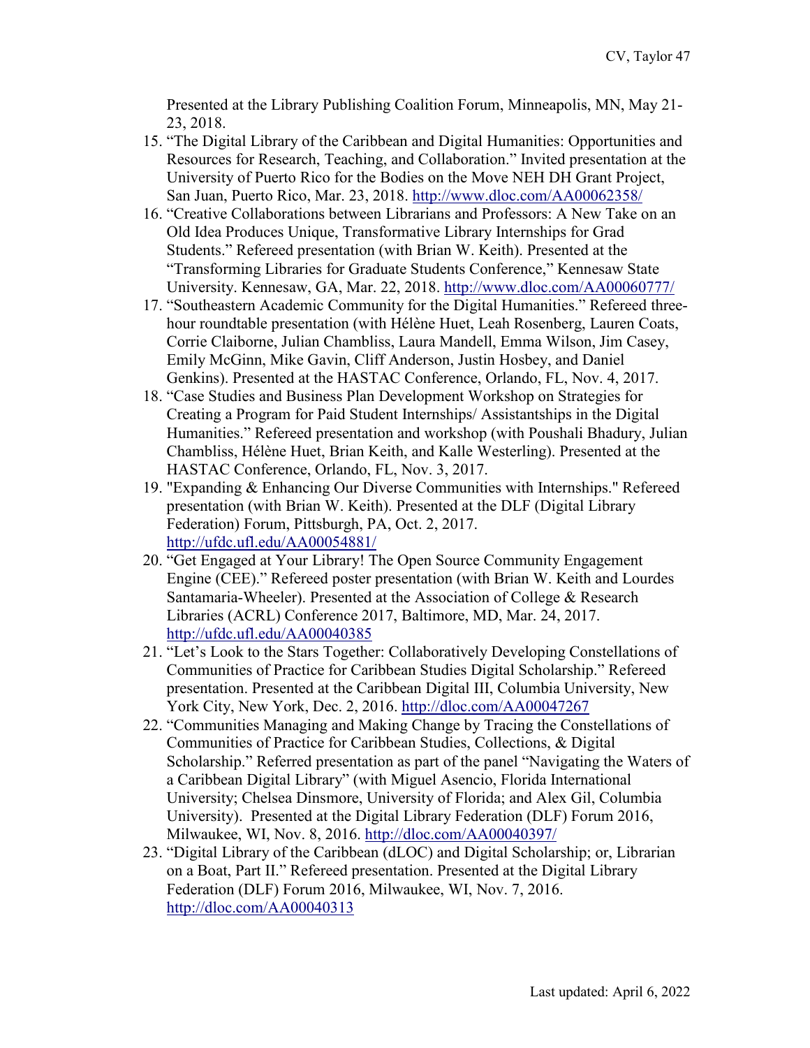Presented at the Library Publishing Coalition Forum, Minneapolis, MN, May 21-23, 2018.

15. "The Digital Library of the Caribbean and Digital Humanities: Opportunities and Resources for Research, Teaching, and Collaboration." Invited presentation at the University of Puerto Rico for the Bodies on the Move NEH DH Grant Project, San Juan, Puerto Rico, Mar. 23, 2018. http://www.dloc.com/AA00062358/
16. "Creative Collaborations between Librarians and Professors: A New Take on an Old Idea Produces Unique, Transformative Library Internships for Grad Students." Refereed presentation (with Brian W. Keith). Presented at the "Transforming Libraries for Graduate Students Conference," Kennesaw State University. Kennesaw, GA, Mar. 22, 2018. http://www.dloc.com/AA00060777/
17. "Southeastern Academic Community for the Digital Humanities." Refereed three-hour roundtable presentation (with Hélène Huet, Leah Rosenberg, Lauren Coats, Corrie Claiborne, Julian Chambliss, Laura Mandell, Emma Wilson, Jim Casey, Emily McGinn, Mike Gavin, Cliff Anderson, Justin Hosbey, and Daniel Genkins). Presented at the HASTAC Conference, Orlando, FL, Nov. 4, 2017.
18. "Case Studies and Business Plan Development Workshop on Strategies for Creating a Program for Paid Student Internships/ Assistantships in the Digital Humanities." Refereed presentation and workshop (with Poushali Bhadury, Julian Chambliss, Hélène Huet, Brian Keith, and Kalle Westerling). Presented at the HASTAC Conference, Orlando, FL, Nov. 3, 2017.
19. "Expanding & Enhancing Our Diverse Communities with Internships." Refereed presentation (with Brian W. Keith). Presented at the DLF (Digital Library Federation) Forum, Pittsburgh, PA, Oct. 2, 2017. http://ufdc.ufl.edu/AA00054881/
20. "Get Engaged at Your Library! The Open Source Community Engagement Engine (CEE)." Refereed poster presentation (with Brian W. Keith and Lourdes Santamaria-Wheeler). Presented at the Association of College & Research Libraries (ACRL) Conference 2017, Baltimore, MD, Mar. 24, 2017. http://ufdc.ufl.edu/AA00040385
21. "Let's Look to the Stars Together: Collaboratively Developing Constellations of Communities of Practice for Caribbean Studies Digital Scholarship." Refereed presentation. Presented at the Caribbean Digital III, Columbia University, New York City, New York, Dec. 2, 2016. http://dloc.com/AA00047267
22. "Communities Managing and Making Change by Tracing the Constellations of Communities of Practice for Caribbean Studies, Collections, & Digital Scholarship." Referred presentation as part of the panel "Navigating the Waters of a Caribbean Digital Library" (with Miguel Asencio, Florida International University; Chelsea Dinsmore, University of Florida; and Alex Gil, Columbia University). Presented at the Digital Library Federation (DLF) Forum 2016, Milwaukee, WI, Nov. 8, 2016. http://dloc.com/AA00040397/
23. "Digital Library of the Caribbean (dLOC) and Digital Scholarship; or, Librarian on a Boat, Part II." Refereed presentation. Presented at the Digital Library Federation (DLF) Forum 2016, Milwaukee, WI, Nov. 7, 2016. http://dloc.com/AA00040313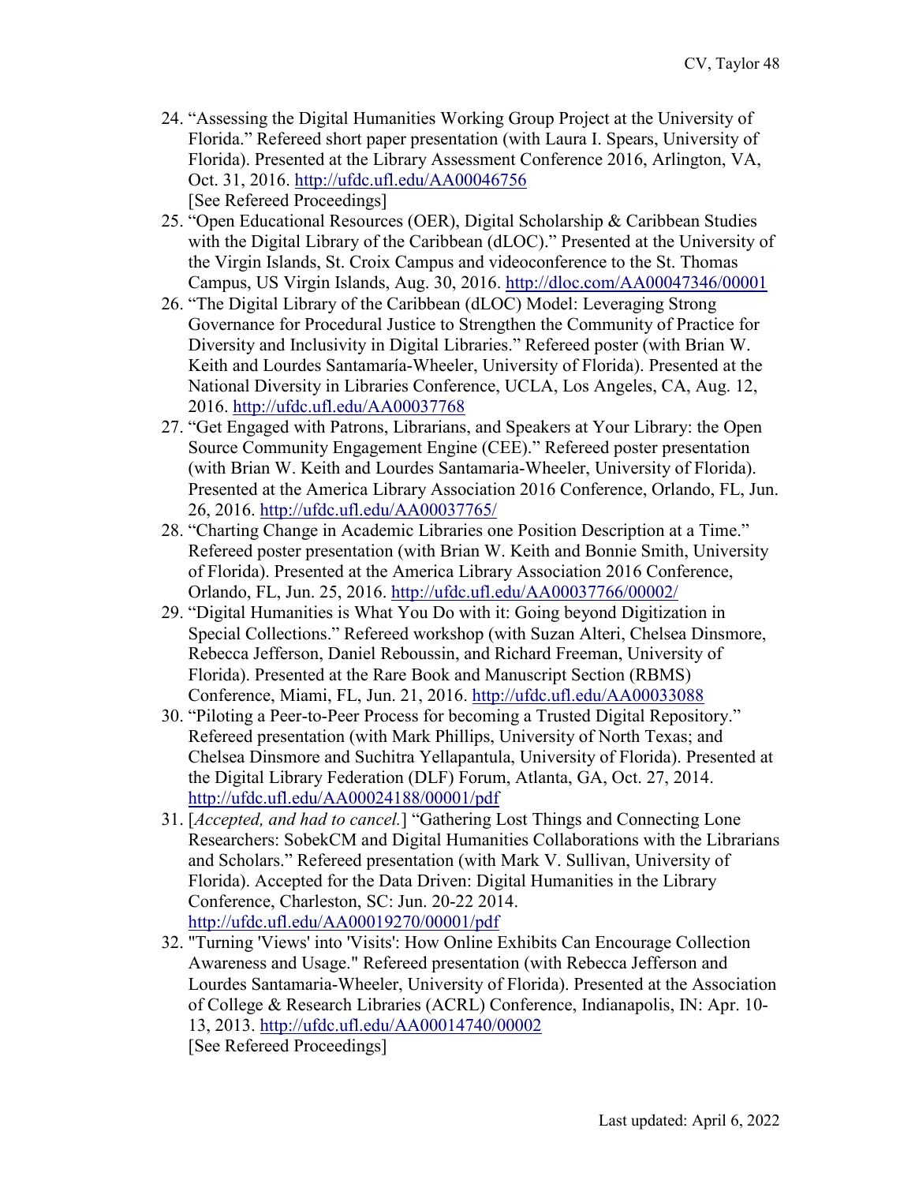24. "Assessing the Digital Humanities Working Group Project at the University of Florida." Refereed short paper presentation (with Laura I. Spears, University of Florida). Presented at the Library Assessment Conference 2016, Arlington, VA, Oct. 31, 2016. http://ufdc.ufl.edu/AA00046756
    [See Refereed Proceedings]
25. "Open Educational Resources (OER), Digital Scholarship & Caribbean Studies with the Digital Library of the Caribbean (dLOC)." Presented at the University of the Virgin Islands, St. Croix Campus and videoconference to the St. Thomas Campus, US Virgin Islands, Aug. 30, 2016. http://dloc.com/AA00047346/00001
26. "The Digital Library of the Caribbean (dLOC) Model: Leveraging Strong Governance for Procedural Justice to Strengthen the Community of Practice for Diversity and Inclusivity in Digital Libraries." Refereed poster (with Brian W. Keith and Lourdes Santamaría-Wheeler, University of Florida). Presented at the National Diversity in Libraries Conference, UCLA, Los Angeles, CA, Aug. 12, 2016. http://ufdc.ufl.edu/AA00037768
27. "Get Engaged with Patrons, Librarians, and Speakers at Your Library: the Open Source Community Engagement Engine (CEE)." Refereed poster presentation (with Brian W. Keith and Lourdes Santamaria-Wheeler, University of Florida). Presented at the America Library Association 2016 Conference, Orlando, FL, Jun. 26, 2016. http://ufdc.ufl.edu/AA00037765/
28. "Charting Change in Academic Libraries one Position Description at a Time." Refereed poster presentation (with Brian W. Keith and Bonnie Smith, University of Florida). Presented at the America Library Association 2016 Conference, Orlando, FL, Jun. 25, 2016. http://ufdc.ufl.edu/AA00037766/00002/
29. "Digital Humanities is What You Do with it: Going beyond Digitization in Special Collections." Refereed workshop (with Suzan Alteri, Chelsea Dinsmore, Rebecca Jefferson, Daniel Reboussin, and Richard Freeman, University of Florida). Presented at the Rare Book and Manuscript Section (RBMS) Conference, Miami, FL, Jun. 21, 2016. http://ufdc.ufl.edu/AA00033088
30. "Piloting a Peer-to-Peer Process for becoming a Trusted Digital Repository." Refereed presentation (with Mark Phillips, University of North Texas; and Chelsea Dinsmore and Suchitra Yellapantula, University of Florida). Presented at the Digital Library Federation (DLF) Forum, Atlanta, GA, Oct. 27, 2014. http://ufdc.ufl.edu/AA00024188/00001/pdf
31. [*Accepted, and had to cancel.*] "Gathering Lost Things and Connecting Lone Researchers: SobekCM and Digital Humanities Collaborations with the Librarians and Scholars." Refereed presentation (with Mark V. Sullivan, University of Florida). Accepted for the Data Driven: Digital Humanities in the Library Conference, Charleston, SC: Jun. 20-22 2014. http://ufdc.ufl.edu/AA00019270/00001/pdf
32. "Turning 'Views' into 'Visits': How Online Exhibits Can Encourage Collection Awareness and Usage." Refereed presentation (with Rebecca Jefferson and Lourdes Santamaria-Wheeler, University of Florida). Presented at the Association of College & Research Libraries (ACRL) Conference, Indianapolis, IN: Apr. 10-13, 2013. http://ufdc.ufl.edu/AA00014740/00002
    [See Refereed Proceedings]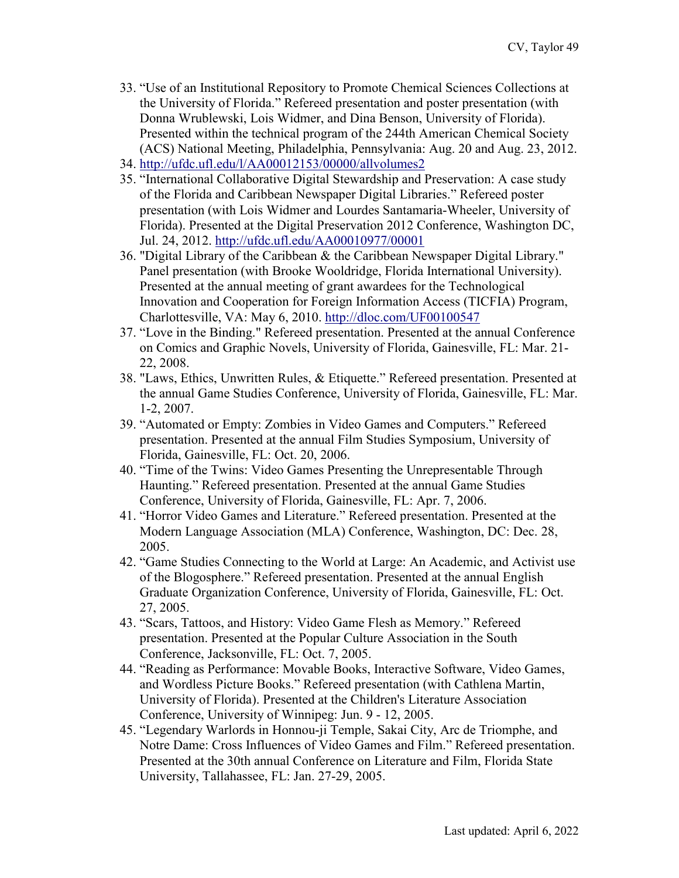33. “Use of an Institutional Repository to Promote Chemical Sciences Collections at the University of Florida.” Refereed presentation and poster presentation (with Donna Wrublewski, Lois Widmer, and Dina Benson, University of Florida). Presented within the technical program of the 244th American Chemical Society (ACS) National Meeting, Philadelphia, Pennsylvania: Aug. 20 and Aug. 23, 2012.
34. http://ufdc.ufl.edu/l/AA00012153/00000/allvolumes2
35. “International Collaborative Digital Stewardship and Preservation: A case study of the Florida and Caribbean Newspaper Digital Libraries.” Refereed poster presentation (with Lois Widmer and Lourdes Santamaria-Wheeler, University of Florida). Presented at the Digital Preservation 2012 Conference, Washington DC, Jul. 24, 2012. http://ufdc.ufl.edu/AA00010977/00001
36. "Digital Library of the Caribbean & the Caribbean Newspaper Digital Library." Panel presentation (with Brooke Wooldridge, Florida International University). Presented at the annual meeting of grant awardees for the Technological Innovation and Cooperation for Foreign Information Access (TICFIA) Program, Charlottesville, VA: May 6, 2010. http://dloc.com/UF00100547
37. “Love in the Binding." Refereed presentation. Presented at the annual Conference on Comics and Graphic Novels, University of Florida, Gainesville, FL: Mar. 21-22, 2008.
38. "Laws, Ethics, Unwritten Rules, & Etiquette.” Refereed presentation. Presented at the annual Game Studies Conference, University of Florida, Gainesville, FL: Mar. 1-2, 2007.
39. “Automated or Empty: Zombies in Video Games and Computers.” Refereed presentation. Presented at the annual Film Studies Symposium, University of Florida, Gainesville, FL: Oct. 20, 2006.
40. “Time of the Twins: Video Games Presenting the Unrepresentable Through Haunting.” Refereed presentation. Presented at the annual Game Studies Conference, University of Florida, Gainesville, FL: Apr. 7, 2006.
41. “Horror Video Games and Literature.” Refereed presentation. Presented at the Modern Language Association (MLA) Conference, Washington, DC: Dec. 28, 2005.
42. “Game Studies Connecting to the World at Large: An Academic, and Activist use of the Blogosphere.” Refereed presentation. Presented at the annual English Graduate Organization Conference, University of Florida, Gainesville, FL: Oct. 27, 2005.
43. “Scars, Tattoos, and History: Video Game Flesh as Memory.” Refereed presentation. Presented at the Popular Culture Association in the South Conference, Jacksonville, FL: Oct. 7, 2005.
44. “Reading as Performance: Movable Books, Interactive Software, Video Games, and Wordless Picture Books.” Refereed presentation (with Cathlena Martin, University of Florida). Presented at the Children's Literature Association Conference, University of Winnipeg: Jun. 9 - 12, 2005.
45. “Legendary Warlords in Honnou-ji Temple, Sakai City, Arc de Triomphe, and Notre Dame: Cross Influences of Video Games and Film.” Refereed presentation. Presented at the 30th annual Conference on Literature and Film, Florida State University, Tallahassee, FL: Jan. 27-29, 2005.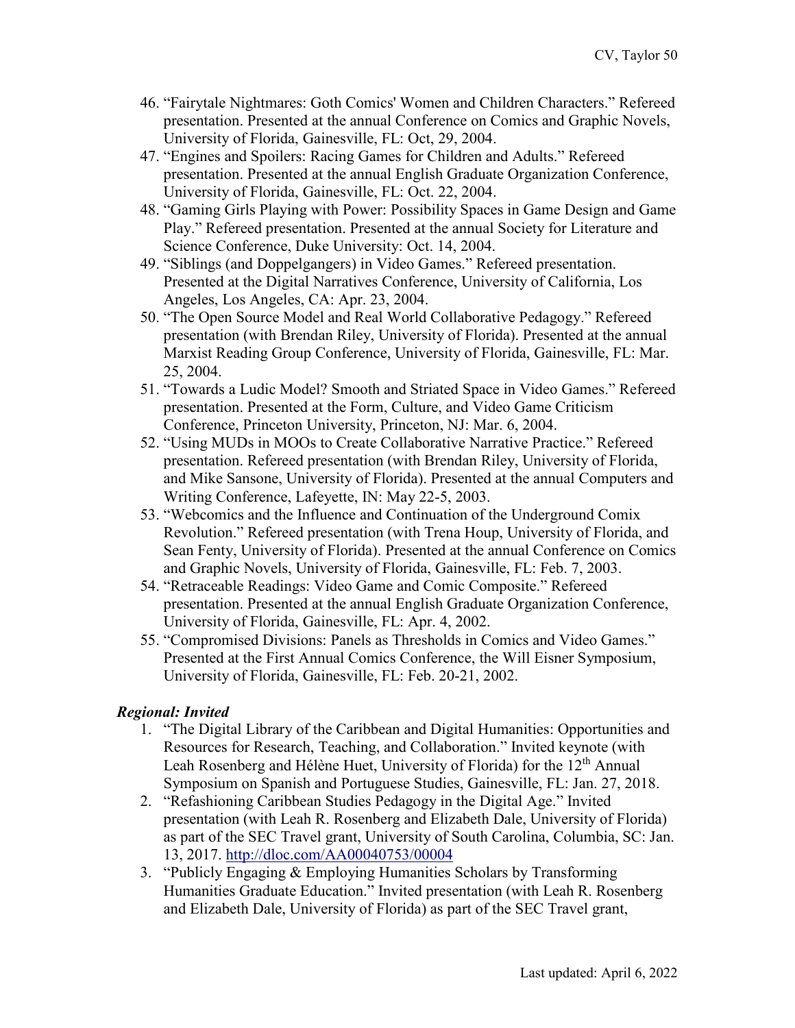46. "Fairytale Nightmares: Goth Comics' Women and Children Characters." Refereed presentation. Presented at the annual Conference on Comics and Graphic Novels, University of Florida, Gainesville, FL: Oct, 29, 2004.
47. "Engines and Spoilers: Racing Games for Children and Adults." Refereed presentation. Presented at the annual English Graduate Organization Conference, University of Florida, Gainesville, FL: Oct. 22, 2004.
48. "Gaming Girls Playing with Power: Possibility Spaces in Game Design and Game Play." Refereed presentation. Presented at the annual Society for Literature and Science Conference, Duke University: Oct. 14, 2004.
49. "Siblings (and Doppelgangers) in Video Games." Refereed presentation. Presented at the Digital Narratives Conference, University of California, Los Angeles, Los Angeles, CA: Apr. 23, 2004.
50. "The Open Source Model and Real World Collaborative Pedagogy." Refereed presentation (with Brendan Riley, University of Florida). Presented at the annual Marxist Reading Group Conference, University of Florida, Gainesville, FL: Mar. 25, 2004.
51. "Towards a Ludic Model? Smooth and Striated Space in Video Games." Refereed presentation. Presented at the Form, Culture, and Video Game Criticism Conference, Princeton University, Princeton, NJ: Mar. 6, 2004.
52. "Using MUDs in MOOs to Create Collaborative Narrative Practice." Refereed presentation. Refereed presentation (with Brendan Riley, University of Florida, and Mike Sansone, University of Florida). Presented at the annual Computers and Writing Conference, Lafeyette, IN: May 22-5, 2003.
53. "Webcomics and the Influence and Continuation of the Underground Comix Revolution." Refereed presentation (with Trena Houp, University of Florida, and Sean Fenty, University of Florida). Presented at the annual Conference on Comics and Graphic Novels, University of Florida, Gainesville, FL: Feb. 7, 2003.
54. "Retraceable Readings: Video Game and Comic Composite." Refereed presentation. Presented at the annual English Graduate Organization Conference, University of Florida, Gainesville, FL: Apr. 4, 2002.
55. "Compromised Divisions: Panels as Thresholds in Comics and Video Games." Presented at the First Annual Comics Conference, the Will Eisner Symposium, University of Florida, Gainesville, FL: Feb. 20-21, 2002.

***Regional: Invited***

1. "The Digital Library of the Caribbean and Digital Humanities: Opportunities and Resources for Research, Teaching, and Collaboration." Invited keynote (with Leah Rosenberg and Hélène Huet, University of Florida) for the 12th Annual Symposium on Spanish and Portuguese Studies, Gainesville, FL: Jan. 27, 2018.
2. "Refashioning Caribbean Studies Pedagogy in the Digital Age." Invited presentation (with Leah R. Rosenberg and Elizabeth Dale, University of Florida) as part of the SEC Travel grant, University of South Carolina, Columbia, SC: Jan. 13, 2017. http://dloc.com/AA00040753/00004
3. "Publicly Engaging & Employing Humanities Scholars by Transforming Humanities Graduate Education." Invited presentation (with Leah R. Rosenberg and Elizabeth Dale, University of Florida) as part of the SEC Travel grant,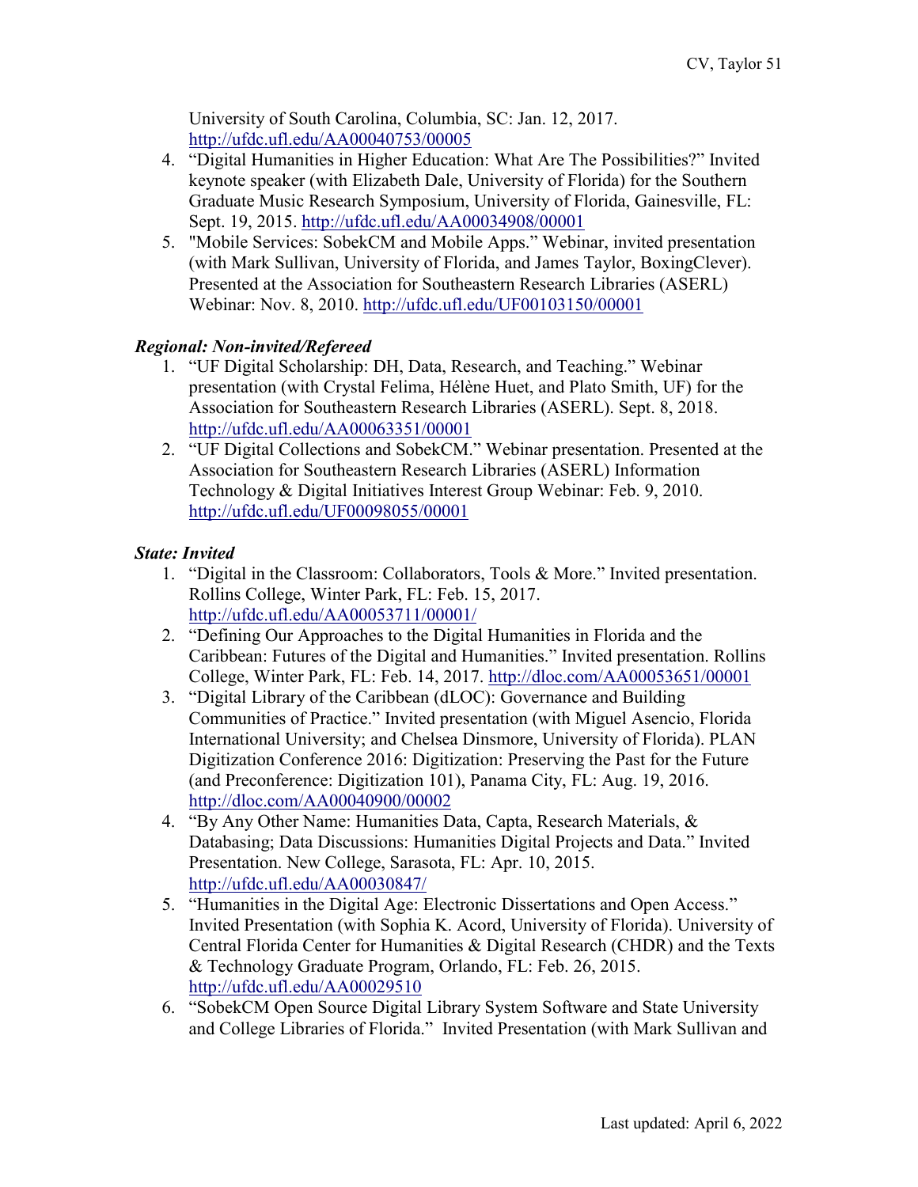University of South Carolina, Columbia, SC: Jan. 12, 2017. http://ufdc.ufl.edu/AA00040753/00005

4. "Digital Humanities in Higher Education: What Are The Possibilities?" Invited keynote speaker (with Elizabeth Dale, University of Florida) for the Southern Graduate Music Research Symposium, University of Florida, Gainesville, FL: Sept. 19, 2015. http://ufdc.ufl.edu/AA00034908/00001
5. "Mobile Services: SobekCM and Mobile Apps." Webinar, invited presentation (with Mark Sullivan, University of Florida, and James Taylor, BoxingClever). Presented at the Association for Southeastern Research Libraries (ASERL) Webinar: Nov. 8, 2010. http://ufdc.ufl.edu/UF00103150/00001

***Regional: Non-invited/Refereed***

1. "UF Digital Scholarship: DH, Data, Research, and Teaching." Webinar presentation (with Crystal Felima, Hélène Huet, and Plato Smith, UF) for the Association for Southeastern Research Libraries (ASERL). Sept. 8, 2018. http://ufdc.ufl.edu/AA00063351/00001
2. "UF Digital Collections and SobekCM." Webinar presentation. Presented at the Association for Southeastern Research Libraries (ASERL) Information Technology & Digital Initiatives Interest Group Webinar: Feb. 9, 2010. http://ufdc.ufl.edu/UF00098055/00001

***State: Invited***

1. "Digital in the Classroom: Collaborators, Tools & More." Invited presentation. Rollins College, Winter Park, FL: Feb. 15, 2017. http://ufdc.ufl.edu/AA00053711/00001/
2. "Defining Our Approaches to the Digital Humanities in Florida and the Caribbean: Futures of the Digital and Humanities." Invited presentation. Rollins College, Winter Park, FL: Feb. 14, 2017. http://dloc.com/AA00053651/00001
3. "Digital Library of the Caribbean (dLOC): Governance and Building Communities of Practice." Invited presentation (with Miguel Asencio, Florida International University; and Chelsea Dinsmore, University of Florida). PLAN Digitization Conference 2016: Digitization: Preserving the Past for the Future (and Preconference: Digitization 101), Panama City, FL: Aug. 19, 2016. http://dloc.com/AA00040900/00002
4. "By Any Other Name: Humanities Data, Capta, Research Materials, & Databasing; Data Discussions: Humanities Digital Projects and Data." Invited Presentation. New College, Sarasota, FL: Apr. 10, 2015. http://ufdc.ufl.edu/AA00030847/
5. "Humanities in the Digital Age: Electronic Dissertations and Open Access." Invited Presentation (with Sophia K. Acord, University of Florida). University of Central Florida Center for Humanities & Digital Research (CHDR) and the Texts & Technology Graduate Program, Orlando, FL: Feb. 26, 2015. http://ufdc.ufl.edu/AA00029510
6. "SobekCM Open Source Digital Library System Software and State University and College Libraries of Florida." Invited Presentation (with Mark Sullivan and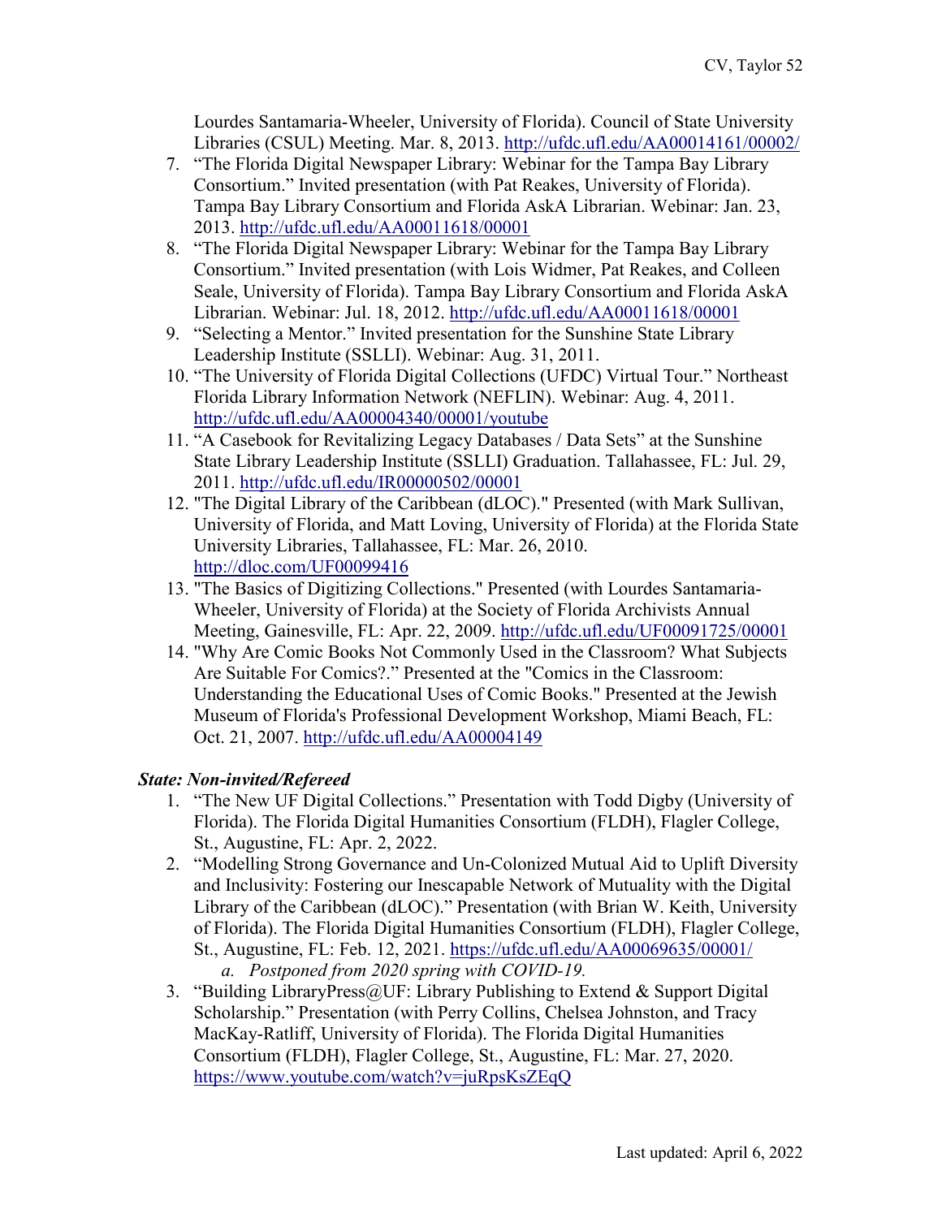Lourdes Santamaria-Wheeler, University of Florida). Council of State University Libraries (CSUL) Meeting. Mar. 8, 2013. http://ufdc.ufl.edu/AA00014161/00002/

7. "The Florida Digital Newspaper Library: Webinar for the Tampa Bay Library Consortium." Invited presentation (with Pat Reakes, University of Florida). Tampa Bay Library Consortium and Florida AskA Librarian. Webinar: Jan. 23, 2013. http://ufdc.ufl.edu/AA00011618/00001
8. "The Florida Digital Newspaper Library: Webinar for the Tampa Bay Library Consortium." Invited presentation (with Lois Widmer, Pat Reakes, and Colleen Seale, University of Florida). Tampa Bay Library Consortium and Florida AskA Librarian. Webinar: Jul. 18, 2012. http://ufdc.ufl.edu/AA00011618/00001
9. "Selecting a Mentor." Invited presentation for the Sunshine State Library Leadership Institute (SSLLI). Webinar: Aug. 31, 2011.
10. "The University of Florida Digital Collections (UFDC) Virtual Tour." Northeast Florida Library Information Network (NEFLIN). Webinar: Aug. 4, 2011. http://ufdc.ufl.edu/AA00004340/00001/youtube
11. "A Casebook for Revitalizing Legacy Databases / Data Sets" at the Sunshine State Library Leadership Institute (SSLLI) Graduation. Tallahassee, FL: Jul. 29, 2011. http://ufdc.ufl.edu/IR00000502/00001
12. "The Digital Library of the Caribbean (dLOC)." Presented (with Mark Sullivan, University of Florida, and Matt Loving, University of Florida) at the Florida State University Libraries, Tallahassee, FL: Mar. 26, 2010. http://dloc.com/UF00099416
13. "The Basics of Digitizing Collections." Presented (with Lourdes Santamaria-Wheeler, University of Florida) at the Society of Florida Archivists Annual Meeting, Gainesville, FL: Apr. 22, 2009. http://ufdc.ufl.edu/UF00091725/00001
14. "Why Are Comic Books Not Commonly Used in the Classroom? What Subjects Are Suitable For Comics?." Presented at the "Comics in the Classroom: Understanding the Educational Uses of Comic Books." Presented at the Jewish Museum of Florida's Professional Development Workshop, Miami Beach, FL: Oct. 21, 2007. http://ufdc.ufl.edu/AA00004149

***State: Non-invited/Refereed***

1. "The New UF Digital Collections." Presentation with Todd Digby (University of Florida). The Florida Digital Humanities Consortium (FLDH), Flagler College, St., Augustine, FL: Apr. 2, 2022.
2. "Modelling Strong Governance and Un-Colonized Mutual Aid to Uplift Diversity and Inclusivity: Fostering our Inescapable Network of Mutuality with the Digital Library of the Caribbean (dLOC)." Presentation (with Brian W. Keith, University of Florida). The Florida Digital Humanities Consortium (FLDH), Flagler College, St., Augustine, FL: Feb. 12, 2021. https://ufdc.ufl.edu/AA00069635/00001/
    a. *Postponed from 2020 spring with COVID-19.*
3. "Building LibraryPress@UF: Library Publishing to Extend & Support Digital Scholarship." Presentation (with Perry Collins, Chelsea Johnston, and Tracy MacKay-Ratliff, University of Florida). The Florida Digital Humanities Consortium (FLDH), Flagler College, St., Augustine, FL: Mar. 27, 2020. https://www.youtube.com/watch?v=juRpsKsZEqQ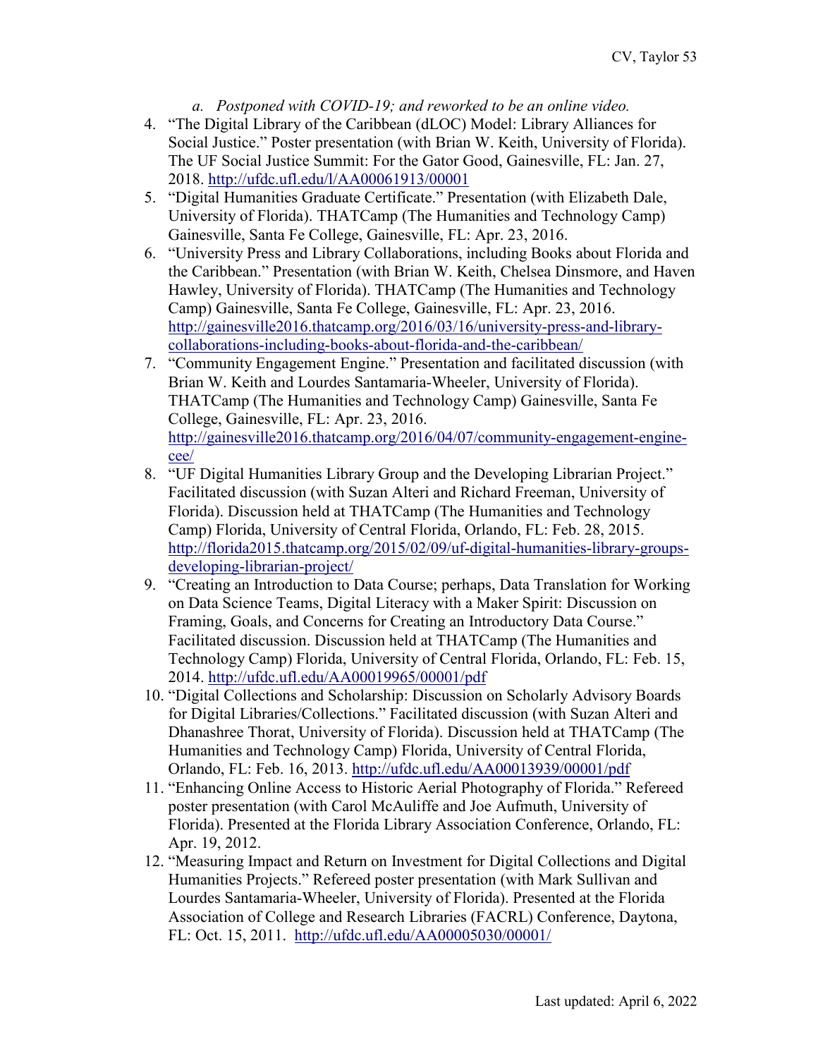a. *Postponed with COVID-19; and reworked to be an online video.*

4. "The Digital Library of the Caribbean (dLOC) Model: Library Alliances for Social Justice." Poster presentation (with Brian W. Keith, University of Florida). The UF Social Justice Summit: For the Gator Good, Gainesville, FL: Jan. 27, 2018. http://ufdc.ufl.edu/l/AA00061913/00001
5. "Digital Humanities Graduate Certificate." Presentation (with Elizabeth Dale, University of Florida). THATCamp (The Humanities and Technology Camp) Gainesville, Santa Fe College, Gainesville, FL: Apr. 23, 2016.
6. "University Press and Library Collaborations, including Books about Florida and the Caribbean." Presentation (with Brian W. Keith, Chelsea Dinsmore, and Haven Hawley, University of Florida). THATCamp (The Humanities and Technology Camp) Gainesville, Santa Fe College, Gainesville, FL: Apr. 23, 2016. http://gainesville2016.thatcamp.org/2016/03/16/university-press-and-library-collaborations-including-books-about-florida-and-the-caribbean/
7. "Community Engagement Engine." Presentation and facilitated discussion (with Brian W. Keith and Lourdes Santamaria-Wheeler, University of Florida). THATCamp (The Humanities and Technology Camp) Gainesville, Santa Fe College, Gainesville, FL: Apr. 23, 2016. http://gainesville2016.thatcamp.org/2016/04/07/community-engagement-engine-cee/
8. "UF Digital Humanities Library Group and the Developing Librarian Project." Facilitated discussion (with Suzan Alteri and Richard Freeman, University of Florida). Discussion held at THATCamp (The Humanities and Technology Camp) Florida, University of Central Florida, Orlando, FL: Feb. 28, 2015. http://florida2015.thatcamp.org/2015/02/09/uf-digital-humanities-library-groups-developing-librarian-project/
9. "Creating an Introduction to Data Course; perhaps, Data Translation for Working on Data Science Teams, Digital Literacy with a Maker Spirit: Discussion on Framing, Goals, and Concerns for Creating an Introductory Data Course." Facilitated discussion. Discussion held at THATCamp (The Humanities and Technology Camp) Florida, University of Central Florida, Orlando, FL: Feb. 15, 2014. http://ufdc.ufl.edu/AA00019965/00001/pdf
10. "Digital Collections and Scholarship: Discussion on Scholarly Advisory Boards for Digital Libraries/Collections." Facilitated discussion (with Suzan Alteri and Dhanashree Thorat, University of Florida). Discussion held at THATCamp (The Humanities and Technology Camp) Florida, University of Central Florida, Orlando, FL: Feb. 16, 2013. http://ufdc.ufl.edu/AA00013939/00001/pdf
11. "Enhancing Online Access to Historic Aerial Photography of Florida." Refereed poster presentation (with Carol McAuliffe and Joe Aufmuth, University of Florida). Presented at the Florida Library Association Conference, Orlando, FL: Apr. 19, 2012.
12. "Measuring Impact and Return on Investment for Digital Collections and Digital Humanities Projects." Refereed poster presentation (with Mark Sullivan and Lourdes Santamaria-Wheeler, University of Florida). Presented at the Florida Association of College and Research Libraries (FACRL) Conference, Daytona, FL: Oct. 15, 2011. http://ufdc.ufl.edu/AA00005030/00001/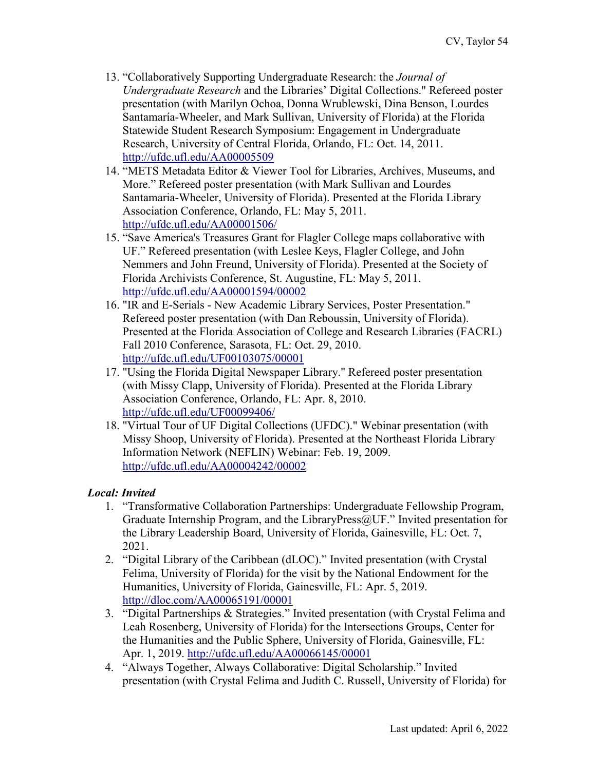13. “Collaboratively Supporting Undergraduate Research: the *Journal of Undergraduate Research* and the Libraries’ Digital Collections." Refereed poster presentation (with Marilyn Ochoa, Donna Wrublewski, Dina Benson, Lourdes Santamaría-Wheeler, and Mark Sullivan, University of Florida) at the Florida Statewide Student Research Symposium: Engagement in Undergraduate Research, University of Central Florida, Orlando, FL: Oct. 14, 2011. http://ufdc.ufl.edu/AA00005509
14. “METS Metadata Editor & Viewer Tool for Libraries, Archives, Museums, and More.” Refereed poster presentation (with Mark Sullivan and Lourdes Santamaria-Wheeler, University of Florida). Presented at the Florida Library Association Conference, Orlando, FL: May 5, 2011. http://ufdc.ufl.edu/AA00001506/
15. “Save America's Treasures Grant for Flagler College maps collaborative with UF.” Refereed presentation (with Leslee Keys, Flagler College, and John Nemmers and John Freund, University of Florida). Presented at the Society of Florida Archivists Conference, St. Augustine, FL: May 5, 2011. http://ufdc.ufl.edu/AA00001594/00002
16. "IR and E-Serials - New Academic Library Services, Poster Presentation." Refereed poster presentation (with Dan Reboussin, University of Florida). Presented at the Florida Association of College and Research Libraries (FACRL) Fall 2010 Conference, Sarasota, FL: Oct. 29, 2010. http://ufdc.ufl.edu/UF00103075/00001
17. "Using the Florida Digital Newspaper Library." Refereed poster presentation (with Missy Clapp, University of Florida). Presented at the Florida Library Association Conference, Orlando, FL: Apr. 8, 2010. http://ufdc.ufl.edu/UF00099406/
18. "Virtual Tour of UF Digital Collections (UFDC)." Webinar presentation (with Missy Shoop, University of Florida). Presented at the Northeast Florida Library Information Network (NEFLIN) Webinar: Feb. 19, 2009. http://ufdc.ufl.edu/AA00004242/00002

***Local: Invited***

1. “Transformative Collaboration Partnerships: Undergraduate Fellowship Program, Graduate Internship Program, and the LibraryPress@UF.” Invited presentation for the Library Leadership Board, University of Florida, Gainesville, FL: Oct. 7, 2021.
2. “Digital Library of the Caribbean (dLOC).” Invited presentation (with Crystal Felima, University of Florida) for the visit by the National Endowment for the Humanities, University of Florida, Gainesville, FL: Apr. 5, 2019. http://dloc.com/AA00065191/00001
3. “Digital Partnerships & Strategies.” Invited presentation (with Crystal Felima and Leah Rosenberg, University of Florida) for the Intersections Groups, Center for the Humanities and the Public Sphere, University of Florida, Gainesville, FL: Apr. 1, 2019. http://ufdc.ufl.edu/AA00066145/00001
4. “Always Together, Always Collaborative: Digital Scholarship.” Invited presentation (with Crystal Felima and Judith C. Russell, University of Florida) for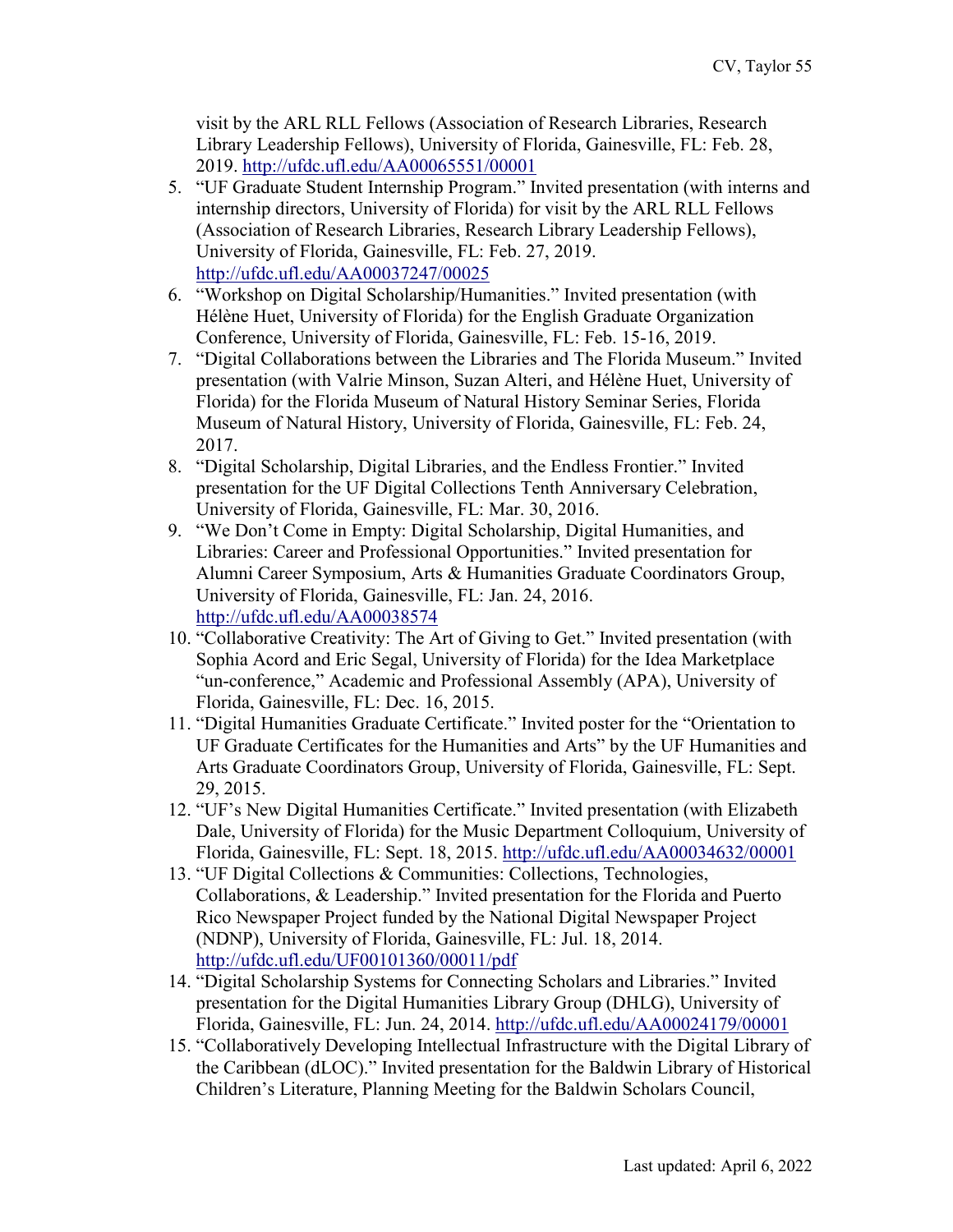visit by the ARL RLL Fellows (Association of Research Libraries, Research Library Leadership Fellows), University of Florida, Gainesville, FL: Feb. 28, 2019. http://ufdc.ufl.edu/AA00065551/00001

5. "UF Graduate Student Internship Program." Invited presentation (with interns and internship directors, University of Florida) for visit by the ARL RLL Fellows (Association of Research Libraries, Research Library Leadership Fellows), University of Florida, Gainesville, FL: Feb. 27, 2019. http://ufdc.ufl.edu/AA00037247/00025
6. "Workshop on Digital Scholarship/Humanities." Invited presentation (with Hélène Huet, University of Florida) for the English Graduate Organization Conference, University of Florida, Gainesville, FL: Feb. 15-16, 2019.
7. "Digital Collaborations between the Libraries and The Florida Museum." Invited presentation (with Valrie Minson, Suzan Alteri, and Hélène Huet, University of Florida) for the Florida Museum of Natural History Seminar Series, Florida Museum of Natural History, University of Florida, Gainesville, FL: Feb. 24, 2017.
8. "Digital Scholarship, Digital Libraries, and the Endless Frontier." Invited presentation for the UF Digital Collections Tenth Anniversary Celebration, University of Florida, Gainesville, FL: Mar. 30, 2016.
9. "We Don't Come in Empty: Digital Scholarship, Digital Humanities, and Libraries: Career and Professional Opportunities." Invited presentation for Alumni Career Symposium, Arts & Humanities Graduate Coordinators Group, University of Florida, Gainesville, FL: Jan. 24, 2016. http://ufdc.ufl.edu/AA00038574
10. "Collaborative Creativity: The Art of Giving to Get." Invited presentation (with Sophia Acord and Eric Segal, University of Florida) for the Idea Marketplace "un-conference," Academic and Professional Assembly (APA), University of Florida, Gainesville, FL: Dec. 16, 2015.
11. "Digital Humanities Graduate Certificate." Invited poster for the "Orientation to UF Graduate Certificates for the Humanities and Arts" by the UF Humanities and Arts Graduate Coordinators Group, University of Florida, Gainesville, FL: Sept. 29, 2015.
12. "UF's New Digital Humanities Certificate." Invited presentation (with Elizabeth Dale, University of Florida) for the Music Department Colloquium, University of Florida, Gainesville, FL: Sept. 18, 2015. http://ufdc.ufl.edu/AA00034632/00001
13. "UF Digital Collections & Communities: Collections, Technologies, Collaborations, & Leadership." Invited presentation for the Florida and Puerto Rico Newspaper Project funded by the National Digital Newspaper Project (NDNP), University of Florida, Gainesville, FL: Jul. 18, 2014. http://ufdc.ufl.edu/UF00101360/00011/pdf
14. "Digital Scholarship Systems for Connecting Scholars and Libraries." Invited presentation for the Digital Humanities Library Group (DHLG), University of Florida, Gainesville, FL: Jun. 24, 2014. http://ufdc.ufl.edu/AA00024179/00001
15. "Collaboratively Developing Intellectual Infrastructure with the Digital Library of the Caribbean (dLOC)." Invited presentation for the Baldwin Library of Historical Children's Literature, Planning Meeting for the Baldwin Scholars Council,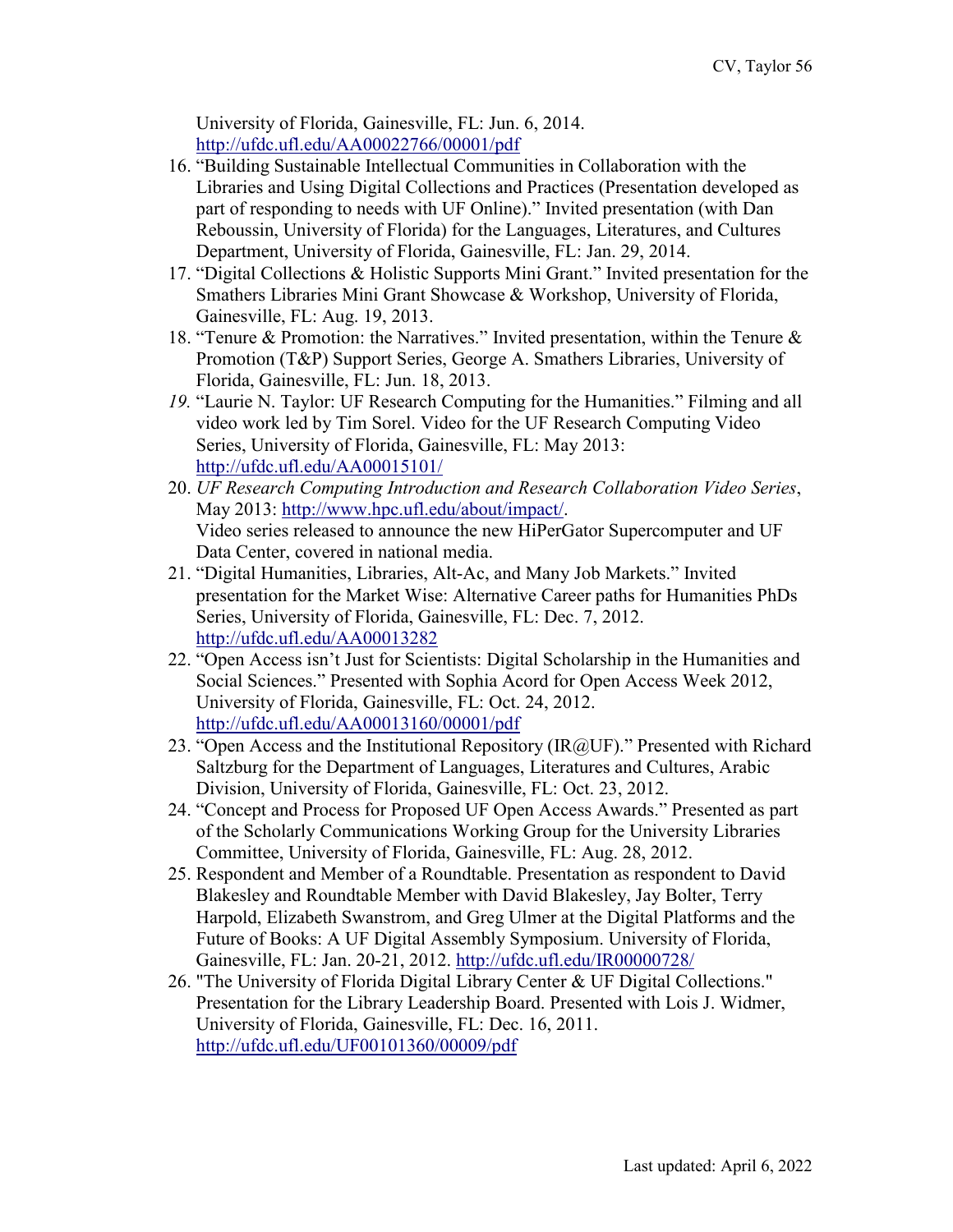University of Florida, Gainesville, FL: Jun. 6, 2014. http://ufdc.ufl.edu/AA00022766/00001/pdf

16. "Building Sustainable Intellectual Communities in Collaboration with the Libraries and Using Digital Collections and Practices (Presentation developed as part of responding to needs with UF Online)." Invited presentation (with Dan Reboussin, University of Florida) for the Languages, Literatures, and Cultures Department, University of Florida, Gainesville, FL: Jan. 29, 2014.
17. "Digital Collections & Holistic Supports Mini Grant." Invited presentation for the Smathers Libraries Mini Grant Showcase & Workshop, University of Florida, Gainesville, FL: Aug. 19, 2013.
18. "Tenure & Promotion: the Narratives." Invited presentation, within the Tenure & Promotion (T&P) Support Series, George A. Smathers Libraries, University of Florida, Gainesville, FL: Jun. 18, 2013.
19. "Laurie N. Taylor: UF Research Computing for the Humanities." Filming and all video work led by Tim Sorel. Video for the UF Research Computing Video Series, University of Florida, Gainesville, FL: May 2013: http://ufdc.ufl.edu/AA00015101/
20. *UF Research Computing Introduction and Research Collaboration Video Series*, May 2013: http://www.hpc.ufl.edu/about/impact/.
    Video series released to announce the new HiPerGator Supercomputer and UF Data Center, covered in national media.
21. "Digital Humanities, Libraries, Alt-Ac, and Many Job Markets." Invited presentation for the Market Wise: Alternative Career paths for Humanities PhDs Series, University of Florida, Gainesville, FL: Dec. 7, 2012. http://ufdc.ufl.edu/AA00013282
22. "Open Access isn't Just for Scientists: Digital Scholarship in the Humanities and Social Sciences." Presented with Sophia Acord for Open Access Week 2012, University of Florida, Gainesville, FL: Oct. 24, 2012. http://ufdc.ufl.edu/AA00013160/00001/pdf
23. "Open Access and the Institutional Repository (IR@UF)." Presented with Richard Saltzburg for the Department of Languages, Literatures and Cultures, Arabic Division, University of Florida, Gainesville, FL: Oct. 23, 2012.
24. "Concept and Process for Proposed UF Open Access Awards." Presented as part of the Scholarly Communications Working Group for the University Libraries Committee, University of Florida, Gainesville, FL: Aug. 28, 2012.
25. Respondent and Member of a Roundtable. Presentation as respondent to David Blakesley and Roundtable Member with David Blakesley, Jay Bolter, Terry Harpold, Elizabeth Swanstrom, and Greg Ulmer at the Digital Platforms and the Future of Books: A UF Digital Assembly Symposium. University of Florida, Gainesville, FL: Jan. 20-21, 2012. http://ufdc.ufl.edu/IR00000728/
26. "The University of Florida Digital Library Center & UF Digital Collections." Presentation for the Library Leadership Board. Presented with Lois J. Widmer, University of Florida, Gainesville, FL: Dec. 16, 2011. http://ufdc.ufl.edu/UF00101360/00009/pdf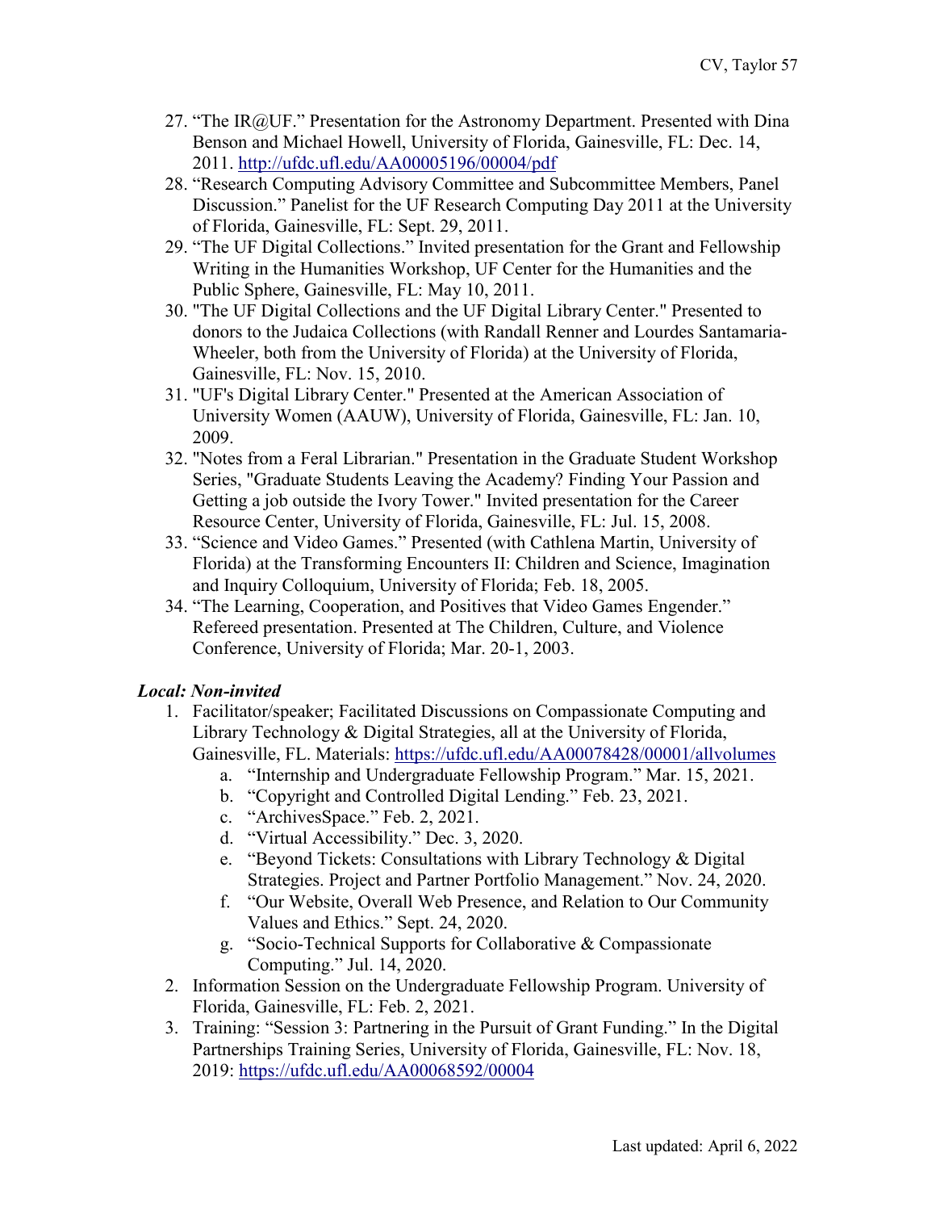27. "The IR@UF." Presentation for the Astronomy Department. Presented with Dina Benson and Michael Howell, University of Florida, Gainesville, FL: Dec. 14, 2011. http://ufdc.ufl.edu/AA00005196/00004/pdf
28. "Research Computing Advisory Committee and Subcommittee Members, Panel Discussion." Panelist for the UF Research Computing Day 2011 at the University of Florida, Gainesville, FL: Sept. 29, 2011.
29. "The UF Digital Collections." Invited presentation for the Grant and Fellowship Writing in the Humanities Workshop, UF Center for the Humanities and the Public Sphere, Gainesville, FL: May 10, 2011.
30. "The UF Digital Collections and the UF Digital Library Center." Presented to donors to the Judaica Collections (with Randall Renner and Lourdes Santamaria-Wheeler, both from the University of Florida) at the University of Florida, Gainesville, FL: Nov. 15, 2010.
31. "UF's Digital Library Center." Presented at the American Association of University Women (AAUW), University of Florida, Gainesville, FL: Jan. 10, 2009.
32. "Notes from a Feral Librarian." Presentation in the Graduate Student Workshop Series, "Graduate Students Leaving the Academy? Finding Your Passion and Getting a job outside the Ivory Tower." Invited presentation for the Career Resource Center, University of Florida, Gainesville, FL: Jul. 15, 2008.
33. "Science and Video Games." Presented (with Cathlena Martin, University of Florida) at the Transforming Encounters II: Children and Science, Imagination and Inquiry Colloquium, University of Florida; Feb. 18, 2005.
34. "The Learning, Cooperation, and Positives that Video Games Engender." Refereed presentation. Presented at The Children, Culture, and Violence Conference, University of Florida; Mar. 20-1, 2003.

***Local: Non-invited***

1. Facilitator/speaker; Facilitated Discussions on Compassionate Computing and Library Technology & Digital Strategies, all at the University of Florida, Gainesville, FL. Materials: https://ufdc.ufl.edu/AA00078428/00001/allvolumes
    a. "Internship and Undergraduate Fellowship Program." Mar. 15, 2021.
    b. "Copyright and Controlled Digital Lending." Feb. 23, 2021.
    c. "ArchivesSpace." Feb. 2, 2021.
    d. "Virtual Accessibility." Dec. 3, 2020.
    e. "Beyond Tickets: Consultations with Library Technology & Digital Strategies. Project and Partner Portfolio Management." Nov. 24, 2020.
    f. "Our Website, Overall Web Presence, and Relation to Our Community Values and Ethics." Sept. 24, 2020.
    g. "Socio-Technical Supports for Collaborative & Compassionate Computing." Jul. 14, 2020.
2. Information Session on the Undergraduate Fellowship Program. University of Florida, Gainesville, FL: Feb. 2, 2021.
3. Training: "Session 3: Partnering in the Pursuit of Grant Funding." In the Digital Partnerships Training Series, University of Florida, Gainesville, FL: Nov. 18, 2019: https://ufdc.ufl.edu/AA00068592/00004

Last updated: April 6, 2022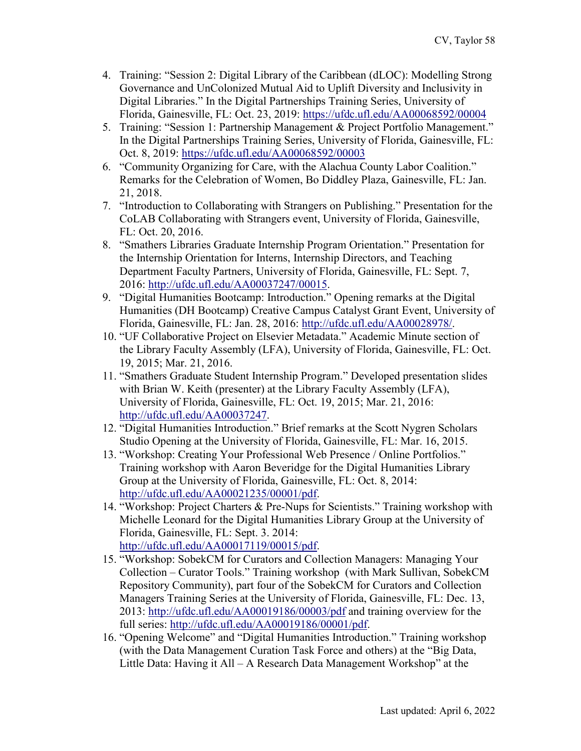4. Training: "Session 2: Digital Library of the Caribbean (dLOC): Modelling Strong Governance and UnColonized Mutual Aid to Uplift Diversity and Inclusivity in Digital Libraries." In the Digital Partnerships Training Series, University of Florida, Gainesville, FL: Oct. 23, 2019: https://ufdc.ufl.edu/AA00068592/00004
5. Training: "Session 1: Partnership Management & Project Portfolio Management." In the Digital Partnerships Training Series, University of Florida, Gainesville, FL: Oct. 8, 2019: https://ufdc.ufl.edu/AA00068592/00003
6. "Community Organizing for Care, with the Alachua County Labor Coalition." Remarks for the Celebration of Women, Bo Diddley Plaza, Gainesville, FL: Jan. 21, 2018.
7. "Introduction to Collaborating with Strangers on Publishing." Presentation for the CoLAB Collaborating with Strangers event, University of Florida, Gainesville, FL: Oct. 20, 2016.
8. "Smathers Libraries Graduate Internship Program Orientation." Presentation for the Internship Orientation for Interns, Internship Directors, and Teaching Department Faculty Partners, University of Florida, Gainesville, FL: Sept. 7, 2016: http://ufdc.ufl.edu/AA00037247/00015.
9. "Digital Humanities Bootcamp: Introduction." Opening remarks at the Digital Humanities (DH Bootcamp) Creative Campus Catalyst Grant Event, University of Florida, Gainesville, FL: Jan. 28, 2016: http://ufdc.ufl.edu/AA00028978/.
10. "UF Collaborative Project on Elsevier Metadata." Academic Minute section of the Library Faculty Assembly (LFA), University of Florida, Gainesville, FL: Oct. 19, 2015; Mar. 21, 2016.
11. "Smathers Graduate Student Internship Program." Developed presentation slides with Brian W. Keith (presenter) at the Library Faculty Assembly (LFA), University of Florida, Gainesville, FL: Oct. 19, 2015; Mar. 21, 2016: http://ufdc.ufl.edu/AA00037247.
12. "Digital Humanities Introduction." Brief remarks at the Scott Nygren Scholars Studio Opening at the University of Florida, Gainesville, FL: Mar. 16, 2015.
13. "Workshop: Creating Your Professional Web Presence / Online Portfolios." Training workshop with Aaron Beveridge for the Digital Humanities Library Group at the University of Florida, Gainesville, FL: Oct. 8, 2014: http://ufdc.ufl.edu/AA00021235/00001/pdf.
14. "Workshop: Project Charters & Pre-Nups for Scientists." Training workshop with Michelle Leonard for the Digital Humanities Library Group at the University of Florida, Gainesville, FL: Sept. 3. 2014: http://ufdc.ufl.edu/AA00017119/00015/pdf.
15. "Workshop: SobekCM for Curators and Collection Managers: Managing Your Collection – Curator Tools." Training workshop (with Mark Sullivan, SobekCM Repository Community), part four of the SobekCM for Curators and Collection Managers Training Series at the University of Florida, Gainesville, FL: Dec. 13, 2013: http://ufdc.ufl.edu/AA00019186/00003/pdf and training overview for the full series: http://ufdc.ufl.edu/AA00019186/00001/pdf.
16. "Opening Welcome" and "Digital Humanities Introduction." Training workshop (with the Data Management Curation Task Force and others) at the "Big Data, Little Data: Having it All – A Research Data Management Workshop" at the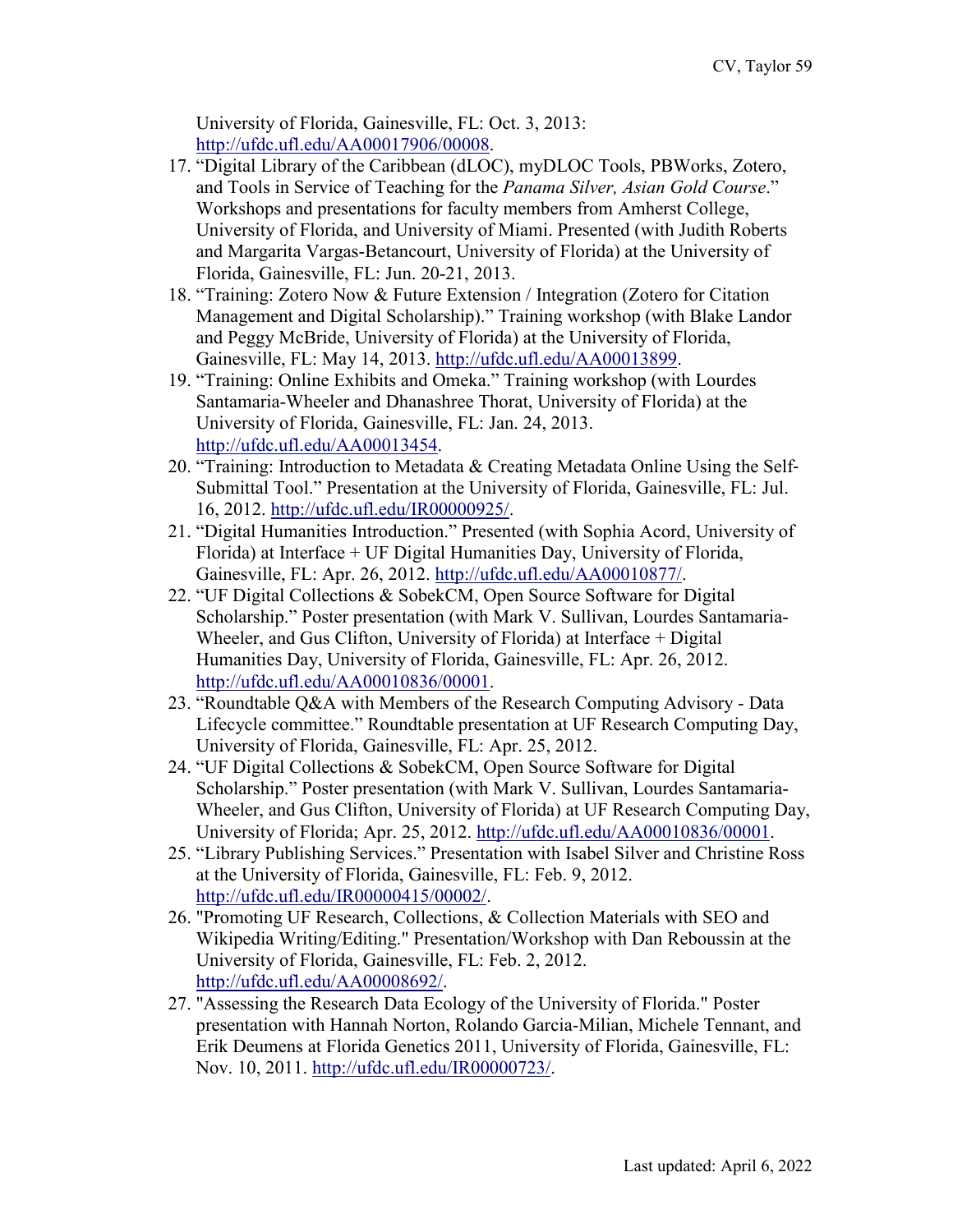University of Florida, Gainesville, FL: Oct. 3, 2013: http://ufdc.ufl.edu/AA00017906/00008.

17. "Digital Library of the Caribbean (dLOC), myDLOC Tools, PBWorks, Zotero, and Tools in Service of Teaching for the *Panama Silver, Asian Gold Course*." Workshops and presentations for faculty members from Amherst College, University of Florida, and University of Miami. Presented (with Judith Roberts and Margarita Vargas-Betancourt, University of Florida) at the University of Florida, Gainesville, FL: Jun. 20-21, 2013.
18. "Training: Zotero Now & Future Extension / Integration (Zotero for Citation Management and Digital Scholarship)." Training workshop (with Blake Landor and Peggy McBride, University of Florida) at the University of Florida, Gainesville, FL: May 14, 2013. http://ufdc.ufl.edu/AA00013899.
19. "Training: Online Exhibits and Omeka." Training workshop (with Lourdes Santamaria-Wheeler and Dhanashree Thorat, University of Florida) at the University of Florida, Gainesville, FL: Jan. 24, 2013. http://ufdc.ufl.edu/AA00013454.
20. "Training: Introduction to Metadata & Creating Metadata Online Using the Self-Submittal Tool." Presentation at the University of Florida, Gainesville, FL: Jul. 16, 2012. http://ufdc.ufl.edu/IR00000925/.
21. "Digital Humanities Introduction." Presented (with Sophia Acord, University of Florida) at Interface + UF Digital Humanities Day, University of Florida, Gainesville, FL: Apr. 26, 2012. http://ufdc.ufl.edu/AA00010877/.
22. "UF Digital Collections & SobekCM, Open Source Software for Digital Scholarship." Poster presentation (with Mark V. Sullivan, Lourdes Santamaria-Wheeler, and Gus Clifton, University of Florida) at Interface + Digital Humanities Day, University of Florida, Gainesville, FL: Apr. 26, 2012. http://ufdc.ufl.edu/AA00010836/00001.
23. "Roundtable Q&A with Members of the Research Computing Advisory - Data Lifecycle committee." Roundtable presentation at UF Research Computing Day, University of Florida, Gainesville, FL: Apr. 25, 2012.
24. "UF Digital Collections & SobekCM, Open Source Software for Digital Scholarship." Poster presentation (with Mark V. Sullivan, Lourdes Santamaria-Wheeler, and Gus Clifton, University of Florida) at UF Research Computing Day, University of Florida; Apr. 25, 2012. http://ufdc.ufl.edu/AA00010836/00001.
25. "Library Publishing Services." Presentation with Isabel Silver and Christine Ross at the University of Florida, Gainesville, FL: Feb. 9, 2012. http://ufdc.ufl.edu/IR00000415/00002/.
26. "Promoting UF Research, Collections, & Collection Materials with SEO and Wikipedia Writing/Editing." Presentation/Workshop with Dan Reboussin at the University of Florida, Gainesville, FL: Feb. 2, 2012. http://ufdc.ufl.edu/AA00008692/.
27. "Assessing the Research Data Ecology of the University of Florida." Poster presentation with Hannah Norton, Rolando Garcia-Milian, Michele Tennant, and Erik Deumens at Florida Genetics 2011, University of Florida, Gainesville, FL: Nov. 10, 2011. http://ufdc.ufl.edu/IR00000723/.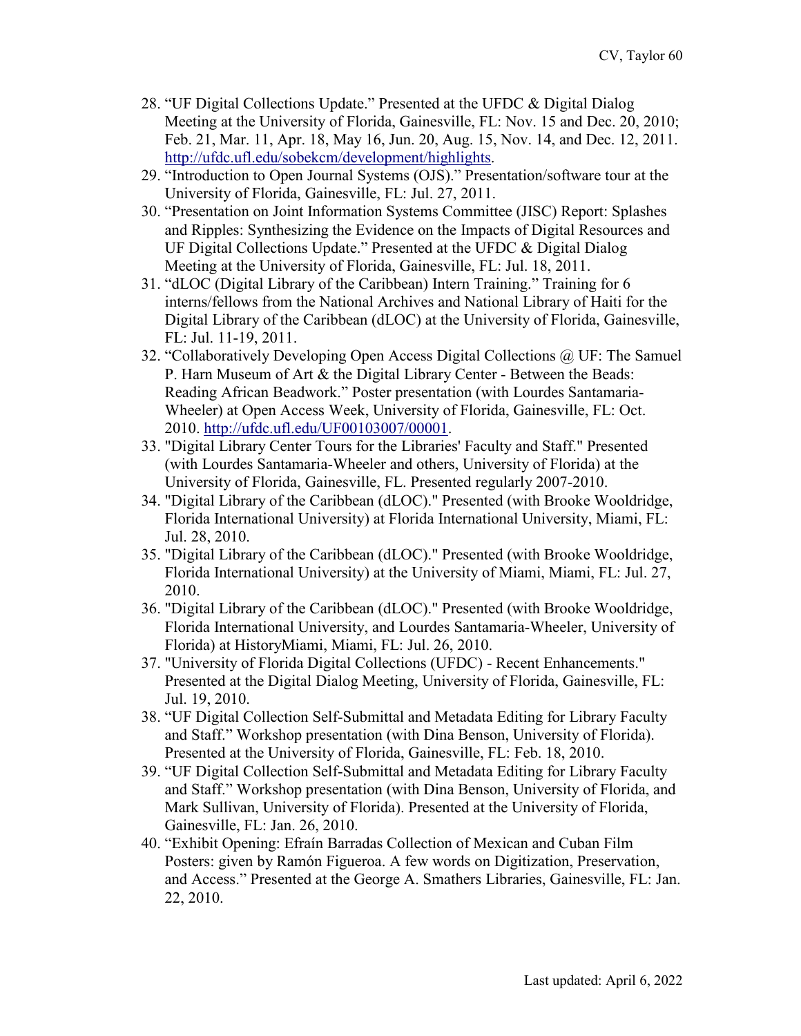28. “UF Digital Collections Update.” Presented at the UFDC & Digital Dialog Meeting at the University of Florida, Gainesville, FL: Nov. 15 and Dec. 20, 2010; Feb. 21, Mar. 11, Apr. 18, May 16, Jun. 20, Aug. 15, Nov. 14, and Dec. 12, 2011. http://ufdc.ufl.edu/sobekcm/development/highlights.
29. “Introduction to Open Journal Systems (OJS).” Presentation/software tour at the University of Florida, Gainesville, FL: Jul. 27, 2011.
30. “Presentation on Joint Information Systems Committee (JISC) Report: Splashes and Ripples: Synthesizing the Evidence on the Impacts of Digital Resources and UF Digital Collections Update.” Presented at the UFDC & Digital Dialog Meeting at the University of Florida, Gainesville, FL: Jul. 18, 2011.
31. “dLOC (Digital Library of the Caribbean) Intern Training.” Training for 6 interns/fellows from the National Archives and National Library of Haiti for the Digital Library of the Caribbean (dLOC) at the University of Florida, Gainesville, FL: Jul. 11-19, 2011.
32. “Collaboratively Developing Open Access Digital Collections @ UF: The Samuel P. Harn Museum of Art & the Digital Library Center - Between the Beads: Reading African Beadwork.” Poster presentation (with Lourdes Santamaria-Wheeler) at Open Access Week, University of Florida, Gainesville, FL: Oct. 2010. http://ufdc.ufl.edu/UF00103007/00001.
33. "Digital Library Center Tours for the Libraries' Faculty and Staff." Presented (with Lourdes Santamaria-Wheeler and others, University of Florida) at the University of Florida, Gainesville, FL. Presented regularly 2007-2010.
34. "Digital Library of the Caribbean (dLOC)." Presented (with Brooke Wooldridge, Florida International University) at Florida International University, Miami, FL: Jul. 28, 2010.
35. "Digital Library of the Caribbean (dLOC)." Presented (with Brooke Wooldridge, Florida International University) at the University of Miami, Miami, FL: Jul. 27, 2010.
36. "Digital Library of the Caribbean (dLOC)." Presented (with Brooke Wooldridge, Florida International University, and Lourdes Santamaria-Wheeler, University of Florida) at HistoryMiami, Miami, FL: Jul. 26, 2010.
37. "University of Florida Digital Collections (UFDC) - Recent Enhancements." Presented at the Digital Dialog Meeting, University of Florida, Gainesville, FL: Jul. 19, 2010.
38. “UF Digital Collection Self-Submittal and Metadata Editing for Library Faculty and Staff.” Workshop presentation (with Dina Benson, University of Florida). Presented at the University of Florida, Gainesville, FL: Feb. 18, 2010.
39. “UF Digital Collection Self-Submittal and Metadata Editing for Library Faculty and Staff.” Workshop presentation (with Dina Benson, University of Florida, and Mark Sullivan, University of Florida). Presented at the University of Florida, Gainesville, FL: Jan. 26, 2010.
40. “Exhibit Opening: Efraín Barradas Collection of Mexican and Cuban Film Posters: given by Ramón Figueroa. A few words on Digitization, Preservation, and Access.” Presented at the George A. Smathers Libraries, Gainesville, FL: Jan. 22, 2010.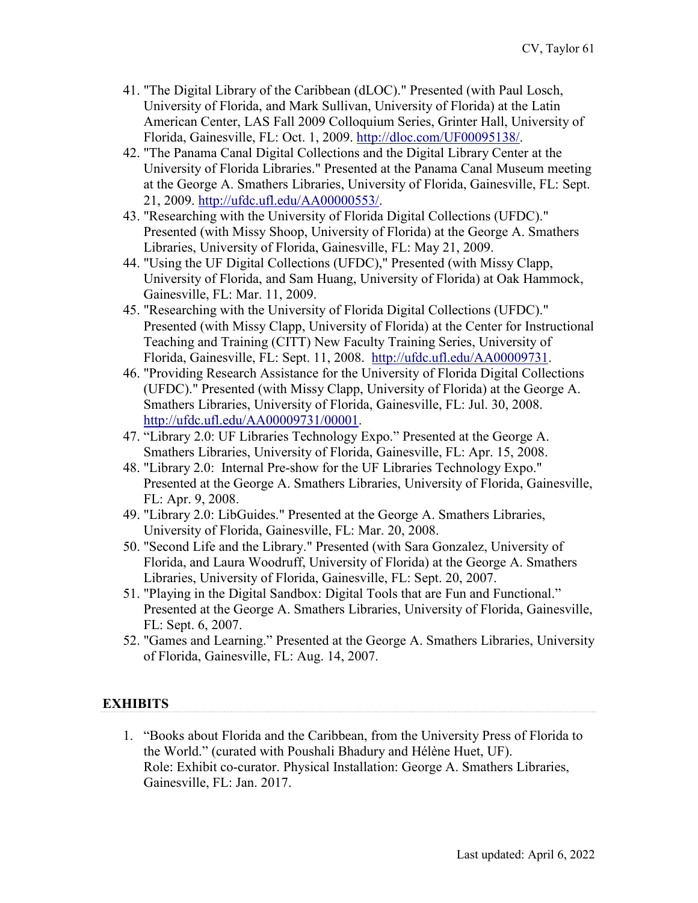41. "The Digital Library of the Caribbean (dLOC)." Presented (with Paul Losch, University of Florida, and Mark Sullivan, University of Florida) at the Latin American Center, LAS Fall 2009 Colloquium Series, Grinter Hall, University of Florida, Gainesville, FL: Oct. 1, 2009. http://dloc.com/UF00095138/.
42. "The Panama Canal Digital Collections and the Digital Library Center at the University of Florida Libraries." Presented at the Panama Canal Museum meeting at the George A. Smathers Libraries, University of Florida, Gainesville, FL: Sept. 21, 2009. http://ufdc.ufl.edu/AA00000553/.
43. "Researching with the University of Florida Digital Collections (UFDC)." Presented (with Missy Shoop, University of Florida) at the George A. Smathers Libraries, University of Florida, Gainesville, FL: May 21, 2009.
44. "Using the UF Digital Collections (UFDC)," Presented (with Missy Clapp, University of Florida, and Sam Huang, University of Florida) at Oak Hammock, Gainesville, FL: Mar. 11, 2009.
45. "Researching with the University of Florida Digital Collections (UFDC)." Presented (with Missy Clapp, University of Florida) at the Center for Instructional Teaching and Training (CITT) New Faculty Training Series, University of Florida, Gainesville, FL: Sept. 11, 2008. http://ufdc.ufl.edu/AA00009731.
46. "Providing Research Assistance for the University of Florida Digital Collections (UFDC)." Presented (with Missy Clapp, University of Florida) at the George A. Smathers Libraries, University of Florida, Gainesville, FL: Jul. 30, 2008. http://ufdc.ufl.edu/AA00009731/00001.
47. "Library 2.0: UF Libraries Technology Expo." Presented at the George A. Smathers Libraries, University of Florida, Gainesville, FL: Apr. 15, 2008.
48. "Library 2.0: Internal Pre-show for the UF Libraries Technology Expo." Presented at the George A. Smathers Libraries, University of Florida, Gainesville, FL: Apr. 9, 2008.
49. "Library 2.0: LibGuides." Presented at the George A. Smathers Libraries, University of Florida, Gainesville, FL: Mar. 20, 2008.
50. "Second Life and the Library." Presented (with Sara Gonzalez, University of Florida, and Laura Woodruff, University of Florida) at the George A. Smathers Libraries, University of Florida, Gainesville, FL: Sept. 20, 2007.
51. "Playing in the Digital Sandbox: Digital Tools that are Fun and Functional." Presented at the George A. Smathers Libraries, University of Florida, Gainesville, FL: Sept. 6, 2007.
52. "Games and Learning." Presented at the George A. Smathers Libraries, University of Florida, Gainesville, FL: Aug. 14, 2007.

## EXHIBITS

1. "Books about Florida and the Caribbean, from the University Press of Florida to the World." (curated with Poushali Bhadury and Hélène Huet, UF). Role: Exhibit co-curator. Physical Installation: George A. Smathers Libraries, Gainesville, FL: Jan. 2017.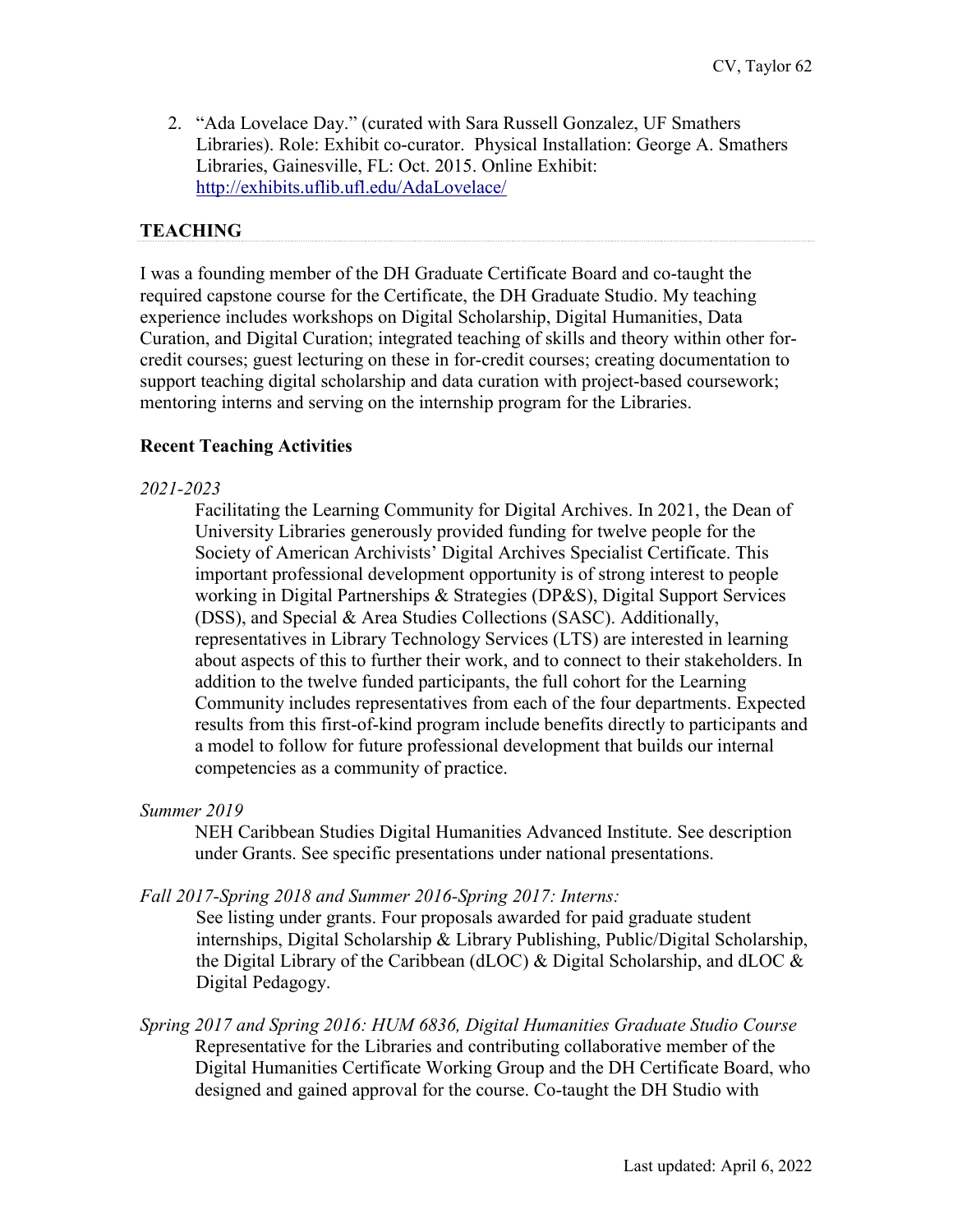2. "Ada Lovelace Day." (curated with Sara Russell Gonzalez, UF Smathers Libraries). Role: Exhibit co-curator. Physical Installation: George A. Smathers Libraries, Gainesville, FL: Oct. 2015. Online Exhibit: http://exhibits.uflib.ufl.edu/AdaLovelace/

## TEACHING

I was a founding member of the DH Graduate Certificate Board and co-taught the required capstone course for the Certificate, the DH Graduate Studio. My teaching experience includes workshops on Digital Scholarship, Digital Humanities, Data Curation, and Digital Curation; integrated teaching of skills and theory within other for-credit courses; guest lecturing on these in for-credit courses; creating documentation to support teaching digital scholarship and data curation with project-based coursework; mentoring interns and serving on the internship program for the Libraries.

### Recent Teaching Activities

*2021-2023*

Facilitating the Learning Community for Digital Archives. In 2021, the Dean of University Libraries generously provided funding for twelve people for the Society of American Archivists' Digital Archives Specialist Certificate. This important professional development opportunity is of strong interest to people working in Digital Partnerships & Strategies (DP&S), Digital Support Services (DSS), and Special & Area Studies Collections (SASC). Additionally, representatives in Library Technology Services (LTS) are interested in learning about aspects of this to further their work, and to connect to their stakeholders. In addition to the twelve funded participants, the full cohort for the Learning Community includes representatives from each of the four departments. Expected results from this first-of-kind program include benefits directly to participants and a model to follow for future professional development that builds our internal competencies as a community of practice.

*Summer 2019*

NEH Caribbean Studies Digital Humanities Advanced Institute. See description under Grants. See specific presentations under national presentations.

*Fall 2017-Spring 2018 and Summer 2016-Spring 2017: Interns:*

See listing under grants. Four proposals awarded for paid graduate student internships, Digital Scholarship & Library Publishing, Public/Digital Scholarship, the Digital Library of the Caribbean (dLOC) & Digital Scholarship, and dLOC & Digital Pedagogy.

*Spring 2017 and Spring 2016: HUM 6836, Digital Humanities Graduate Studio Course*

Representative for the Libraries and contributing collaborative member of the Digital Humanities Certificate Working Group and the DH Certificate Board, who designed and gained approval for the course. Co-taught the DH Studio with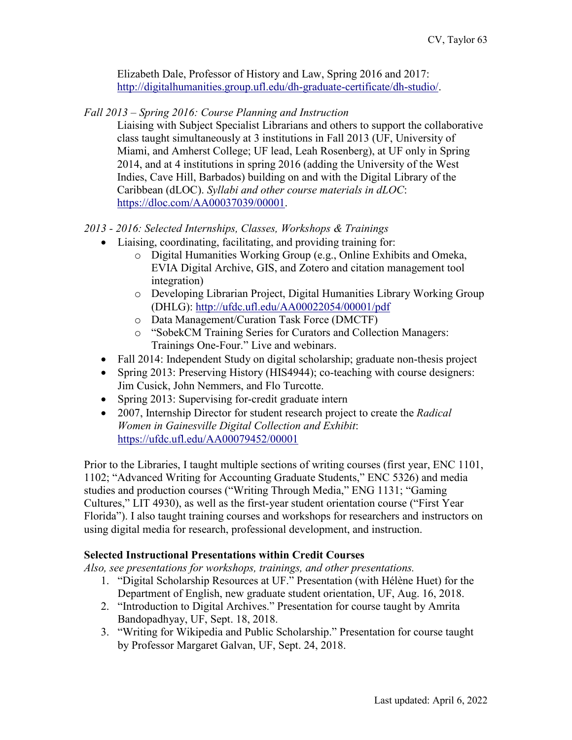Elizabeth Dale, Professor of History and Law, Spring 2016 and 2017: http://digitalhumanities.group.ufl.edu/dh-graduate-certificate/dh-studio/.

*Fall 2013 – Spring 2016: Course Planning and Instruction*

Liaising with Subject Specialist Librarians and others to support the collaborative class taught simultaneously at 3 institutions in Fall 2013 (UF, University of Miami, and Amherst College; UF lead, Leah Rosenberg), at UF only in Spring 2014, and at 4 institutions in spring 2016 (adding the University of the West Indies, Cave Hill, Barbados) building on and with the Digital Library of the Caribbean (dLOC). *Syllabi and other course materials in dLOC*: https://dloc.com/AA00037039/00001.

*2013 - 2016: Selected Internships, Classes, Workshops & Trainings*

- Liaising, coordinating, facilitating, and providing training for:
  - Digital Humanities Working Group (e.g., Online Exhibits and Omeka, EVIA Digital Archive, GIS, and Zotero and citation management tool integration)
  - Developing Librarian Project, Digital Humanities Library Working Group (DHLG): http://ufdc.ufl.edu/AA00022054/00001/pdf
  - Data Management/Curation Task Force (DMCTF)
  - "SobekCM Training Series for Curators and Collection Managers: Trainings One-Four." Live and webinars.
- Fall 2014: Independent Study on digital scholarship; graduate non-thesis project
- Spring 2013: Preserving History (HIS4944); co-teaching with course designers: Jim Cusick, John Nemmers, and Flo Turcotte.
- Spring 2013: Supervising for-credit graduate intern
- 2007, Internship Director for student research project to create the *Radical Women in Gainesville Digital Collection and Exhibit*: https://ufdc.ufl.edu/AA00079452/00001

Prior to the Libraries, I taught multiple sections of writing courses (first year, ENC 1101, 1102; "Advanced Writing for Accounting Graduate Students," ENC 5326) and media studies and production courses ("Writing Through Media," ENG 1131; "Gaming Cultures," LIT 4930), as well as the first-year student orientation course ("First Year Florida"). I also taught training courses and workshops for researchers and instructors on using digital media for research, professional development, and instruction.

**Selected Instructional Presentations within Credit Courses**

*Also, see presentations for workshops, trainings, and other presentations.*

1. "Digital Scholarship Resources at UF." Presentation (with Hélène Huet) for the Department of English, new graduate student orientation, UF, Aug. 16, 2018.
2. "Introduction to Digital Archives." Presentation for course taught by Amrita Bandopadhyay, UF, Sept. 18, 2018.
3. "Writing for Wikipedia and Public Scholarship." Presentation for course taught by Professor Margaret Galvan, UF, Sept. 24, 2018.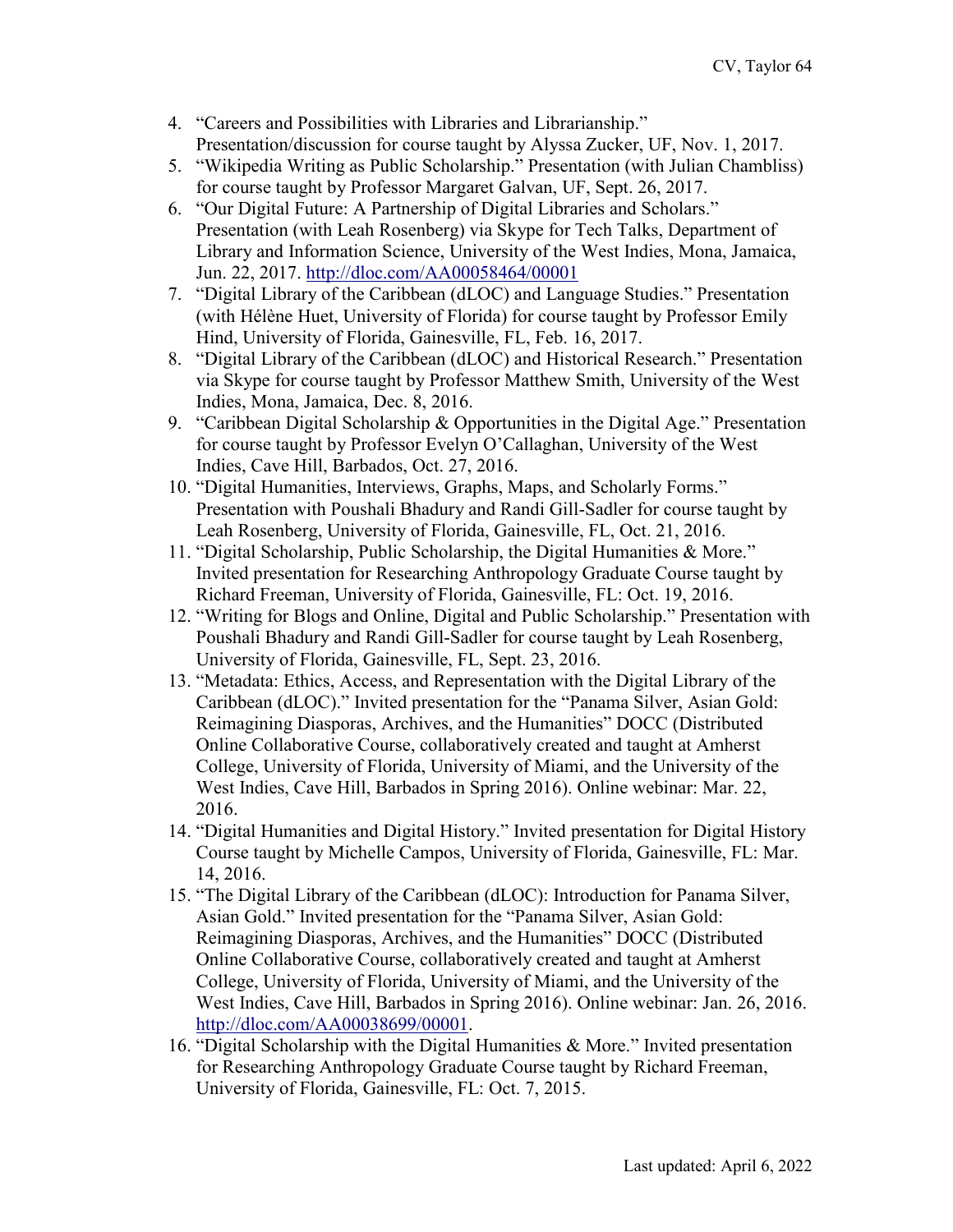4. "Careers and Possibilities with Libraries and Librarianship." Presentation/discussion for course taught by Alyssa Zucker, UF, Nov. 1, 2017.
5. "Wikipedia Writing as Public Scholarship." Presentation (with Julian Chambliss) for course taught by Professor Margaret Galvan, UF, Sept. 26, 2017.
6. "Our Digital Future: A Partnership of Digital Libraries and Scholars." Presentation (with Leah Rosenberg) via Skype for Tech Talks, Department of Library and Information Science, University of the West Indies, Mona, Jamaica, Jun. 22, 2017. http://dloc.com/AA00058464/00001
7. "Digital Library of the Caribbean (dLOC) and Language Studies." Presentation (with Hélène Huet, University of Florida) for course taught by Professor Emily Hind, University of Florida, Gainesville, FL, Feb. 16, 2017.
8. "Digital Library of the Caribbean (dLOC) and Historical Research." Presentation via Skype for course taught by Professor Matthew Smith, University of the West Indies, Mona, Jamaica, Dec. 8, 2016.
9. "Caribbean Digital Scholarship & Opportunities in the Digital Age." Presentation for course taught by Professor Evelyn O'Callaghan, University of the West Indies, Cave Hill, Barbados, Oct. 27, 2016.
10. "Digital Humanities, Interviews, Graphs, Maps, and Scholarly Forms." Presentation with Poushali Bhadury and Randi Gill-Sadler for course taught by Leah Rosenberg, University of Florida, Gainesville, FL, Oct. 21, 2016.
11. "Digital Scholarship, Public Scholarship, the Digital Humanities & More." Invited presentation for Researching Anthropology Graduate Course taught by Richard Freeman, University of Florida, Gainesville, FL: Oct. 19, 2016.
12. "Writing for Blogs and Online, Digital and Public Scholarship." Presentation with Poushali Bhadury and Randi Gill-Sadler for course taught by Leah Rosenberg, University of Florida, Gainesville, FL, Sept. 23, 2016.
13. "Metadata: Ethics, Access, and Representation with the Digital Library of the Caribbean (dLOC)." Invited presentation for the "Panama Silver, Asian Gold: Reimagining Diasporas, Archives, and the Humanities" DOCC (Distributed Online Collaborative Course, collaboratively created and taught at Amherst College, University of Florida, University of Miami, and the University of the West Indies, Cave Hill, Barbados in Spring 2016). Online webinar: Mar. 22, 2016.
14. "Digital Humanities and Digital History." Invited presentation for Digital History Course taught by Michelle Campos, University of Florida, Gainesville, FL: Mar. 14, 2016.
15. "The Digital Library of the Caribbean (dLOC): Introduction for Panama Silver, Asian Gold." Invited presentation for the "Panama Silver, Asian Gold: Reimagining Diasporas, Archives, and the Humanities" DOCC (Distributed Online Collaborative Course, collaboratively created and taught at Amherst College, University of Florida, University of Miami, and the University of the West Indies, Cave Hill, Barbados in Spring 2016). Online webinar: Jan. 26, 2016. http://dloc.com/AA00038699/00001.
16. "Digital Scholarship with the Digital Humanities & More." Invited presentation for Researching Anthropology Graduate Course taught by Richard Freeman, University of Florida, Gainesville, FL: Oct. 7, 2015.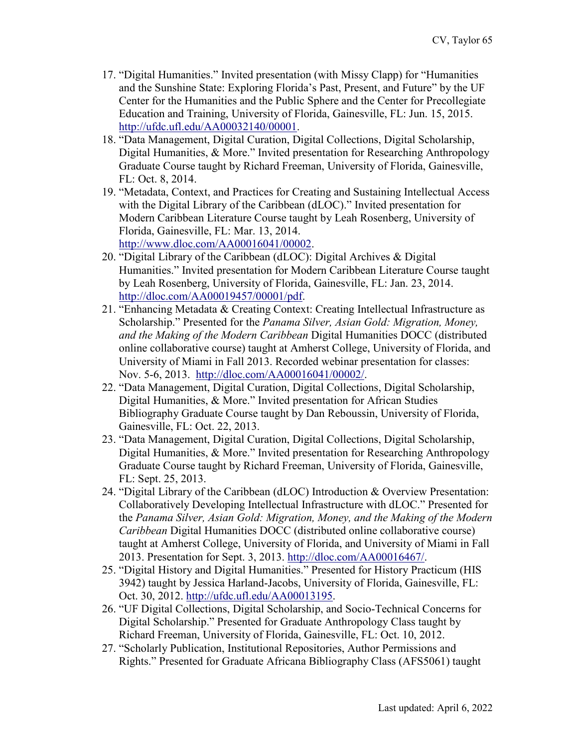17. "Digital Humanities." Invited presentation (with Missy Clapp) for "Humanities and the Sunshine State: Exploring Florida's Past, Present, and Future" by the UF Center for the Humanities and the Public Sphere and the Center for Precollegiate Education and Training, University of Florida, Gainesville, FL: Jun. 15, 2015. http://ufdc.ufl.edu/AA00032140/00001.
18. "Data Management, Digital Curation, Digital Collections, Digital Scholarship, Digital Humanities, & More." Invited presentation for Researching Anthropology Graduate Course taught by Richard Freeman, University of Florida, Gainesville, FL: Oct. 8, 2014.
19. "Metadata, Context, and Practices for Creating and Sustaining Intellectual Access with the Digital Library of the Caribbean (dLOC)." Invited presentation for Modern Caribbean Literature Course taught by Leah Rosenberg, University of Florida, Gainesville, FL: Mar. 13, 2014. http://www.dloc.com/AA00016041/00002.
20. "Digital Library of the Caribbean (dLOC): Digital Archives & Digital Humanities." Invited presentation for Modern Caribbean Literature Course taught by Leah Rosenberg, University of Florida, Gainesville, FL: Jan. 23, 2014. http://dloc.com/AA00019457/00001/pdf.
21. "Enhancing Metadata & Creating Context: Creating Intellectual Infrastructure as Scholarship." Presented for the *Panama Silver, Asian Gold: Migration, Money, and the Making of the Modern Caribbean* Digital Humanities DOCC (distributed online collaborative course) taught at Amherst College, University of Florida, and University of Miami in Fall 2013. Recorded webinar presentation for classes: Nov. 5-6, 2013. http://dloc.com/AA00016041/00002/.
22. "Data Management, Digital Curation, Digital Collections, Digital Scholarship, Digital Humanities, & More." Invited presentation for African Studies Bibliography Graduate Course taught by Dan Reboussin, University of Florida, Gainesville, FL: Oct. 22, 2013.
23. "Data Management, Digital Curation, Digital Collections, Digital Scholarship, Digital Humanities, & More." Invited presentation for Researching Anthropology Graduate Course taught by Richard Freeman, University of Florida, Gainesville, FL: Sept. 25, 2013.
24. "Digital Library of the Caribbean (dLOC) Introduction & Overview Presentation: Collaboratively Developing Intellectual Infrastructure with dLOC." Presented for the *Panama Silver, Asian Gold: Migration, Money, and the Making of the Modern Caribbean* Digital Humanities DOCC (distributed online collaborative course) taught at Amherst College, University of Florida, and University of Miami in Fall 2013. Presentation for Sept. 3, 2013. http://dloc.com/AA00016467/.
25. "Digital History and Digital Humanities." Presented for History Practicum (HIS 3942) taught by Jessica Harland-Jacobs, University of Florida, Gainesville, FL: Oct. 30, 2012. http://ufdc.ufl.edu/AA00013195.
26. "UF Digital Collections, Digital Scholarship, and Socio-Technical Concerns for Digital Scholarship." Presented for Graduate Anthropology Class taught by Richard Freeman, University of Florida, Gainesville, FL: Oct. 10, 2012.
27. "Scholarly Publication, Institutional Repositories, Author Permissions and Rights." Presented for Graduate Africana Bibliography Class (AFS5061) taught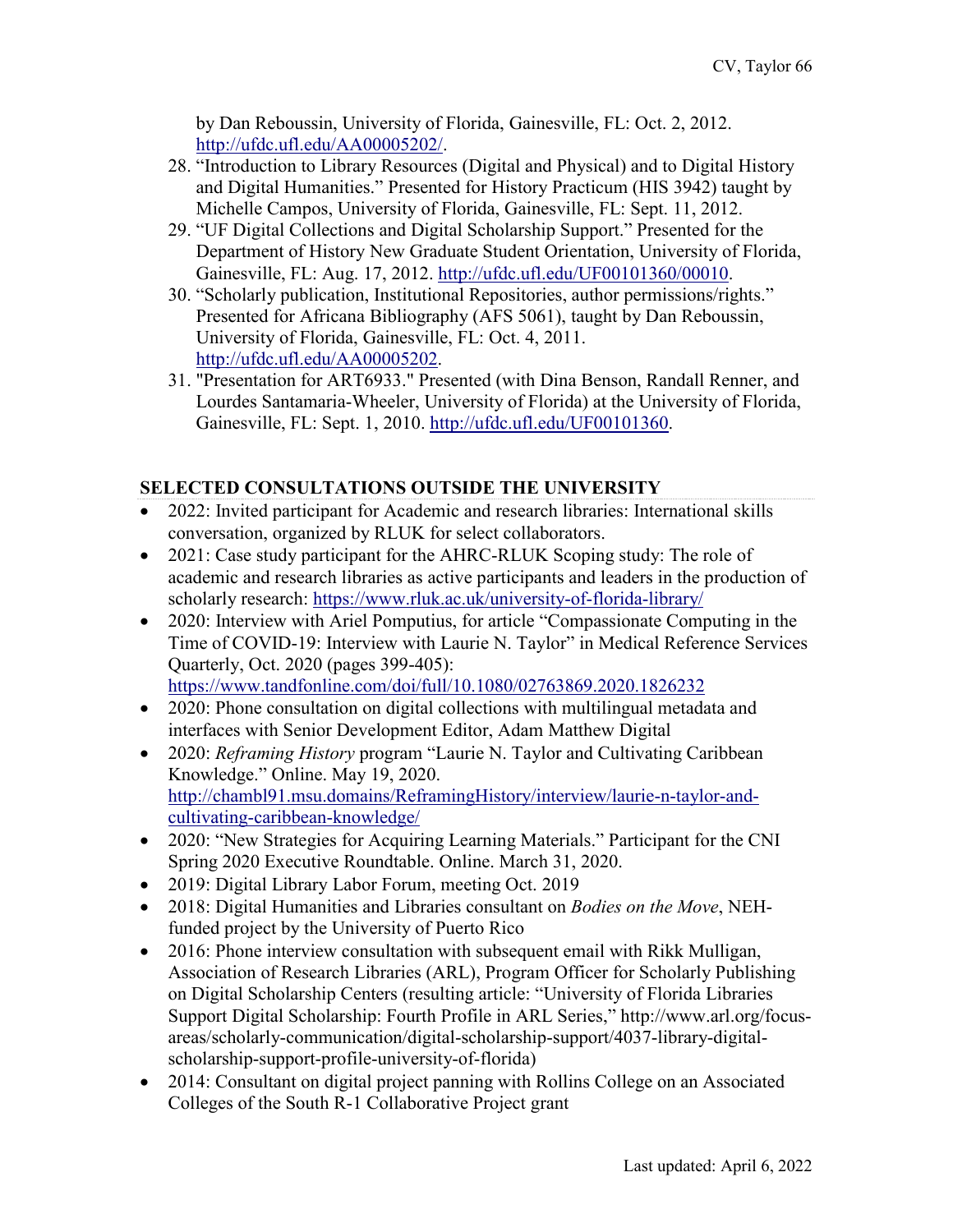by Dan Reboussin, University of Florida, Gainesville, FL: Oct. 2, 2012. http://ufdc.ufl.edu/AA00005202/.

28. "Introduction to Library Resources (Digital and Physical) and to Digital History and Digital Humanities." Presented for History Practicum (HIS 3942) taught by Michelle Campos, University of Florida, Gainesville, FL: Sept. 11, 2012.
29. "UF Digital Collections and Digital Scholarship Support." Presented for the Department of History New Graduate Student Orientation, University of Florida, Gainesville, FL: Aug. 17, 2012. http://ufdc.ufl.edu/UF00101360/00010.
30. "Scholarly publication, Institutional Repositories, author permissions/rights." Presented for Africana Bibliography (AFS 5061), taught by Dan Reboussin, University of Florida, Gainesville, FL: Oct. 4, 2011. http://ufdc.ufl.edu/AA00005202.
31. "Presentation for ART6933." Presented (with Dina Benson, Randall Renner, and Lourdes Santamaria-Wheeler, University of Florida) at the University of Florida, Gainesville, FL: Sept. 1, 2010. http://ufdc.ufl.edu/UF00101360.

**SELECTED CONSULTATIONS OUTSIDE THE UNIVERSITY**

- 2022: Invited participant for Academic and research libraries: International skills conversation, organized by RLUK for select collaborators.
- 2021: Case study participant for the AHRC-RLUK Scoping study: The role of academic and research libraries as active participants and leaders in the production of scholarly research: https://www.rluk.ac.uk/university-of-florida-library/
- 2020: Interview with Ariel Pomputius, for article "Compassionate Computing in the Time of COVID-19: Interview with Laurie N. Taylor" in Medical Reference Services Quarterly, Oct. 2020 (pages 399-405): https://www.tandfonline.com/doi/full/10.1080/02763869.2020.1826232
- 2020: Phone consultation on digital collections with multilingual metadata and interfaces with Senior Development Editor, Adam Matthew Digital
- 2020: *Reframing History* program "Laurie N. Taylor and Cultivating Caribbean Knowledge." Online. May 19, 2020. http://chambl91.msu.domains/ReframingHistory/interview/laurie-n-taylor-and-cultivating-caribbean-knowledge/
- 2020: "New Strategies for Acquiring Learning Materials." Participant for the CNI Spring 2020 Executive Roundtable. Online. March 31, 2020.
- 2019: Digital Library Labor Forum, meeting Oct. 2019
- 2018: Digital Humanities and Libraries consultant on *Bodies on the Move*, NEH-funded project by the University of Puerto Rico
- 2016: Phone interview consultation with subsequent email with Rikk Mulligan, Association of Research Libraries (ARL), Program Officer for Scholarly Publishing on Digital Scholarship Centers (resulting article: "University of Florida Libraries Support Digital Scholarship: Fourth Profile in ARL Series," http://www.arl.org/focus-areas/scholarly-communication/digital-scholarship-support/4037-library-digital-scholarship-support-profile-university-of-florida)
- 2014: Consultant on digital project panning with Rollins College on an Associated Colleges of the South R-1 Collaborative Project grant

Last updated: April 6, 2022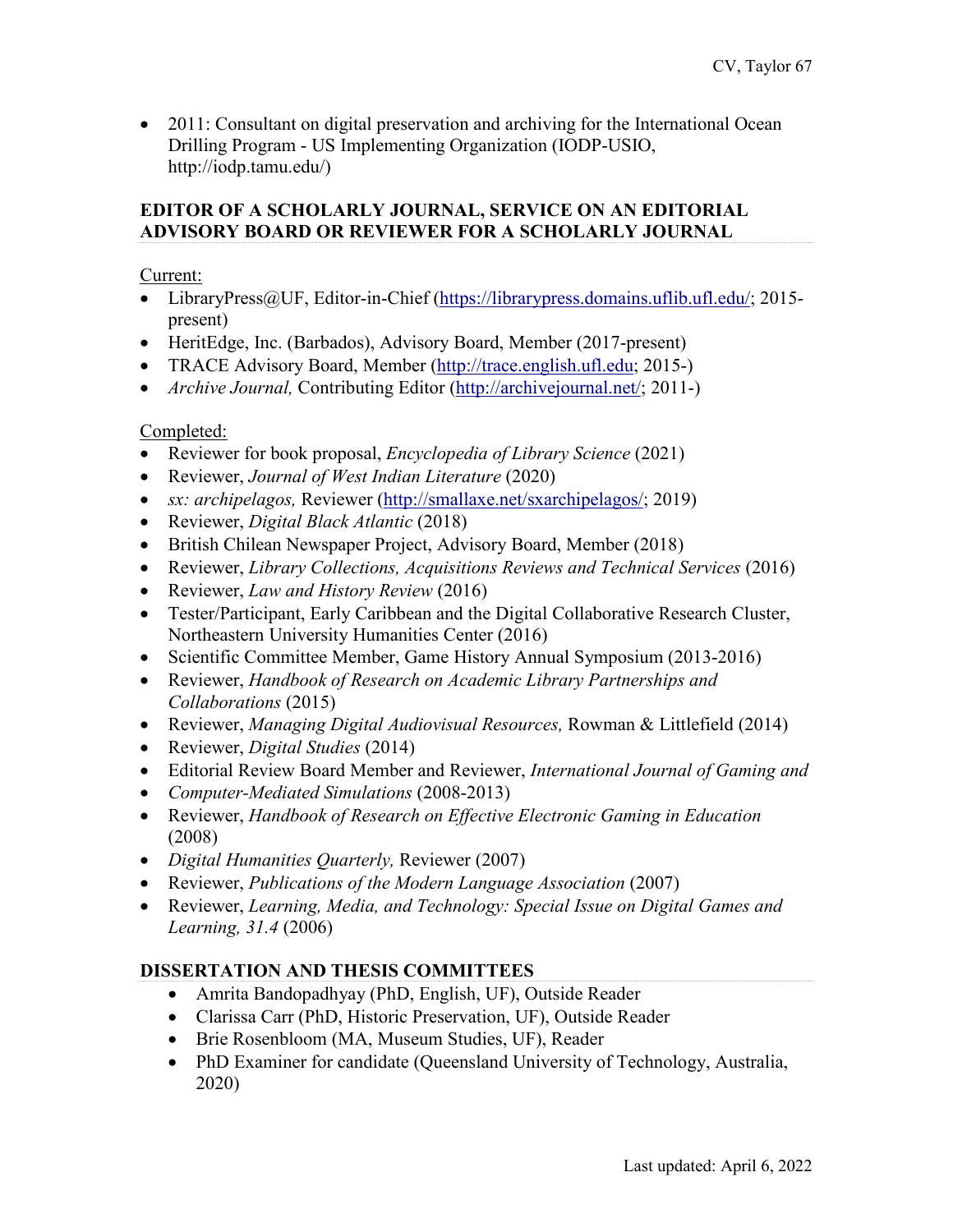- 2011: Consultant on digital preservation and archiving for the International Ocean Drilling Program - US Implementing Organization (IODP-USIO, http://iodp.tamu.edu/)

## EDITOR OF A SCHOLARLY JOURNAL, SERVICE ON AN EDITORIAL ADVISORY BOARD OR REVIEWER FOR A SCHOLARLY JOURNAL

Current:

- LibraryPress@UF, Editor-in-Chief (https://librarypress.domains.uflib.ufl.edu/; 2015-present)
- HeritEdge, Inc. (Barbados), Advisory Board, Member (2017-present)
- TRACE Advisory Board, Member (http://trace.english.ufl.edu; 2015-)
- *Archive Journal,* Contributing Editor (http://archivejournal.net/; 2011-)

Completed:

- Reviewer for book proposal, *Encyclopedia of Library Science* (2021)
- Reviewer, *Journal of West Indian Literature* (2020)
- *sx: archipelagos,* Reviewer (http://smallaxe.net/sxarchipelagos/; 2019)
- Reviewer, *Digital Black Atlantic* (2018)
- British Chilean Newspaper Project, Advisory Board, Member (2018)
- Reviewer, *Library Collections, Acquisitions Reviews and Technical Services* (2016)
- Reviewer, *Law and History Review* (2016)
- Tester/Participant, Early Caribbean and the Digital Collaborative Research Cluster, Northeastern University Humanities Center (2016)
- Scientific Committee Member, Game History Annual Symposium (2013-2016)
- Reviewer, *Handbook of Research on Academic Library Partnerships and Collaborations* (2015)
- Reviewer, *Managing Digital Audiovisual Resources,* Rowman & Littlefield (2014)
- Reviewer, *Digital Studies* (2014)
- Editorial Review Board Member and Reviewer, *International Journal of Gaming and*
- *Computer-Mediated Simulations* (2008-2013)
- Reviewer, *Handbook of Research on Effective Electronic Gaming in Education* (2008)
- *Digital Humanities Quarterly,* Reviewer (2007)
- Reviewer, *Publications of the Modern Language Association* (2007)
- Reviewer, *Learning, Media, and Technology: Special Issue on Digital Games and Learning, 31.4* (2006)

## DISSERTATION AND THESIS COMMITTEES

- Amrita Bandopadhyay (PhD, English, UF), Outside Reader
- Clarissa Carr (PhD, Historic Preservation, UF), Outside Reader
- Brie Rosenbloom (MA, Museum Studies, UF), Reader
- PhD Examiner for candidate (Queensland University of Technology, Australia, 2020)

Last updated: April 6, 2022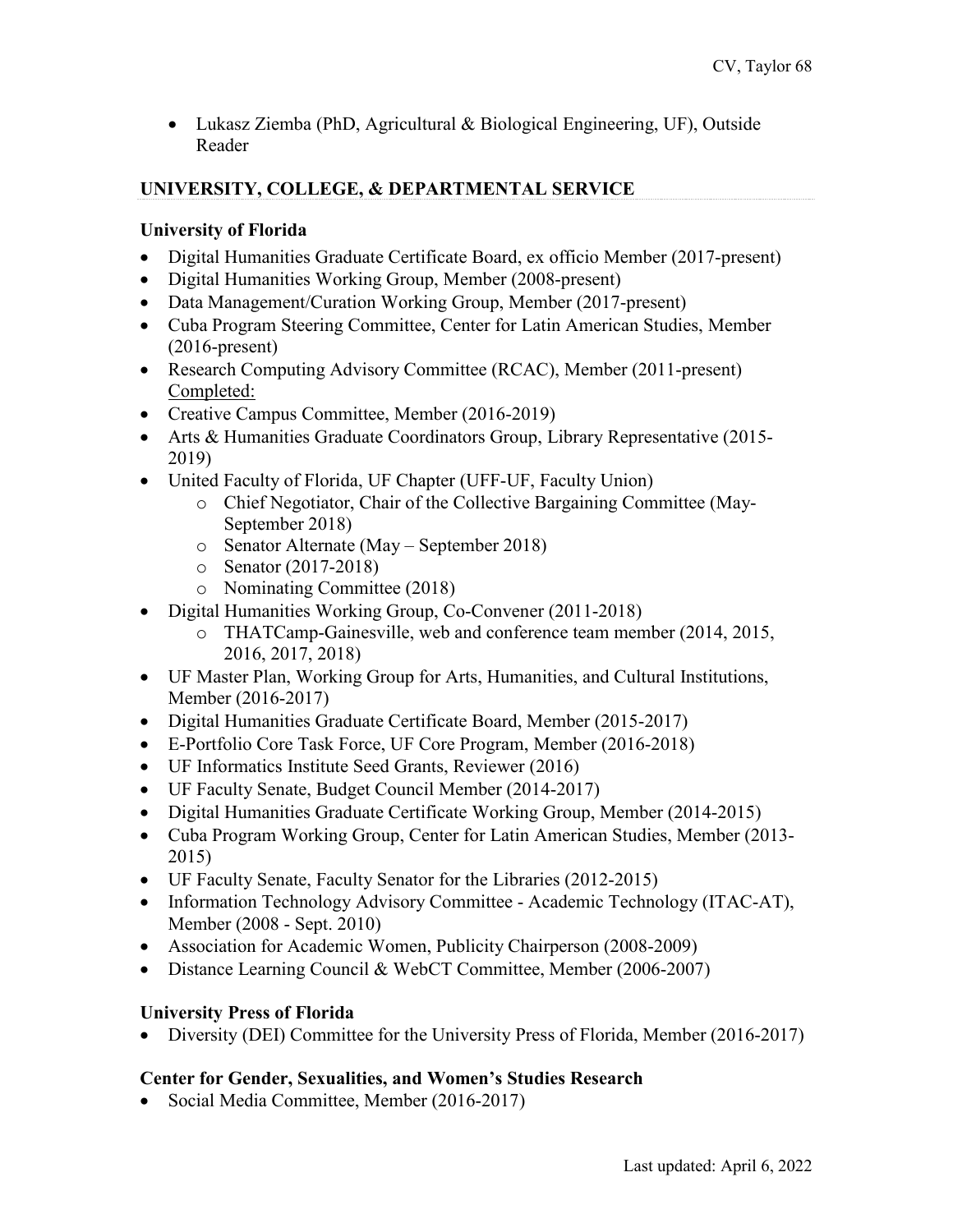- Lukasz Ziemba (PhD, Agricultural & Biological Engineering, UF), Outside Reader

## UNIVERSITY, COLLEGE, & DEPARTMENTAL SERVICE

### University of Florida

- Digital Humanities Graduate Certificate Board, ex officio Member (2017-present)
- Digital Humanities Working Group, Member (2008-present)
- Data Management/Curation Working Group, Member (2017-present)
- Cuba Program Steering Committee, Center for Latin American Studies, Member (2016-present)
- Research Computing Advisory Committee (RCAC), Member (2011-present)

<u>Completed:</u>

- Creative Campus Committee, Member (2016-2019)
- Arts & Humanities Graduate Coordinators Group, Library Representative (2015-2019)
- United Faculty of Florida, UF Chapter (UFF-UF, Faculty Union)
  - Chief Negotiator, Chair of the Collective Bargaining Committee (May-September 2018)
  - Senator Alternate (May – September 2018)
  - Senator (2017-2018)
  - Nominating Committee (2018)
- Digital Humanities Working Group, Co-Convener (2011-2018)
  - THATCamp-Gainesville, web and conference team member (2014, 2015, 2016, 2017, 2018)
- UF Master Plan, Working Group for Arts, Humanities, and Cultural Institutions, Member (2016-2017)
- Digital Humanities Graduate Certificate Board, Member (2015-2017)
- E-Portfolio Core Task Force, UF Core Program, Member (2016-2018)
- UF Informatics Institute Seed Grants, Reviewer (2016)
- UF Faculty Senate, Budget Council Member (2014-2017)
- Digital Humanities Graduate Certificate Working Group, Member (2014-2015)
- Cuba Program Working Group, Center for Latin American Studies, Member (2013-2015)
- UF Faculty Senate, Faculty Senator for the Libraries (2012-2015)
- Information Technology Advisory Committee - Academic Technology (ITAC-AT), Member (2008 - Sept. 2010)
- Association for Academic Women, Publicity Chairperson (2008-2009)
- Distance Learning Council & WebCT Committee, Member (2006-2007)

### University Press of Florida

- Diversity (DEI) Committee for the University Press of Florida, Member (2016-2017)

### Center for Gender, Sexualities, and Women's Studies Research

- Social Media Committee, Member (2016-2017)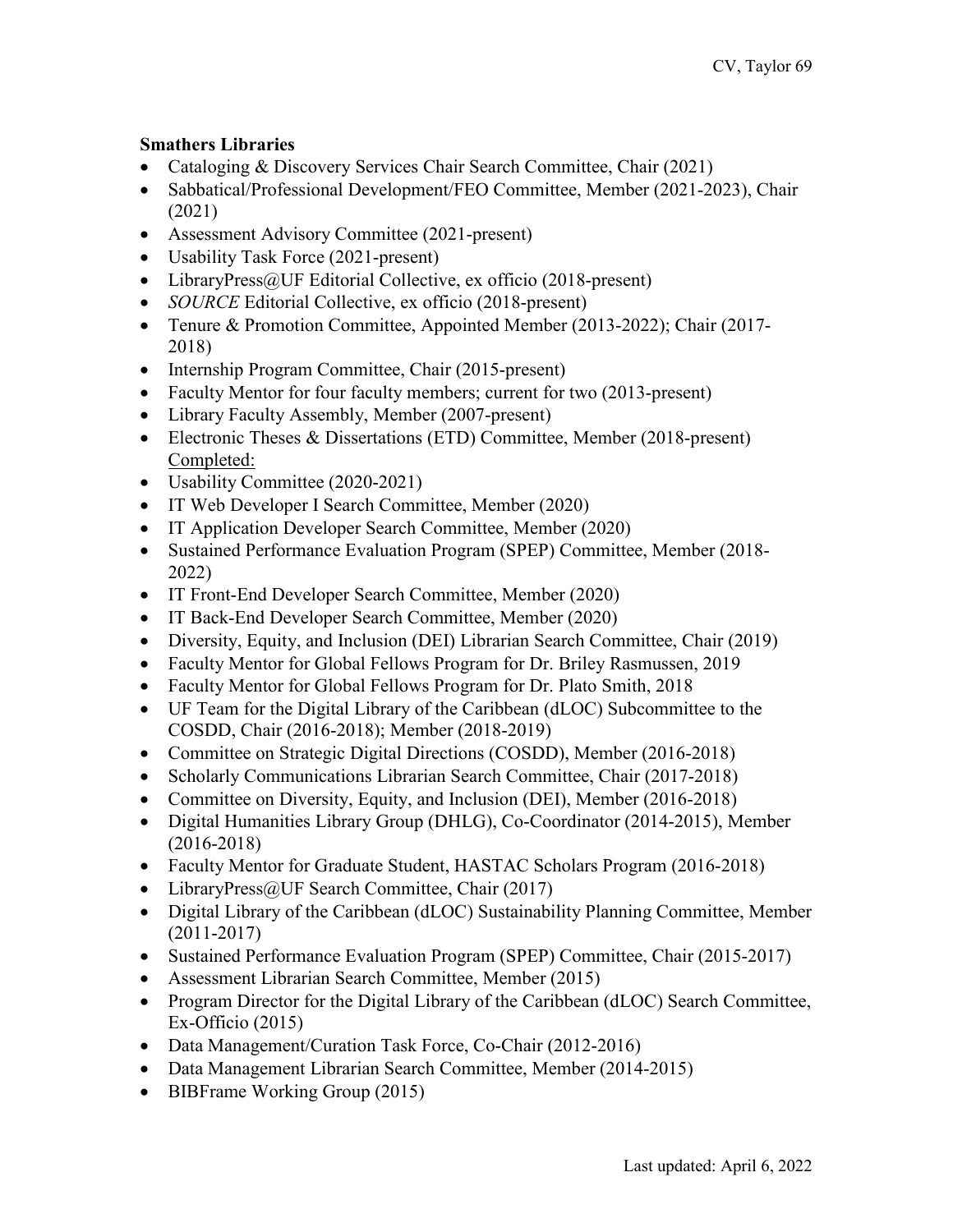**Smathers Libraries**

- Cataloging & Discovery Services Chair Search Committee, Chair (2021)
- Sabbatical/Professional Development/FEO Committee, Member (2021-2023), Chair (2021)
- Assessment Advisory Committee (2021-present)
- Usability Task Force (2021-present)
- LibraryPress@UF Editorial Collective, ex officio (2018-present)
- *SOURCE* Editorial Collective, ex officio (2018-present)
- Tenure & Promotion Committee, Appointed Member (2013-2022); Chair (2017-2018)
- Internship Program Committee, Chair (2015-present)
- Faculty Mentor for four faculty members; current for two (2013-present)
- Library Faculty Assembly, Member (2007-present)
- Electronic Theses & Dissertations (ETD) Committee, Member (2018-present)

<u>Completed:</u>

- Usability Committee (2020-2021)
- IT Web Developer I Search Committee, Member (2020)
- IT Application Developer Search Committee, Member (2020)
- Sustained Performance Evaluation Program (SPEP) Committee, Member (2018-2022)
- IT Front-End Developer Search Committee, Member (2020)
- IT Back-End Developer Search Committee, Member (2020)
- Diversity, Equity, and Inclusion (DEI) Librarian Search Committee, Chair (2019)
- Faculty Mentor for Global Fellows Program for Dr. Briley Rasmussen, 2019
- Faculty Mentor for Global Fellows Program for Dr. Plato Smith, 2018
- UF Team for the Digital Library of the Caribbean (dLOC) Subcommittee to the COSDD, Chair (2016-2018); Member (2018-2019)
- Committee on Strategic Digital Directions (COSDD), Member (2016-2018)
- Scholarly Communications Librarian Search Committee, Chair (2017-2018)
- Committee on Diversity, Equity, and Inclusion (DEI), Member (2016-2018)
- Digital Humanities Library Group (DHLG), Co-Coordinator (2014-2015), Member (2016-2018)
- Faculty Mentor for Graduate Student, HASTAC Scholars Program (2016-2018)
- LibraryPress@UF Search Committee, Chair (2017)
- Digital Library of the Caribbean (dLOC) Sustainability Planning Committee, Member (2011-2017)
- Sustained Performance Evaluation Program (SPEP) Committee, Chair (2015-2017)
- Assessment Librarian Search Committee, Member (2015)
- Program Director for the Digital Library of the Caribbean (dLOC) Search Committee, Ex-Officio (2015)
- Data Management/Curation Task Force, Co-Chair (2012-2016)
- Data Management Librarian Search Committee, Member (2014-2015)
- BIBFrame Working Group (2015)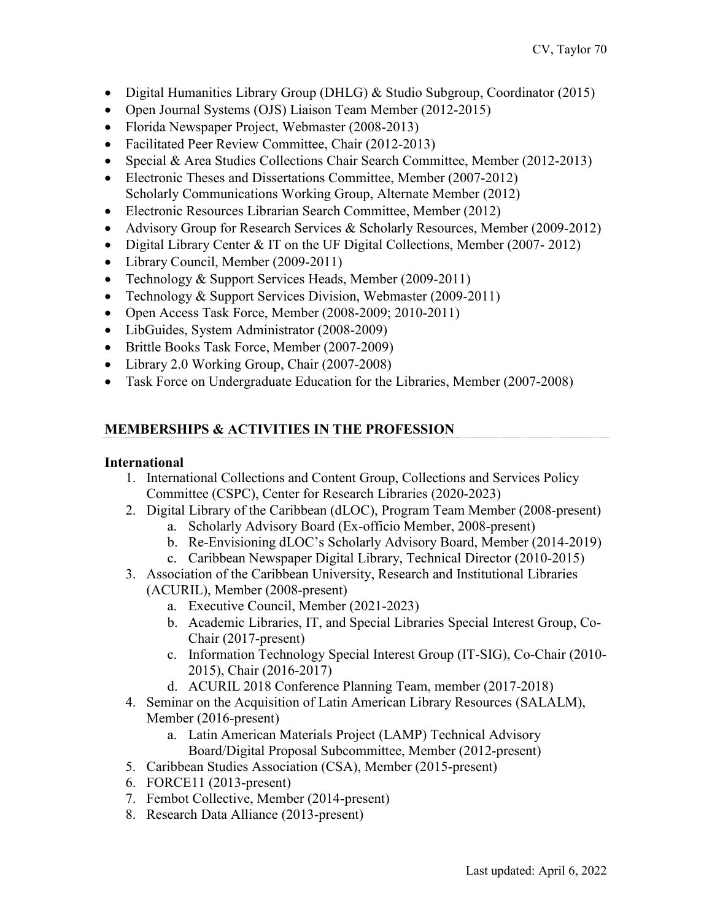- Digital Humanities Library Group (DHLG) & Studio Subgroup, Coordinator (2015)
- Open Journal Systems (OJS) Liaison Team Member (2012-2015)
- Florida Newspaper Project, Webmaster (2008-2013)
- Facilitated Peer Review Committee, Chair (2012-2013)
- Special & Area Studies Collections Chair Search Committee, Member (2012-2013)
- Electronic Theses and Dissertations Committee, Member (2007-2012)
  Scholarly Communications Working Group, Alternate Member (2012)
- Electronic Resources Librarian Search Committee, Member (2012)
- Advisory Group for Research Services & Scholarly Resources, Member (2009-2012)
- Digital Library Center & IT on the UF Digital Collections, Member (2007- 2012)
- Library Council, Member (2009-2011)
- Technology & Support Services Heads, Member (2009-2011)
- Technology & Support Services Division, Webmaster (2009-2011)
- Open Access Task Force, Member (2008-2009; 2010-2011)
- LibGuides, System Administrator (2008-2009)
- Brittle Books Task Force, Member (2007-2009)
- Library 2.0 Working Group, Chair (2007-2008)
- Task Force on Undergraduate Education for the Libraries, Member (2007-2008)

## MEMBERSHIPS & ACTIVITIES IN THE PROFESSION

### International

1. International Collections and Content Group, Collections and Services Policy Committee (CSPC), Center for Research Libraries (2020-2023)
2. Digital Library of the Caribbean (dLOC), Program Team Member (2008-present)
   a. Scholarly Advisory Board (Ex-officio Member, 2008-present)
   b. Re-Envisioning dLOC's Scholarly Advisory Board, Member (2014-2019)
   c. Caribbean Newspaper Digital Library, Technical Director (2010-2015)
3. Association of the Caribbean University, Research and Institutional Libraries (ACURIL), Member (2008-present)
   a. Executive Council, Member (2021-2023)
   b. Academic Libraries, IT, and Special Libraries Special Interest Group, Co-Chair (2017-present)
   c. Information Technology Special Interest Group (IT-SIG), Co-Chair (2010-2015), Chair (2016-2017)
   d. ACURIL 2018 Conference Planning Team, member (2017-2018)
4. Seminar on the Acquisition of Latin American Library Resources (SALALM), Member (2016-present)
   a. Latin American Materials Project (LAMP) Technical Advisory Board/Digital Proposal Subcommittee, Member (2012-present)
5. Caribbean Studies Association (CSA), Member (2015-present)
6. FORCE11 (2013-present)
7. Fembot Collective, Member (2014-present)
8. Research Data Alliance (2013-present)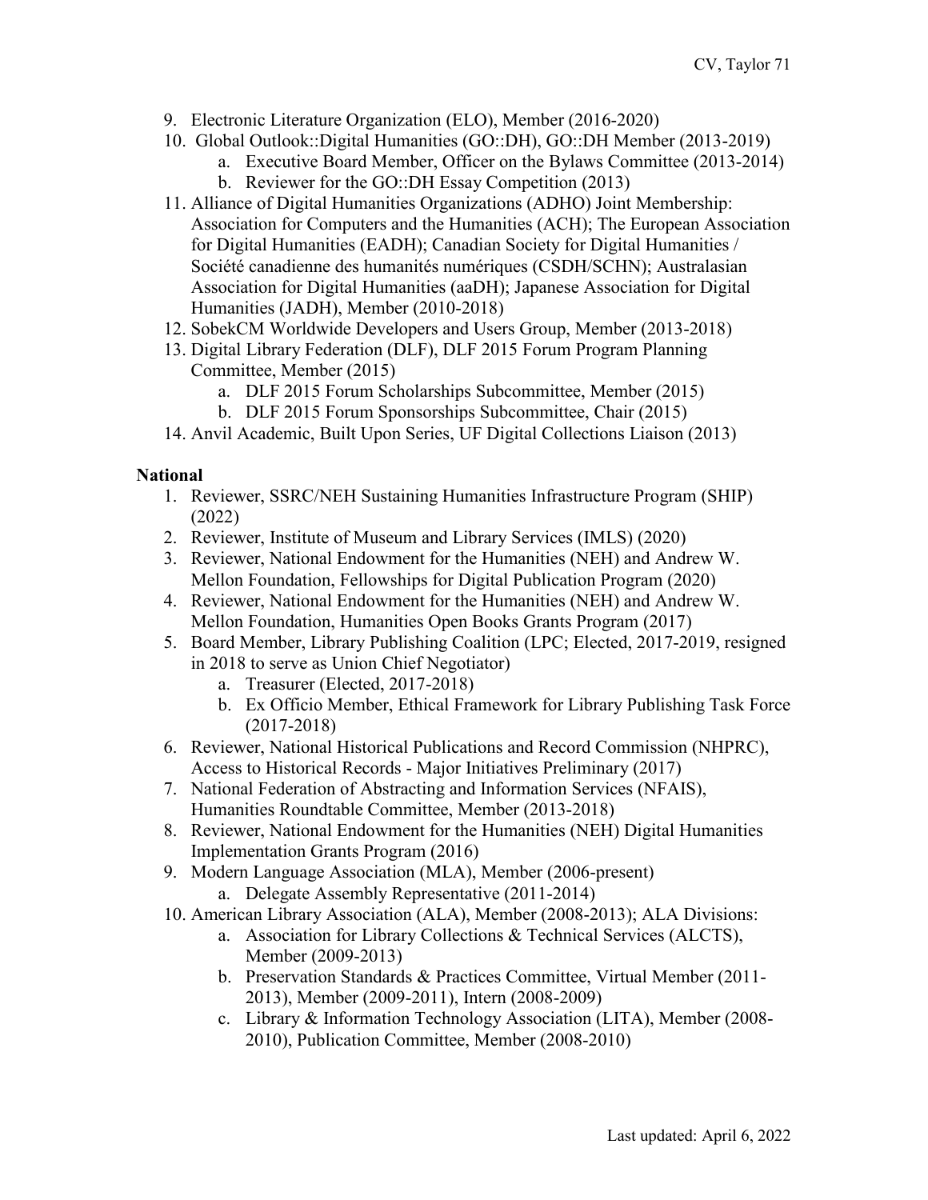9. Electronic Literature Organization (ELO), Member (2016-2020)
10. Global Outlook::Digital Humanities (GO::DH), GO::DH Member (2013-2019)
    a. Executive Board Member, Officer on the Bylaws Committee (2013-2014)
    b. Reviewer for the GO::DH Essay Competition (2013)
11. Alliance of Digital Humanities Organizations (ADHO) Joint Membership: Association for Computers and the Humanities (ACH); The European Association for Digital Humanities (EADH); Canadian Society for Digital Humanities / Société canadienne des humanités numériques (CSDH/SCHN); Australasian Association for Digital Humanities (aaDH); Japanese Association for Digital Humanities (JADH), Member (2010-2018)
12. SobekCM Worldwide Developers and Users Group, Member (2013-2018)
13. Digital Library Federation (DLF), DLF 2015 Forum Program Planning Committee, Member (2015)
    a. DLF 2015 Forum Scholarships Subcommittee, Member (2015)
    b. DLF 2015 Forum Sponsorships Subcommittee, Chair (2015)
14. Anvil Academic, Built Upon Series, UF Digital Collections Liaison (2013)

**National**

1. Reviewer, SSRC/NEH Sustaining Humanities Infrastructure Program (SHIP) (2022)
2. Reviewer, Institute of Museum and Library Services (IMLS) (2020)
3. Reviewer, National Endowment for the Humanities (NEH) and Andrew W. Mellon Foundation, Fellowships for Digital Publication Program (2020)
4. Reviewer, National Endowment for the Humanities (NEH) and Andrew W. Mellon Foundation, Humanities Open Books Grants Program (2017)
5. Board Member, Library Publishing Coalition (LPC; Elected, 2017-2019, resigned in 2018 to serve as Union Chief Negotiator)
    a. Treasurer (Elected, 2017-2018)
    b. Ex Officio Member, Ethical Framework for Library Publishing Task Force (2017-2018)
6. Reviewer, National Historical Publications and Record Commission (NHPRC), Access to Historical Records - Major Initiatives Preliminary (2017)
7. National Federation of Abstracting and Information Services (NFAIS), Humanities Roundtable Committee, Member (2013-2018)
8. Reviewer, National Endowment for the Humanities (NEH) Digital Humanities Implementation Grants Program (2016)
9. Modern Language Association (MLA), Member (2006-present)
    a. Delegate Assembly Representative (2011-2014)
10. American Library Association (ALA), Member (2008-2013); ALA Divisions:
    a. Association for Library Collections & Technical Services (ALCTS), Member (2009-2013)
    b. Preservation Standards & Practices Committee, Virtual Member (2011-2013), Member (2009-2011), Intern (2008-2009)
    c. Library & Information Technology Association (LITA), Member (2008-2010), Publication Committee, Member (2008-2010)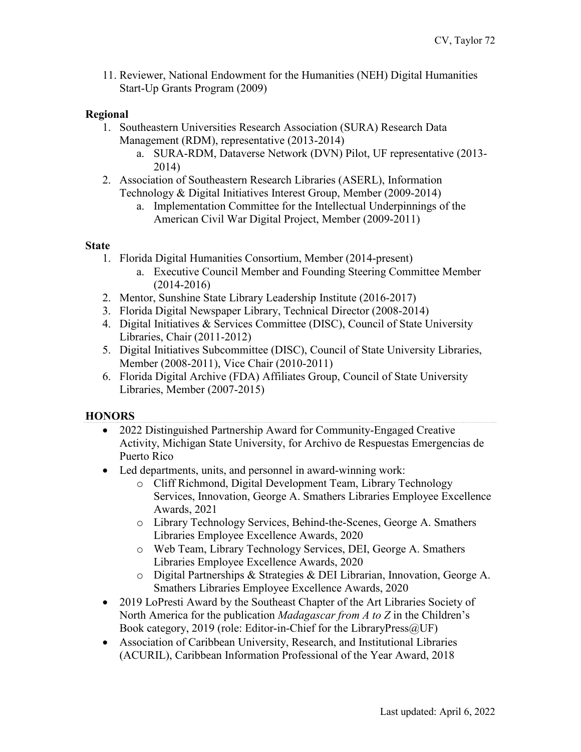11. Reviewer, National Endowment for the Humanities (NEH) Digital Humanities Start-Up Grants Program (2009)

**Regional**

1. Southeastern Universities Research Association (SURA) Research Data Management (RDM), representative (2013-2014)
    a. SURA-RDM, Dataverse Network (DVN) Pilot, UF representative (2013-2014)
2. Association of Southeastern Research Libraries (ASERL), Information Technology & Digital Initiatives Interest Group, Member (2009-2014)
    a. Implementation Committee for the Intellectual Underpinnings of the American Civil War Digital Project, Member (2009-2011)

**State**

1. Florida Digital Humanities Consortium, Member (2014-present)
    a. Executive Council Member and Founding Steering Committee Member (2014-2016)
2. Mentor, Sunshine State Library Leadership Institute (2016-2017)
3. Florida Digital Newspaper Library, Technical Director (2008-2014)
4. Digital Initiatives & Services Committee (DISC), Council of State University Libraries, Chair (2011-2012)
5. Digital Initiatives Subcommittee (DISC), Council of State University Libraries, Member (2008-2011), Vice Chair (2010-2011)
6. Florida Digital Archive (FDA) Affiliates Group, Council of State University Libraries, Member (2007-2015)

## HONORS

- 2022 Distinguished Partnership Award for Community-Engaged Creative Activity, Michigan State University, for Archivo de Respuestas Emergencias de Puerto Rico
- Led departments, units, and personnel in award-winning work:
    - Cliff Richmond, Digital Development Team, Library Technology Services, Innovation, George A. Smathers Libraries Employee Excellence Awards, 2021
    - Library Technology Services, Behind-the-Scenes, George A. Smathers Libraries Employee Excellence Awards, 2020
    - Web Team, Library Technology Services, DEI, George A. Smathers Libraries Employee Excellence Awards, 2020
    - Digital Partnerships & Strategies & DEI Librarian, Innovation, George A. Smathers Libraries Employee Excellence Awards, 2020
- 2019 LoPresti Award by the Southeast Chapter of the Art Libraries Society of North America for the publication *Madagascar from A to Z* in the Children's Book category, 2019 (role: Editor-in-Chief for the LibraryPress@UF)
- Association of Caribbean University, Research, and Institutional Libraries (ACURIL), Caribbean Information Professional of the Year Award, 2018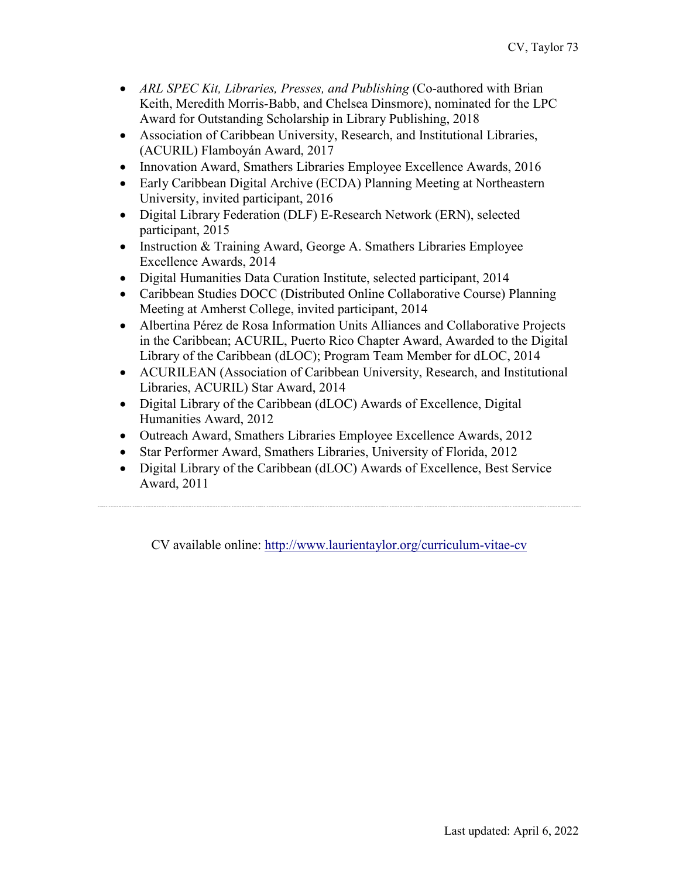- *ARL SPEC Kit, Libraries, Presses, and Publishing* (Co-authored with Brian Keith, Meredith Morris-Babb, and Chelsea Dinsmore), nominated for the LPC Award for Outstanding Scholarship in Library Publishing, 2018
- Association of Caribbean University, Research, and Institutional Libraries, (ACURIL) Flamboyán Award, 2017
- Innovation Award, Smathers Libraries Employee Excellence Awards, 2016
- Early Caribbean Digital Archive (ECDA) Planning Meeting at Northeastern University, invited participant, 2016
- Digital Library Federation (DLF) E-Research Network (ERN), selected participant, 2015
- Instruction & Training Award, George A. Smathers Libraries Employee Excellence Awards, 2014
- Digital Humanities Data Curation Institute, selected participant, 2014
- Caribbean Studies DOCC (Distributed Online Collaborative Course) Planning Meeting at Amherst College, invited participant, 2014
- Albertina Pérez de Rosa Information Units Alliances and Collaborative Projects in the Caribbean; ACURIL, Puerto Rico Chapter Award, Awarded to the Digital Library of the Caribbean (dLOC); Program Team Member for dLOC, 2014
- ACURILEAN (Association of Caribbean University, Research, and Institutional Libraries, ACURIL) Star Award, 2014
- Digital Library of the Caribbean (dLOC) Awards of Excellence, Digital Humanities Award, 2012
- Outreach Award, Smathers Libraries Employee Excellence Awards, 2012
- Star Performer Award, Smathers Libraries, University of Florida, 2012
- Digital Library of the Caribbean (dLOC) Awards of Excellence, Best Service Award, 2011

---

CV available online: http://www.laurientaylor.org/curriculum-vitae-cv

Last updated: April 6, 2022